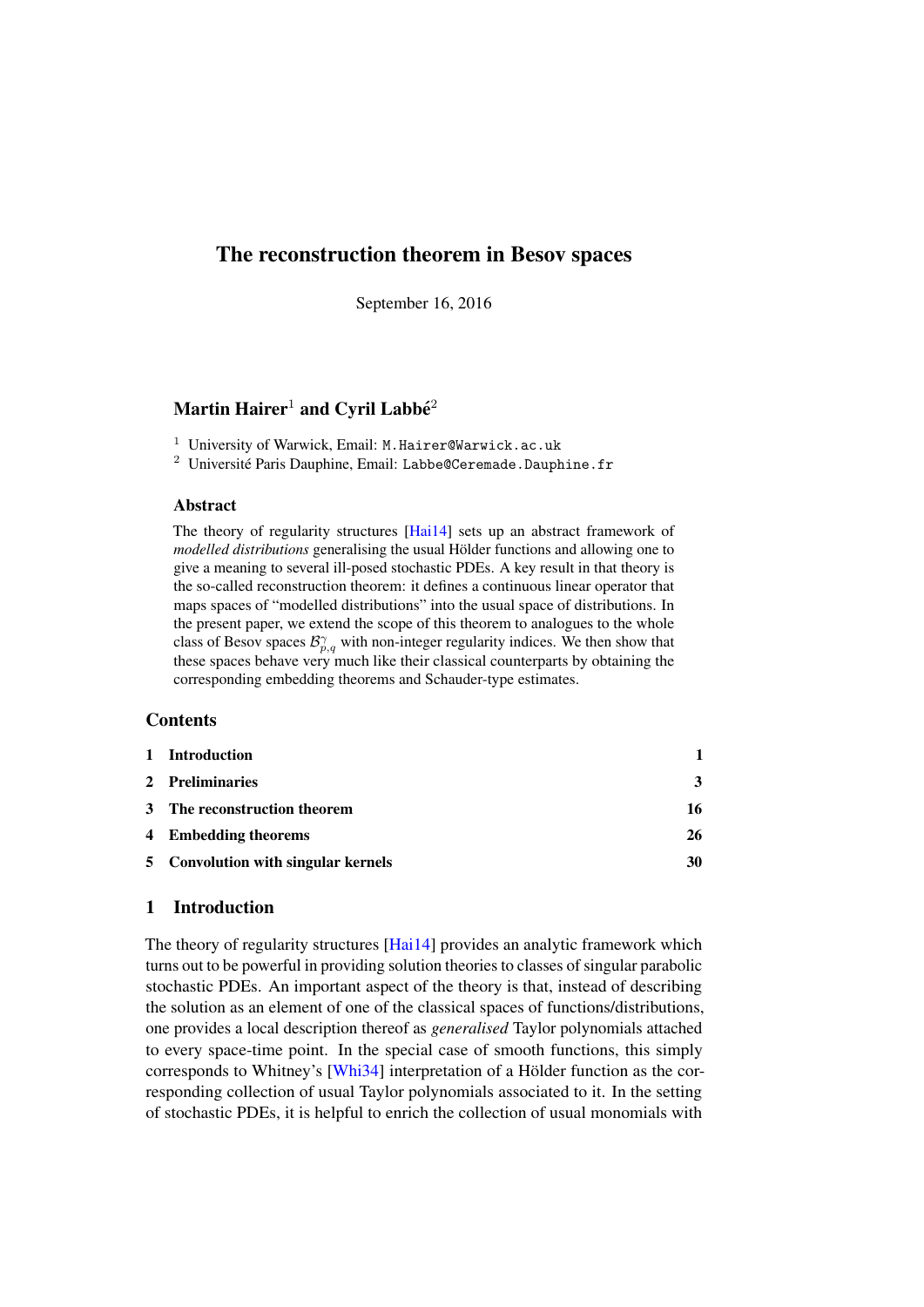# The reconstruction theorem in Besov spaces

September 16, 2016

**Martin Hairer[1] and Cyril Labbé[2]**

[1] University of Warwick, Email: `M.Hairer@Warwick.ac.uk`
[2] Université Paris Dauphine, Email: `Labbe@Ceremade.Dauphine.fr`

### Abstract

The theory of regularity structures [Hai14] sets up an abstract framework of *modelled distributions* generalising the usual Hölder functions and allowing one to give a meaning to several ill-posed stochastic PDEs. A key result in that theory is the so-called reconstruction theorem: it defines a continuous linear operator that maps spaces of "modelled distributions" into the usual space of distributions. In the present paper, we extend the scope of this theorem to analogues to the whole class of Besov spaces $\mathcal{B}^{\gamma}_{p,q}$ with non-integer regularity indices. We then show that these spaces behave very much like their classical counterparts by obtaining the corresponding embedding theorems and Schauder-type estimates.

## Contents

| | | |
|---|---|---|
| **1** | **Introduction** | **1** |
| **2** | **Preliminaries** | **3** |
| **3** | **The reconstruction theorem** | **16** |
| **4** | **Embedding theorems** | **26** |
| **5** | **Convolution with singular kernels** | **30** |

## 1 Introduction

The theory of regularity structures [Hai14] provides an analytic framework which turns out to be powerful in providing solution theories to classes of singular parabolic stochastic PDEs. An important aspect of the theory is that, instead of describing the solution as an element of one of the classical spaces of functions/distributions, one provides a local description thereof as *generalised* Taylor polynomials attached to every space-time point. In the special case of smooth functions, this simply corresponds to Whitney's [Whi34] interpretation of a Hölder function as the corresponding collection of usual Taylor polynomials associated to it. In the setting of stochastic PDEs, it is helpful to enrich the collection of usual monomials with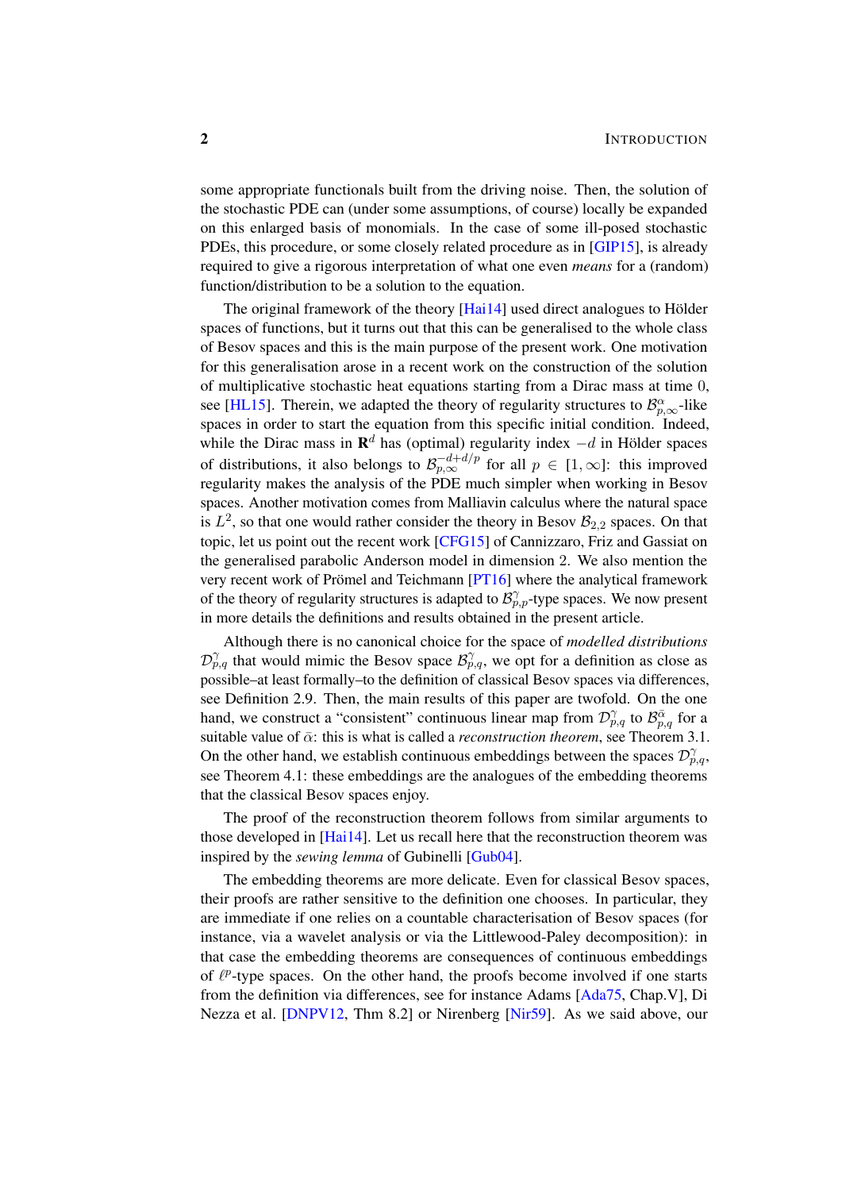some appropriate functionals built from the driving noise. Then, the solution of the stochastic PDE can (under some assumptions, of course) locally be expanded on this enlarged basis of monomials. In the case of some ill-posed stochastic PDEs, this procedure, or some closely related procedure as in [GIP15], is already required to give a rigorous interpretation of what one even *means* for a (random) function/distribution to be a solution to the equation.

The original framework of the theory [Hai14] used direct analogues to Hölder spaces of functions, but it turns out that this can be generalised to the whole class of Besov spaces and this is the main purpose of the present work. One motivation for this generalisation arose in a recent work on the construction of the solution of multiplicative stochastic heat equations starting from a Dirac mass at time 0, see [HL15]. Therein, we adapted the theory of regularity structures to $\mathcal{B}^{\alpha}_{p,\infty}$-like spaces in order to start the equation from this specific initial condition. Indeed, while the Dirac mass in $\mathbf{R}^d$ has (optimal) regularity index $-d$ in Hölder spaces of distributions, it also belongs to $\mathcal{B}^{-d+d/p}_{p,\infty}$ for all $p \in [1,\infty]$: this improved regularity makes the analysis of the PDE much simpler when working in Besov spaces. Another motivation comes from Malliavin calculus where the natural space is $L^2$, so that one would rather consider the theory in Besov $\mathcal{B}_{2,2}$ spaces. On that topic, let us point out the recent work [CFG15] of Cannizzaro, Friz and Gassiat on the generalised parabolic Anderson model in dimension 2. We also mention the very recent work of Prömel and Teichmann [PT16] where the analytical framework of the theory of regularity structures is adapted to $\mathcal{B}^{\gamma}_{p,p}$-type spaces. We now present in more details the definitions and results obtained in the present article.

Although there is no canonical choice for the space of *modelled distributions* $\mathcal{D}^{\gamma}_{p,q}$ that would mimic the Besov space $\mathcal{B}^{\gamma}_{p,q}$, we opt for a definition as close as possible–at least formally–to the definition of classical Besov spaces via differences, see Definition 2.9. Then, the main results of this paper are twofold. On the one hand, we construct a "consistent" continuous linear map from $\mathcal{D}^{\gamma}_{p,q}$ to $\mathcal{B}^{\bar\alpha}_{p,q}$ for a suitable value of $\bar\alpha$: this is what is called a *reconstruction theorem*, see Theorem 3.1. On the other hand, we establish continuous embeddings between the spaces $\mathcal{D}^{\gamma}_{p,q}$, see Theorem 4.1: these embeddings are the analogues of the embedding theorems that the classical Besov spaces enjoy.

The proof of the reconstruction theorem follows from similar arguments to those developed in [Hai14]. Let us recall here that the reconstruction theorem was inspired by the *sewing lemma* of Gubinelli [Gub04].

The embedding theorems are more delicate. Even for classical Besov spaces, their proofs are rather sensitive to the definition one chooses. In particular, they are immediate if one relies on a countable characterisation of Besov spaces (for instance, via a wavelet analysis or via the Littlewood-Paley decomposition): in that case the embedding theorems are consequences of continuous embeddings of $\ell^p$-type spaces. On the other hand, the proofs become involved if one starts from the definition via differences, see for instance Adams [Ada75, Chap.V], Di Nezza et al. [DNPV12, Thm 8.2] or Nirenberg [Nir59]. As we said above, our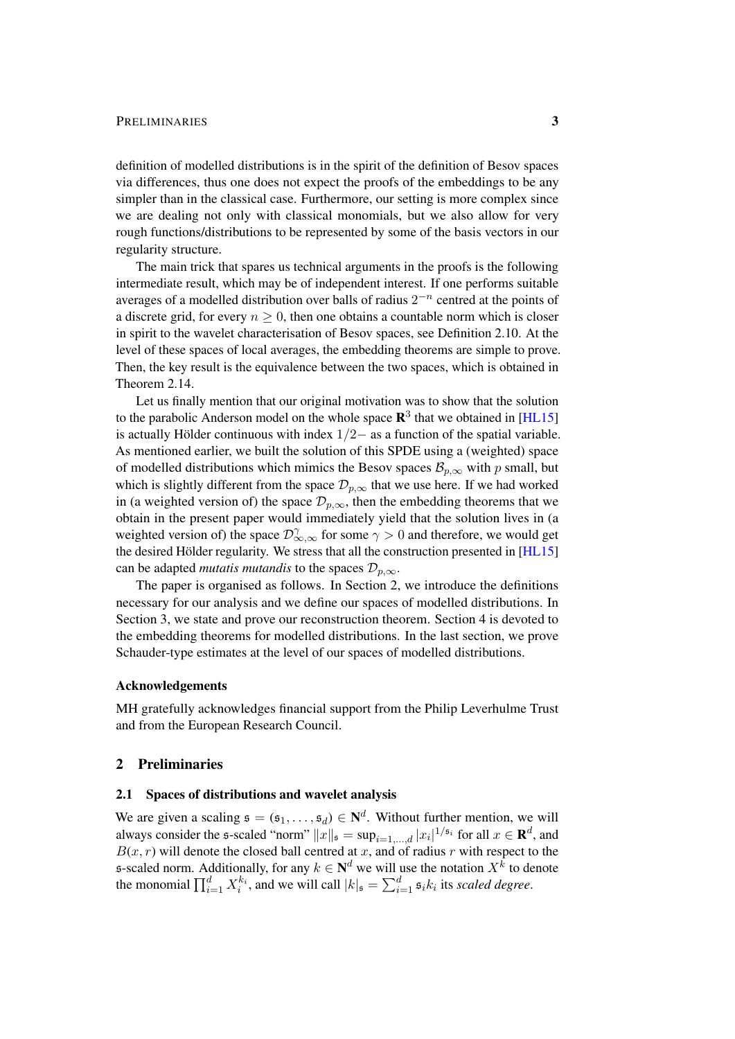definition of modelled distributions is in the spirit of the definition of Besov spaces via differences, thus one does not expect the proofs of the embeddings to be any simpler than in the classical case. Furthermore, our setting is more complex since we are dealing not only with classical monomials, but we also allow for very rough functions/distributions to be represented by some of the basis vectors in our regularity structure.

The main trick that spares us technical arguments in the proofs is the following intermediate result, which may be of independent interest. If one performs suitable averages of a modelled distribution over balls of radius $2^{-n}$ centred at the points of a discrete grid, for every $n \geq 0$, then one obtains a countable norm which is closer in spirit to the wavelet characterisation of Besov spaces, see Definition 2.10. At the level of these spaces of local averages, the embedding theorems are simple to prove. Then, the key result is the equivalence between the two spaces, which is obtained in Theorem 2.14.

Let us finally mention that our original motivation was to show that the solution to the parabolic Anderson model on the whole space $\mathbf{R}^3$ that we obtained in [HL15] is actually Hölder continuous with index $1/2-$ as a function of the spatial variable. As mentioned earlier, we built the solution of this SPDE using a (weighted) space of modelled distributions which mimics the Besov spaces $\mathcal{B}_{p,\infty}$ with $p$ small, but which is slightly different from the space $\mathcal{D}_{p,\infty}$ that we use here. If we had worked in (a weighted version of) the space $\mathcal{D}_{p,\infty}$, then the embedding theorems that we obtain in the present paper would immediately yield that the solution lives in (a weighted version of) the space $\mathcal{D}^{\gamma}_{\infty,\infty}$ for some $\gamma > 0$ and therefore, we would get the desired Hölder regularity. We stress that all the construction presented in [HL15] can be adapted *mutatis mutandis* to the spaces $\mathcal{D}_{p,\infty}$.

The paper is organised as follows. In Section 2, we introduce the definitions necessary for our analysis and we define our spaces of modelled distributions. In Section 3, we state and prove our reconstruction theorem. Section 4 is devoted to the embedding theorems for modelled distributions. In the last section, we prove Schauder-type estimates at the level of our spaces of modelled distributions.

### Acknowledgements

MH gratefully acknowledges financial support from the Philip Leverhulme Trust and from the European Research Council.

## 2 Preliminaries

### 2.1 Spaces of distributions and wavelet analysis

We are given a scaling $\mathfrak{s} = (\mathfrak{s}_1, \ldots, \mathfrak{s}_d) \in \mathbf{N}^d$. Without further mention, we will always consider the $\mathfrak{s}$-scaled "norm" $\|x\|_{\mathfrak{s}} = \sup_{i=1,\ldots,d} |x_i|^{1/\mathfrak{s}_i}$ for all $x \in \mathbf{R}^d$, and $B(x,r)$ will denote the closed ball centred at $x$, and of radius $r$ with respect to the $\mathfrak{s}$-scaled norm. Additionally, for any $k \in \mathbf{N}^d$ we will use the notation $X^k$ to denote the monomial $\prod_{i=1}^d X_i^{k_i}$, and we will call $|k|_{\mathfrak{s}} = \sum_{i=1}^d \mathfrak{s}_i k_i$ its *scaled degree*.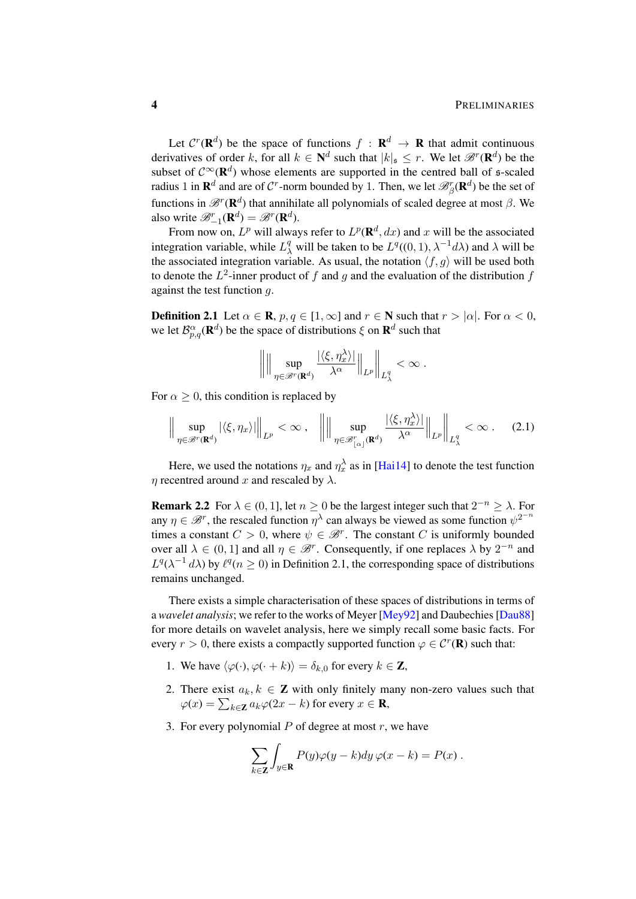Let $\mathcal{C}^r(\mathbf{R}^d)$ be the space of functions $f : \mathbf{R}^d \to \mathbf{R}$ that admit continuous derivatives of order $k$, for all $k \in \mathbf{N}^d$ such that $|k|_\mathfrak{s} \leq r$. We let $\mathscr{B}^r(\mathbf{R}^d)$ be the subset of $\mathcal{C}^\infty(\mathbf{R}^d)$ whose elements are supported in the centred ball of $\mathfrak{s}$-scaled radius 1 in $\mathbf{R}^d$ and are of $\mathcal{C}^r$-norm bounded by 1. Then, we let $\mathscr{B}^r_\beta(\mathbf{R}^d)$ be the set of functions in $\mathscr{B}^r(\mathbf{R}^d)$ that annihilate all polynomials of scaled degree at most $\beta$. We also write $\mathscr{B}^r_{-1}(\mathbf{R}^d) = \mathscr{B}^r(\mathbf{R}^d)$.

From now on, $L^p$ will always refer to $L^p(\mathbf{R}^d, dx)$ and $x$ will be the associated integration variable, while $L^q_\lambda$ will be taken to be $L^q((0,1), \lambda^{-1} d\lambda)$ and $\lambda$ will be the associated integration variable. As usual, the notation $\langle f, g \rangle$ will be used both to denote the $L^2$-inner product of $f$ and $g$ and the evaluation of the distribution $f$ against the test function $g$.

**Definition 2.1** Let $\alpha \in \mathbf{R}$, $p, q \in [1, \infty]$ and $r \in \mathbf{N}$ such that $r > |\alpha|$. For $\alpha < 0$, we let $\mathcal{B}^\alpha_{p,q}(\mathbf{R}^d)$ be the space of distributions $\xi$ on $\mathbf{R}^d$ such that

$$\Big\| \Big\| \sup_{\eta \in \mathscr{B}^r(\mathbf{R}^d)} \frac{|\langle \xi, \eta^\lambda_x \rangle|}{\lambda^\alpha} \Big\|_{L^p} \Big\|_{L^q_\lambda} < \infty \;.$$

For $\alpha \geq 0$, this condition is replaced by

$$\Big\| \sup_{\eta \in \mathscr{B}^r(\mathbf{R}^d)} |\langle \xi, \eta_x \rangle| \Big\|_{L^p} < \infty \;, \quad \Big\| \Big\| \sup_{\eta \in \mathscr{B}^r_{\lfloor \alpha \rfloor}(\mathbf{R}^d)} \frac{|\langle \xi, \eta^\lambda_x \rangle|}{\lambda^\alpha} \Big\|_{L^p} \Big\|_{L^q_\lambda} < \infty \;. \tag{2.1}$$

Here, we used the notations $\eta_x$ and $\eta^\lambda_x$ as in [Hai14] to denote the test function $\eta$ recentred around $x$ and rescaled by $\lambda$.

**Remark 2.2** For $\lambda \in (0,1]$, let $n \geq 0$ be the largest integer such that $2^{-n} \geq \lambda$. For any $\eta \in \mathscr{B}^r$, the rescaled function $\eta^\lambda$ can always be viewed as some function $\psi^{2^{-n}}$ times a constant $C > 0$, where $\psi \in \mathscr{B}^r$. The constant $C$ is uniformly bounded over all $\lambda \in (0,1]$ and all $\eta \in \mathscr{B}^r$. Consequently, if one replaces $\lambda$ by $2^{-n}$ and $L^q(\lambda^{-1} d\lambda)$ by $\ell^q(n \geq 0)$ in Definition 2.1, the corresponding space of distributions remains unchanged.

There exists a simple characterisation of these spaces of distributions in terms of a *wavelet analysis*; we refer to the works of Meyer [Mey92] and Daubechies [Dau88] for more details on wavelet analysis, here we simply recall some basic facts. For every $r > 0$, there exists a compactly supported function $\varphi \in \mathcal{C}^r(\mathbf{R})$ such that:

1. We have $\langle \varphi(\cdot), \varphi(\cdot + k) \rangle = \delta_{k,0}$ for every $k \in \mathbf{Z}$,
2. There exist $a_k, k \in \mathbf{Z}$ with only finitely many non-zero values such that $\varphi(x) = \sum_{k \in \mathbf{Z}} a_k \varphi(2x - k)$ for every $x \in \mathbf{R}$,
3. For every polynomial $P$ of degree at most $r$, we have

$$\sum_{k \in \mathbf{Z}} \int_{y \in \mathbf{R}} P(y) \varphi(y - k) dy \, \varphi(x - k) = P(x) \;.$$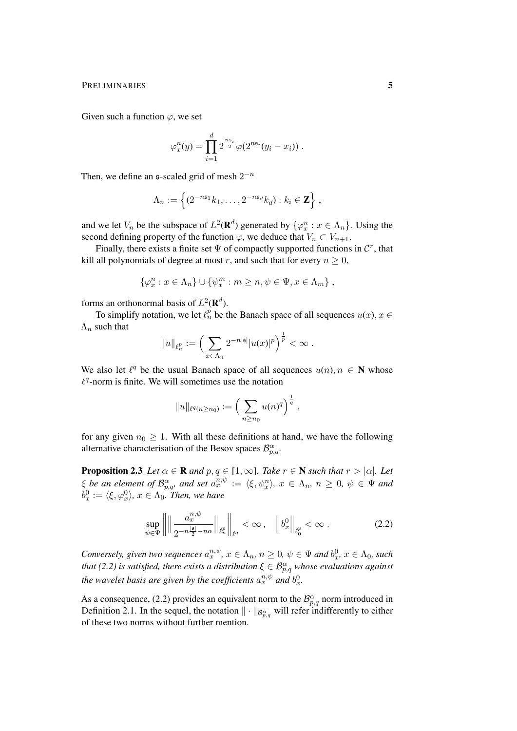Given such a function $\varphi$, we set

$$\varphi_x^n(y) = \prod_{i=1}^{d} 2^{\frac{n\mathfrak{s}_i}{2}} \varphi(2^{n\mathfrak{s}_i}(y_i - x_i)) \;.$$

Then, we define an $\mathfrak{s}$-scaled grid of mesh $2^{-n}$

$$\Lambda_n := \Big\{ (2^{-n\mathfrak{s}_1} k_1, \ldots, 2^{-n\mathfrak{s}_d} k_d) : k_i \in \mathbf{Z} \Big\} \;,$$

and we let $V_n$ be the subspace of $L^2(\mathbf{R}^d)$ generated by $\{\varphi_x^n : x \in \Lambda_n\}$. Using the second defining property of the function $\varphi$, we deduce that $V_n \subset V_{n+1}$.

Finally, there exists a finite set $\Psi$ of compactly supported functions in $\mathcal{C}^r$, that kill all polynomials of degree at most $r$, and such that for every $n \geq 0$,

$$\{\varphi_x^n : x \in \Lambda_n\} \cup \{\psi_x^m : m \geq n, \psi \in \Psi, x \in \Lambda_m\} \;,$$

forms an orthonormal basis of $L^2(\mathbf{R}^d)$.

To simplify notation, we let $\ell_n^p$ be the Banach space of all sequences $u(x), x \in \Lambda_n$ such that

$$\|u\|_{\ell_n^p} := \Big( \sum_{x \in \Lambda_n} 2^{-n|\mathfrak{s}|} |u(x)|^p \Big)^{\frac{1}{p}} < \infty \;.$$

We also let $\ell^q$ be the usual Banach space of all sequences $u(n), n \in \mathbf{N}$ whose $\ell^q$-norm is finite. We will sometimes use the notation

$$\|u\|_{\ell^q(n \geq n_0)} := \Big( \sum_{n \geq n_0} u(n)^q \Big)^{\frac{1}{q}} \;,$$

for any given $n_0 \geq 1$. With all these definitions at hand, we have the following alternative characterisation of the Besov spaces $\mathcal{B}_{p,q}^{\alpha}$.

**Proposition 2.3** *Let $\alpha \in \mathbf{R}$ and $p, q \in [1, \infty]$. Take $r \in \mathbf{N}$ such that $r > |\alpha|$. Let $\xi$ be an element of $\mathcal{B}_{p,q}^{\alpha}$, and set $a_x^{n,\psi} := \langle \xi, \psi_x^n \rangle$, $x \in \Lambda_n$, $n \geq 0$, $\psi \in \Psi$ and $b_x^0 := \langle \xi, \varphi_x^0 \rangle$, $x \in \Lambda_0$. Then, we have*

$$\sup_{\psi \in \Psi} \bigg\| \Big\| \frac{a_x^{n,\psi}}{2^{-n\frac{|\mathfrak{s}|}{2} - n\alpha}} \Big\|_{\ell_n^p} \bigg\|_{\ell^q} < \infty \;, \quad \Big\| b_x^0 \Big\|_{\ell_0^p} < \infty \;. \tag{2.2}$$

*Conversely, given two sequences $a_x^{n,\psi}$, $x \in \Lambda_n$, $n \geq 0$, $\psi \in \Psi$ and $b_x^0$, $x \in \Lambda_0$, such that (2.2) is satisfied, there exists a distribution $\xi \in \mathcal{B}_{p,q}^{\alpha}$ whose evaluations against the wavelet basis are given by the coefficients $a_x^{n,\psi}$ and $b_x^0$.*

As a consequence, (2.2) provides an equivalent norm to the $\mathcal{B}_{p,q}^{\alpha}$ norm introduced in Definition 2.1. In the sequel, the notation $\|\cdot\|_{\mathcal{B}_{p,q}^{\alpha}}$ will refer indifferently to either of these two norms without further mention.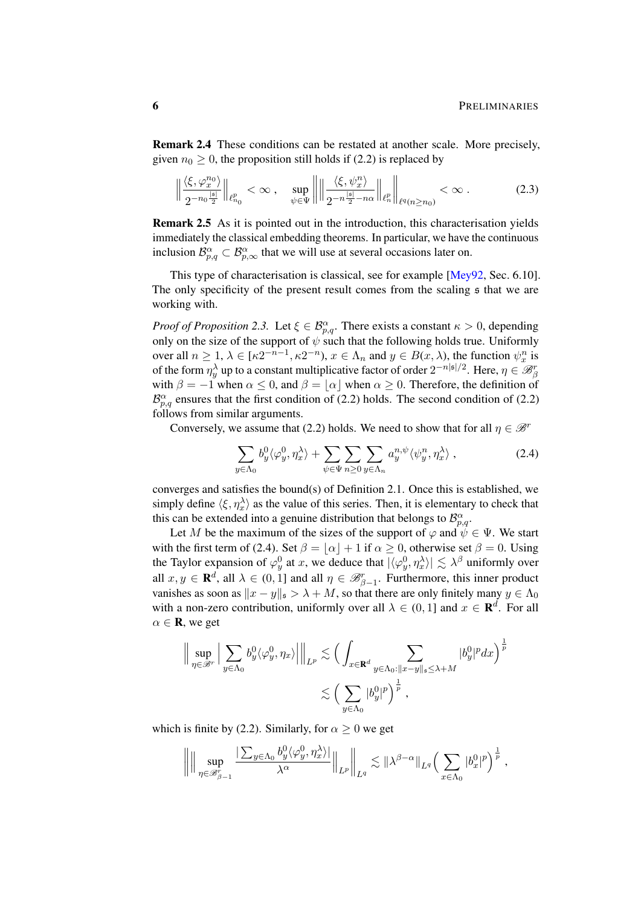**Remark 2.4** These conditions can be restated at another scale. More precisely, given $n_0 \geq 0$, the proposition still holds if (2.2) is replaced by

$$\Big\| \frac{\langle \xi, \varphi_x^{n_0} \rangle}{2^{-n_0 \frac{|\mathfrak{s}|}{2}}} \Big\|_{\ell^p_{n_0}} < \infty \;, \quad \sup_{\psi \in \Psi} \Big\| \Big\| \frac{\langle \xi, \psi_x^n \rangle}{2^{-n\frac{|\mathfrak{s}|}{2} - n\alpha}} \Big\|_{\ell^p_n} \Big\|_{\ell^q(n \geq n_0)} < \infty \;. \tag{2.3}$$

**Remark 2.5** As it is pointed out in the introduction, this characterisation yields immediately the classical embedding theorems. In particular, we have the continuous inclusion $\mathcal{B}^\alpha_{p,q} \subset \mathcal{B}^\alpha_{p,\infty}$ that we will use at several occasions later on.

This type of characterisation is classical, see for example [Mey92, Sec. 6.10]. The only specificity of the present result comes from the scaling $\mathfrak{s}$ that we are working with.

*Proof of Proposition 2.3.* Let $\xi \in \mathcal{B}^\alpha_{p,q}$. There exists a constant $\kappa > 0$, depending only on the size of the support of $\psi$ such that the following holds true. Uniformly over all $n \geq 1$, $\lambda \in [\kappa 2^{-n-1}, \kappa 2^{-n})$, $x \in \Lambda_n$ and $y \in B(x, \lambda)$, the function $\psi_x^n$ is of the form $\eta_y^\lambda$ up to a constant multiplicative factor of order $2^{-n|\mathfrak{s}|/2}$. Here, $\eta \in \mathscr{B}^r_\beta$ with $\beta = -1$ when $\alpha \leq 0$, and $\beta = \lfloor \alpha \rfloor$ when $\alpha \geq 0$. Therefore, the definition of $\mathcal{B}^\alpha_{p,q}$ ensures that the first condition of (2.2) holds. The second condition of (2.2) follows from similar arguments.

Conversely, we assume that (2.2) holds. We need to show that for all $\eta \in \mathscr{B}^r$

$$\sum_{y \in \Lambda_0} b_y^0 \langle \varphi_y^0, \eta_x^\lambda \rangle + \sum_{\psi \in \Psi} \sum_{n \geq 0} \sum_{y \in \Lambda_n} a_y^{n,\psi} \langle \psi_y^n, \eta_x^\lambda \rangle \;, \tag{2.4}$$

converges and satisfies the bound(s) of Definition 2.1. Once this is established, we simply define $\langle \xi, \eta_x^\lambda \rangle$ as the value of this series. Then, it is elementary to check that this can be extended into a genuine distribution that belongs to $\mathcal{B}^\alpha_{p,q}$.

Let $M$ be the maximum of the sizes of the support of $\varphi$ and $\psi \in \Psi$. We start with the first term of (2.4). Set $\beta = \lfloor \alpha \rfloor + 1$ if $\alpha \geq 0$, otherwise set $\beta = 0$. Using the Taylor expansion of $\varphi_y^0$ at $x$, we deduce that $|\langle \varphi_y^0, \eta_x^\lambda \rangle| \lesssim \lambda^\beta$ uniformly over all $x, y \in \mathbf{R}^d$, all $\lambda \in (0,1]$ and all $\eta \in \mathscr{B}^r_{\beta-1}$. Furthermore, this inner product vanishes as soon as $\|x - y\|_\mathfrak{s} > \lambda + M$, so that there are only finitely many $y \in \Lambda_0$ with a non-zero contribution, uniformly over all $\lambda \in (0,1]$ and $x \in \mathbf{R}^d$. For all $\alpha \in \mathbf{R}$, we get

$$\begin{aligned}
\Big\| \sup_{\eta \in \mathscr{B}^r} \Big| \sum_{y \in \Lambda_0} b_y^0 \langle \varphi_y^0, \eta_x \rangle \Big| \Big\|_{L^p} &\lesssim \Big( \int_{x \in \mathbf{R}^d} \sum_{y \in \Lambda_0 : \|x-y\|_\mathfrak{s} \leq \lambda + M} |b_y^0|^p dx \Big)^{\frac{1}{p}} \\
&\lesssim \Big( \sum_{y \in \Lambda_0} |b_y^0|^p \Big)^{\frac{1}{p}} \;,
\end{aligned}$$

which is finite by (2.2). Similarly, for $\alpha \geq 0$ we get

$$\Big\| \Big\| \sup_{\eta \in \mathscr{B}^r_{\beta-1}} \frac{|\sum_{y \in \Lambda_0} b_y^0 \langle \varphi_y^0, \eta_x^\lambda \rangle|}{\lambda^\alpha} \Big\|_{L^p} \Big\|_{L^q} \lesssim \|\lambda^{\beta - \alpha}\|_{L^q} \Big( \sum_{x \in \Lambda_0} |b_x^0|^p \Big)^{\frac{1}{p}} \;,$$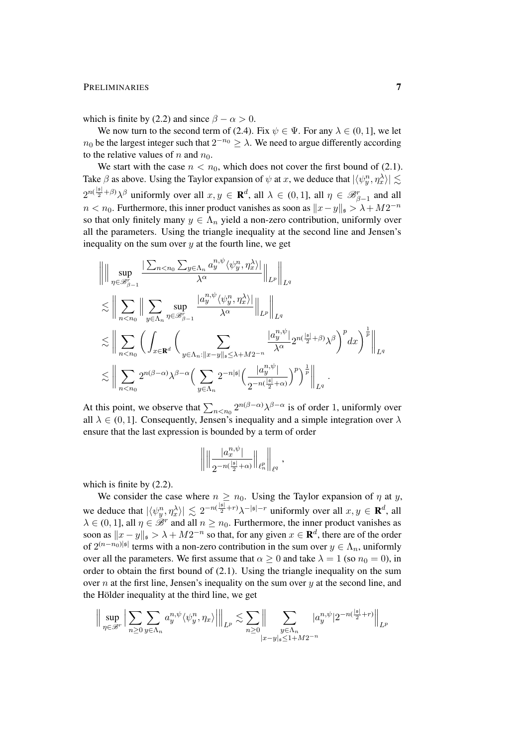which is finite by (2.2) and since $\beta - \alpha > 0$.

We now turn to the second term of (2.4). Fix $\psi \in \Psi$. For any $\lambda \in (0,1]$, we let $n_0$ be the largest integer such that $2^{-n_0} \geq \lambda$. We need to argue differently according to the relative values of $n$ and $n_0$.

We start with the case $n < n_0$, which does not cover the first bound of (2.1). Take $\beta$ as above. Using the Taylor expansion of $\psi$ at $x$, we deduce that $|\langle \psi_y^n, \eta_x^\lambda \rangle| \lesssim 2^{n(\frac{|\mathfrak{s}|}{2}+\beta)}\lambda^\beta$ uniformly over all $x, y \in \mathbf{R}^d$, all $\lambda \in (0,1]$, all $\eta \in \mathscr{B}^r_{\beta-1}$ and all $n < n_0$. Furthermore, this inner product vanishes as soon as $\|x-y\|_\mathfrak{s} > \lambda + M2^{-n}$ so that only finitely many $y \in \Lambda_n$ yield a non-zero contribution, uniformly over all the parameters. Using the triangle inequality at the second line and Jensen's inequality on the sum over $y$ at the fourth line, we get

$$
\begin{aligned}
&\Big\| \Big\| \sup_{\eta \in \mathscr{B}^r_{\beta-1}} \frac{|\sum_{n<n_0} \sum_{y \in \Lambda_n} a_y^{n,\psi} \langle \psi_y^n, \eta_x^\lambda \rangle|}{\lambda^\alpha} \Big\|_{L^p} \Big\|_{L^q} \\
&\lesssim \Big\| \sum_{n<n_0} \Big\| \sum_{y \in \Lambda_n} \sup_{\eta \in \mathscr{B}^r_{\beta-1}} \frac{|a_y^{n,\psi} \langle \psi_y^n, \eta_x^\lambda \rangle|}{\lambda^\alpha} \Big\|_{L^p} \Big\|_{L^q} \\
&\lesssim \Big\| \sum_{n<n_0} \Big( \int_{x \in \mathbf{R}^d} \Big( \sum_{y \in \Lambda_n : \|x-y\|_\mathfrak{s} \leq \lambda + M2^{-n}} \frac{|a_y^{n,\psi}|}{\lambda^\alpha} 2^{n(\frac{|\mathfrak{s}|}{2}+\beta)} \lambda^\beta \Big)^p dx \Big)^{\frac{1}{p}} \Big\|_{L^q} \\
&\lesssim \Big\| \sum_{n<n_0} 2^{n(\beta-\alpha)} \lambda^{\beta-\alpha} \Big( \sum_{y \in \Lambda_n} 2^{-n|\mathfrak{s}|} \Big( \frac{|a_y^{n,\psi}|}{2^{-n(\frac{|\mathfrak{s}|}{2}+\alpha)}} \Big)^p \Big)^{\frac{1}{p}} \Big\|_{L^q} .
\end{aligned}
$$

At this point, we observe that $\sum_{n<n_0} 2^{n(\beta-\alpha)}\lambda^{\beta-\alpha}$ is of order 1, uniformly over all $\lambda \in (0,1]$. Consequently, Jensen's inequality and a simple integration over $\lambda$ ensure that the last expression is bounded by a term of order

$$
\Big\| \Big\| \frac{|a_x^{n,\psi}|}{2^{-n(\frac{|\mathfrak{s}|}{2}+\alpha)}} \Big\|_{\ell^p_n} \Big\|_{\ell^q} ,
$$

which is finite by (2.2).

We consider the case where $n \geq n_0$. Using the Taylor expansion of $\eta$ at $y$, we deduce that $|\langle \psi_y^n, \eta_x^\lambda \rangle| \lesssim 2^{-n(\frac{|\mathfrak{s}|}{2}+r)}\lambda^{-|\mathfrak{s}|-r}$ uniformly over all $x, y \in \mathbf{R}^d$, all $\lambda \in (0,1]$, all $\eta \in \mathscr{B}^r$ and all $n \geq n_0$. Furthermore, the inner product vanishes as soon as $\|x-y\|_\mathfrak{s} > \lambda + M2^{-n}$ so that, for any given $x \in \mathbf{R}^d$, there are of the order of $2^{(n-n_0)|\mathfrak{s}|}$ terms with a non-zero contribution in the sum over $y \in \Lambda_n$, uniformly over all the parameters. We first assume that $\alpha \geq 0$ and take $\lambda = 1$ (so $n_0 = 0$), in order to obtain the first bound of (2.1). Using the triangle inequality on the sum over $n$ at the first line, Jensen's inequality on the sum over $y$ at the second line, and the Hölder inequality at the third line, we get

$$
\Big\| \sup_{\eta \in \mathscr{B}^r} \Big| \sum_{n \geq 0} \sum_{y \in \Lambda_n} a_y^{n,\psi} \langle \psi_y^n, \eta_x \rangle \Big| \Big\|_{L^p} \lesssim \sum_{n \geq 0} \Big\| \sum_{\substack{y \in \Lambda_n \\ |x-y|_\mathfrak{s} \leq 1 + M2^{-n}}} |a_y^{n,\psi}| 2^{-n(\frac{|\mathfrak{s}|}{2}+r)} \Big\|_{L^p}
$$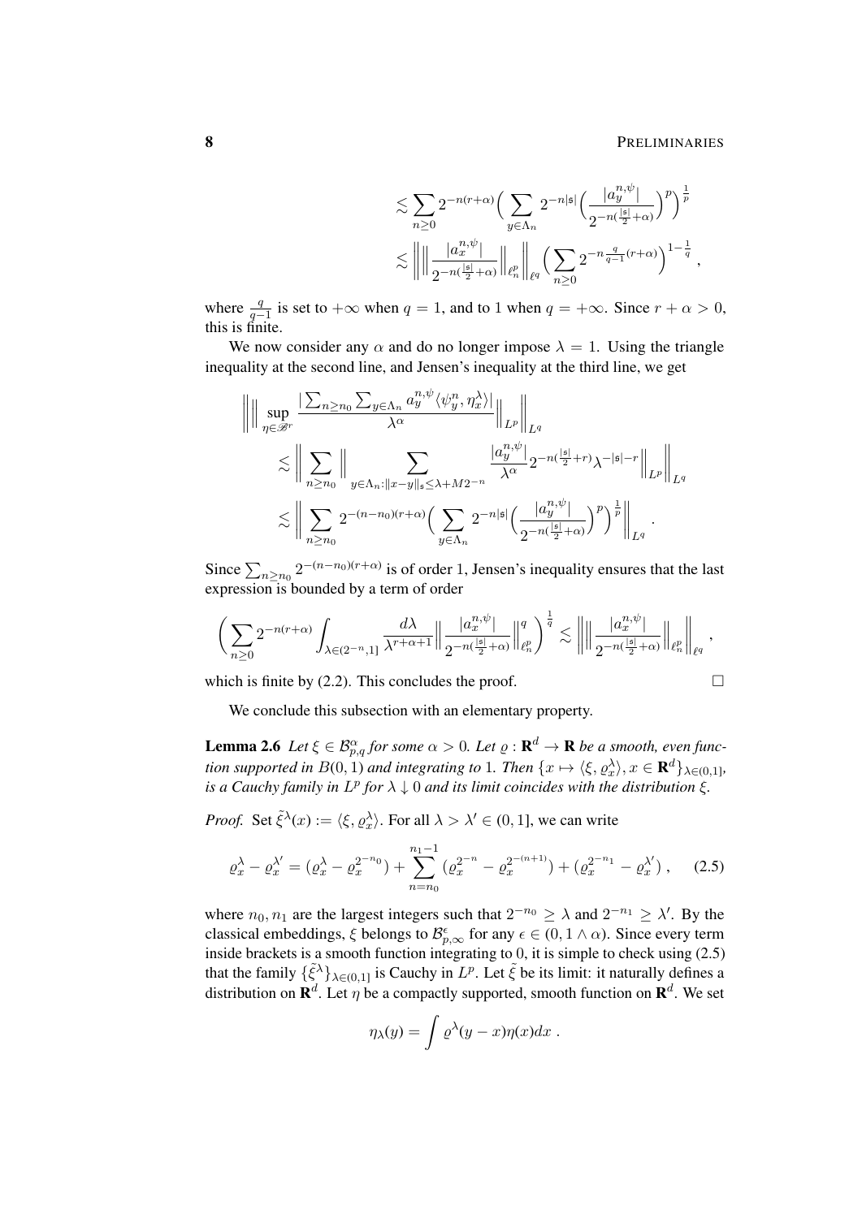$$\lesssim \sum_{n\geq 0} 2^{-n(r+\alpha)} \Big( \sum_{y\in\Lambda_n} 2^{-n|\mathfrak{s}|} \Big( \frac{|a_y^{n,\psi}|}{2^{-n(\frac{|\mathfrak{s}|}{2}+\alpha)}} \Big)^p \Big)^{\frac{1}{p}}$$

$$\lesssim \Big\| \Big\| \frac{|a_x^{n,\psi}|}{2^{-n(\frac{|\mathfrak{s}|}{2}+\alpha)}} \Big\|_{\ell_n^p} \Big\|_{\ell^q} \Big( \sum_{n\geq 0} 2^{-n\frac{q}{q-1}(r+\alpha)} \Big)^{1-\frac{1}{q}} ,$$

where $\frac{q}{q-1}$ is set to $+\infty$ when $q=1$, and to 1 when $q=+\infty$. Since $r+\alpha > 0$, this is finite.

We now consider any $\alpha$ and do no longer impose $\lambda = 1$. Using the triangle inequality at the second line, and Jensen's inequality at the third line, we get

$$\Big\| \Big\| \sup_{\eta\in\mathscr{B}^r} \frac{|\sum_{n\geq n_0}\sum_{y\in\Lambda_n} a_y^{n,\psi}\langle \psi_y^n, \eta_x^\lambda\rangle|}{\lambda^\alpha} \Big\|_{L^p} \Big\|_{L^q}$$

$$\lesssim \Big\| \sum_{n\geq n_0} \Big\| \sum_{y\in\Lambda_n : \|x-y\|_{\mathfrak{s}}\leq \lambda + M 2^{-n}} \frac{|a_y^{n,\psi}|}{\lambda^\alpha} 2^{-n(\frac{|\mathfrak{s}|}{2}+r)} \lambda^{-|\mathfrak{s}|-r} \Big\|_{L^p} \Big\|_{L^q}$$

$$\lesssim \Big\| \sum_{n\geq n_0} 2^{-(n-n_0)(r+\alpha)} \Big( \sum_{y\in\Lambda_n} 2^{-n|\mathfrak{s}|} \Big( \frac{|a_y^{n,\psi}|}{2^{-n(\frac{|\mathfrak{s}|}{2}+\alpha)}} \Big)^p \Big)^{\frac{1}{p}} \Big\|_{L^q} .$$

Since $\sum_{n\geq n_0} 2^{-(n-n_0)(r+\alpha)}$ is of order 1, Jensen's inequality ensures that the last expression is bounded by a term of order

$$\Big( \sum_{n\geq 0} 2^{-n(r+\alpha)} \int_{\lambda\in(2^{-n},1]} \frac{d\lambda}{\lambda^{r+\alpha+1}} \Big\| \frac{|a_x^{n,\psi}|}{2^{-n(\frac{|\mathfrak{s}|}{2}+\alpha)}} \Big\|_{\ell_n^p}^q \Big)^{\frac{1}{q}} \lesssim \Big\| \Big\| \frac{|a_x^{n,\psi}|}{2^{-n(\frac{|\mathfrak{s}|}{2}+\alpha)}} \Big\|_{\ell_n^p} \Big\|_{\ell^q} ,$$

which is finite by (2.2). This concludes the proof. $\square$

We conclude this subsection with an elementary property.

**Lemma 2.6** *Let $\xi \in \mathcal{B}_{p,q}^\alpha$ for some $\alpha > 0$. Let $\varrho : \mathbf{R}^d \to \mathbf{R}$ be a smooth, even function supported in $B(0,1)$ and integrating to 1. Then $\{x \mapsto \langle \xi, \varrho_x^\lambda\rangle, x\in\mathbf{R}^d\}_{\lambda\in(0,1]}$, is a Cauchy family in $L^p$ for $\lambda \downarrow 0$ and its limit coincides with the distribution $\xi$.*

*Proof.* Set $\tilde{\xi}^\lambda(x) := \langle \xi, \varrho_x^\lambda\rangle$. For all $\lambda > \lambda' \in (0,1]$, we can write

$$\varrho_x^\lambda - \varrho_x^{\lambda'} = (\varrho_x^\lambda - \varrho_x^{2^{-n_0}}) + \sum_{n=n_0}^{n_1-1} (\varrho_x^{2^{-n}} - \varrho_x^{2^{-(n+1)}}) + (\varrho_x^{2^{-n_1}} - \varrho_x^{\lambda'}) , \qquad (2.5)$$

where $n_0, n_1$ are the largest integers such that $2^{-n_0} \geq \lambda$ and $2^{-n_1} \geq \lambda'$. By the classical embeddings, $\xi$ belongs to $\mathcal{B}_{p,\infty}^\epsilon$ for any $\epsilon \in (0, 1\wedge\alpha)$. Since every term inside brackets is a smooth function integrating to 0, it is simple to check using (2.5) that the family $\{\tilde{\xi}^\lambda\}_{\lambda\in(0,1]}$ is Cauchy in $L^p$. Let $\tilde{\xi}$ be its limit: it naturally defines a distribution on $\mathbf{R}^d$. Let $\eta$ be a compactly supported, smooth function on $\mathbf{R}^d$. We set

$$\eta_\lambda(y) = \int \varrho^\lambda(y-x)\eta(x)dx .$$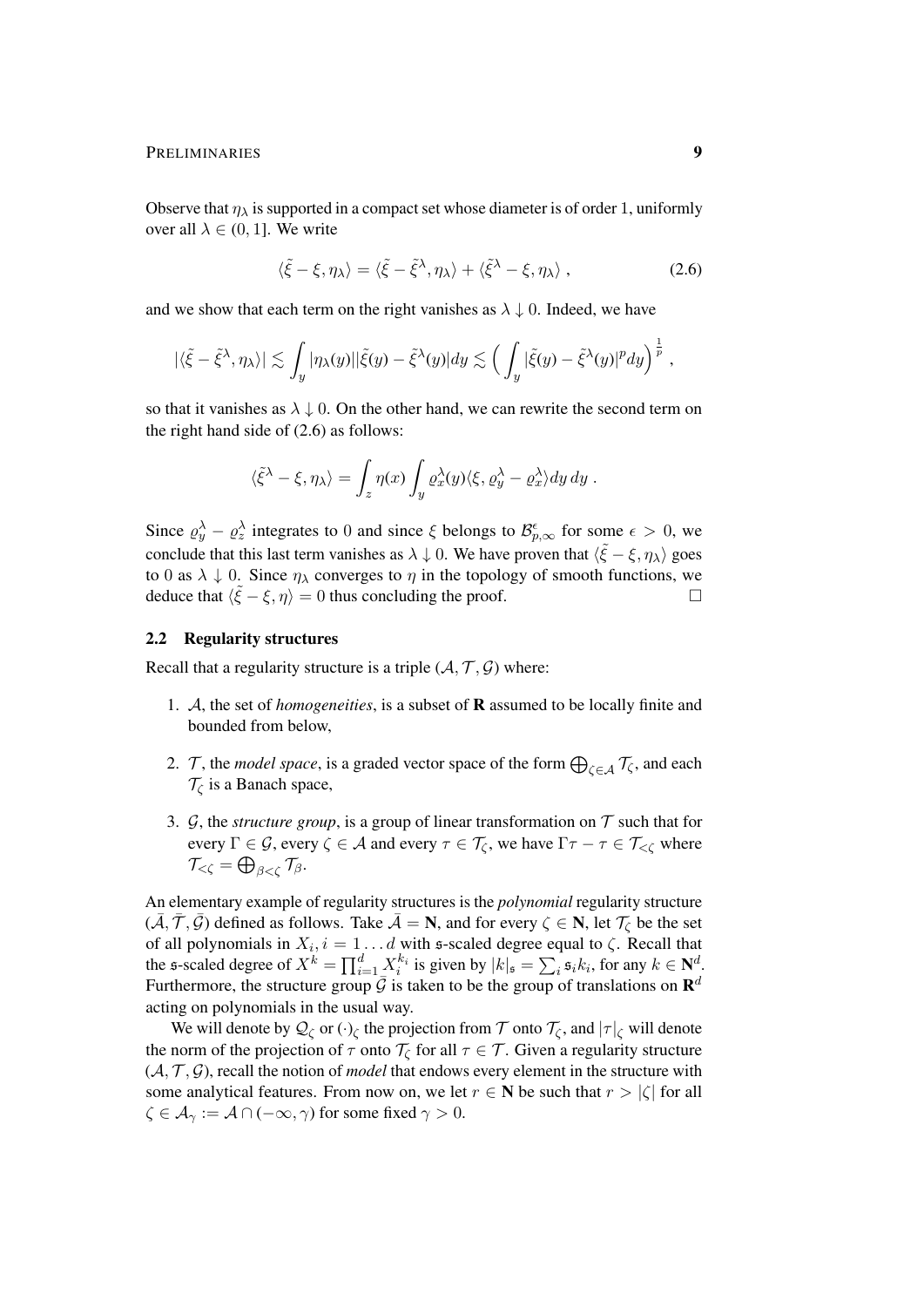Observe that $\eta_\lambda$ is supported in a compact set whose diameter is of order 1, uniformly over all $\lambda \in (0, 1]$. We write

$$\langle \tilde{\xi} - \xi, \eta_\lambda \rangle = \langle \tilde{\xi} - \tilde{\xi}^\lambda, \eta_\lambda \rangle + \langle \tilde{\xi}^\lambda - \xi, \eta_\lambda \rangle \;, \tag{2.6}$$

and we show that each term on the right vanishes as $\lambda \downarrow 0$. Indeed, we have

$$|\langle \tilde{\xi} - \tilde{\xi}^\lambda, \eta_\lambda \rangle| \lesssim \int_y |\eta_\lambda(y)||\tilde{\xi}(y) - \tilde{\xi}^\lambda(y)| dy \lesssim \Big( \int_y |\tilde{\xi}(y) - \tilde{\xi}^\lambda(y)|^p dy \Big)^{\frac{1}{p}} \;,$$

so that it vanishes as $\lambda \downarrow 0$. On the other hand, we can rewrite the second term on the right hand side of (2.6) as follows:

$$\langle \tilde{\xi}^\lambda - \xi, \eta_\lambda \rangle = \int_z \eta(x) \int_y \varrho_x^\lambda(y) \langle \xi, \varrho_y^\lambda - \varrho_x^\lambda \rangle dy \, dy \;.$$

Since $\varrho_y^\lambda - \varrho_z^\lambda$ integrates to 0 and since $\xi$ belongs to $\mathcal{B}^\epsilon_{p,\infty}$ for some $\epsilon > 0$, we conclude that this last term vanishes as $\lambda \downarrow 0$. We have proven that $\langle \tilde{\xi} - \xi, \eta_\lambda \rangle$ goes to 0 as $\lambda \downarrow 0$. Since $\eta_\lambda$ converges to $\eta$ in the topology of smooth functions, we deduce that $\langle \tilde{\xi} - \xi, \eta \rangle = 0$ thus concluding the proof. $\square$

## 2.2 Regularity structures

Recall that a regularity structure is a triple $(\mathcal{A}, \mathcal{T}, \mathcal{G})$ where:

1. $\mathcal{A}$, the set of *homogeneities*, is a subset of $\mathbf{R}$ assumed to be locally finite and bounded from below,
2. $\mathcal{T}$, the *model space*, is a graded vector space of the form $\bigoplus_{\zeta \in \mathcal{A}} \mathcal{T}_\zeta$, and each $\mathcal{T}_\zeta$ is a Banach space,
3. $\mathcal{G}$, the *structure group*, is a group of linear transformation on $\mathcal{T}$ such that for every $\Gamma \in \mathcal{G}$, every $\zeta \in \mathcal{A}$ and every $\tau \in \mathcal{T}_\zeta$, we have $\Gamma\tau - \tau \in \mathcal{T}_{<\zeta}$ where $\mathcal{T}_{<\zeta} = \bigoplus_{\beta<\zeta} \mathcal{T}_\beta$.

An elementary example of regularity structures is the *polynomial* regularity structure $(\bar{\mathcal{A}}, \bar{\mathcal{T}}, \bar{\mathcal{G}})$ defined as follows. Take $\bar{\mathcal{A}} = \mathbf{N}$, and for every $\zeta \in \mathbf{N}$, let $\bar{\mathcal{T}}_\zeta$ be the set of all polynomials in $X_i, i = 1 \ldots d$ with $\mathfrak{s}$-scaled degree equal to $\zeta$. Recall that the $\mathfrak{s}$-scaled degree of $X^k = \prod_{i=1}^d X_i^{k_i}$ is given by $|k|_\mathfrak{s} = \sum_i \mathfrak{s}_i k_i$, for any $k \in \mathbf{N}^d$. Furthermore, the structure group $\bar{\mathcal{G}}$ is taken to be the group of translations on $\mathbf{R}^d$ acting on polynomials in the usual way.

We will denote by $\mathcal{Q}_\zeta$ or $(\cdot)_\zeta$ the projection from $\mathcal{T}$ onto $\mathcal{T}_\zeta$, and $|\tau|_\zeta$ will denote the norm of the projection of $\tau$ onto $\mathcal{T}_\zeta$ for all $\tau \in \mathcal{T}$. Given a regularity structure $(\mathcal{A}, \mathcal{T}, \mathcal{G})$, recall the notion of *model* that endows every element in the structure with some analytical features. From now on, we let $r \in \mathbf{N}$ be such that $r > |\zeta|$ for all $\zeta \in \mathcal{A}_\gamma := \mathcal{A} \cap (-\infty, \gamma)$ for some fixed $\gamma > 0$.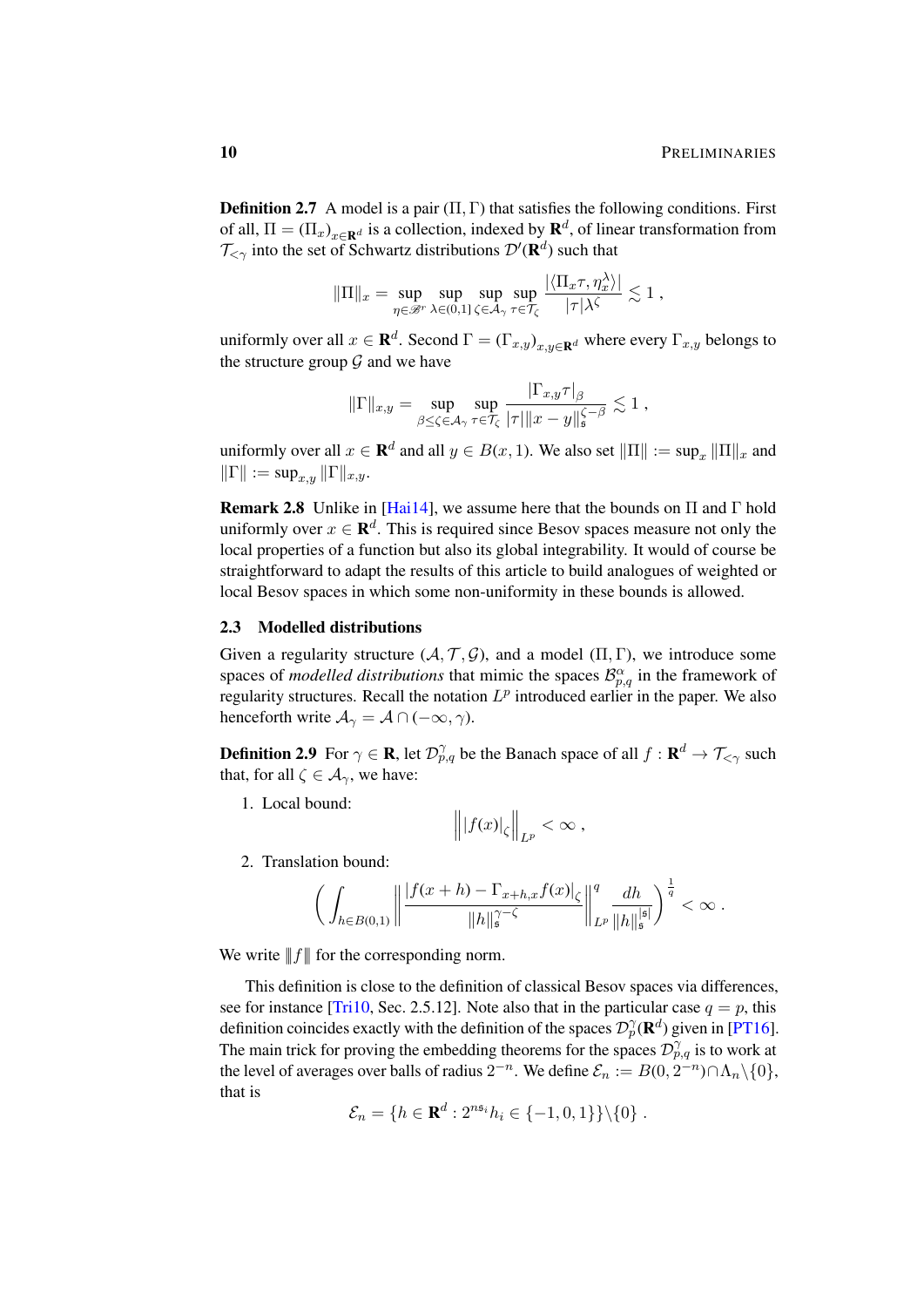**Definition 2.7** A model is a pair $(\Pi, \Gamma)$ that satisfies the following conditions. First of all, $\Pi = (\Pi_x)_{x \in \mathbf{R}^d}$ is a collection, indexed by $\mathbf{R}^d$, of linear transformation from $\mathcal{T}_{<\gamma}$ into the set of Schwartz distributions $\mathcal{D}'(\mathbf{R}^d)$ such that

$$\|\Pi\|_x = \sup_{\eta \in \mathscr{B}^r} \sup_{\lambda \in (0,1]} \sup_{\zeta \in \mathcal{A}_\gamma} \sup_{\tau \in \mathcal{T}_\zeta} \frac{|\langle \Pi_x \tau, \eta_x^\lambda \rangle|}{|\tau| \lambda^\zeta} \lesssim 1 \;,$$

uniformly over all $x \in \mathbf{R}^d$. Second $\Gamma = (\Gamma_{x,y})_{x,y \in \mathbf{R}^d}$ where every $\Gamma_{x,y}$ belongs to the structure group $\mathcal{G}$ and we have

$$\|\Gamma\|_{x,y} = \sup_{\beta \le \zeta \in \mathcal{A}_\gamma} \sup_{\tau \in \mathcal{T}_\zeta} \frac{|\Gamma_{x,y}\tau|_\beta}{|\tau| \|x-y\|_{\mathfrak{s}}^{\zeta - \beta}} \lesssim 1 \;,$$

uniformly over all $x \in \mathbf{R}^d$ and all $y \in B(x,1)$. We also set $\|\Pi\| := \sup_x \|\Pi\|_x$ and $\|\Gamma\| := \sup_{x,y} \|\Gamma\|_{x,y}$.

**Remark 2.8** Unlike in [Hai14], we assume here that the bounds on $\Pi$ and $\Gamma$ hold uniformly over $x \in \mathbf{R}^d$. This is required since Besov spaces measure not only the local properties of a function but also its global integrability. It would of course be straightforward to adapt the results of this article to build analogues of weighted or local Besov spaces in which some non-uniformity in these bounds is allowed.

## 2.3 Modelled distributions

Given a regularity structure $(\mathcal{A}, \mathcal{T}, \mathcal{G})$, and a model $(\Pi, \Gamma)$, we introduce some spaces of *modelled distributions* that mimic the spaces $\mathcal{B}^\alpha_{p,q}$ in the framework of regularity structures. Recall the notation $L^p$ introduced earlier in the paper. We also henceforth write $\mathcal{A}_\gamma = \mathcal{A} \cap (-\infty, \gamma)$.

**Definition 2.9** For $\gamma \in \mathbf{R}$, let $\mathcal{D}^\gamma_{p,q}$ be the Banach space of all $f : \mathbf{R}^d \to \mathcal{T}_{<\gamma}$ such that, for all $\zeta \in \mathcal{A}_\gamma$, we have:

1. Local bound:
$$\Big\| |f(x)|_\zeta \Big\|_{L^p} < \infty \;,$$

2. Translation bound:
$$\bigg( \int_{h \in B(0,1)} \bigg\| \frac{|f(x+h) - \Gamma_{x+h,x} f(x)|_\zeta}{\|h\|_{\mathfrak{s}}^{\gamma - \zeta}} \bigg\|_{L^p}^q \frac{dh}{\|h\|_{\mathfrak{s}}^{|\mathfrak{s}|}} \bigg)^{\frac{1}{q}} < \infty \;.$$

We write $\|f\|$ for the corresponding norm.

This definition is close to the definition of classical Besov spaces via differences, see for instance [Tri10, Sec. 2.5.12]. Note also that in the particular case $q = p$, this definition coincides exactly with the definition of the spaces $\mathcal{D}^\gamma_p(\mathbf{R}^d)$ given in [PT16]. The main trick for proving the embedding theorems for the spaces $\mathcal{D}^\gamma_{p,q}$ is to work at the level of averages over balls of radius $2^{-n}$. We define $\mathcal{E}_n := B(0, 2^{-n}) \cap \Lambda_n \backslash \{0\}$, that is

$$\mathcal{E}_n = \{h \in \mathbf{R}^d : 2^{n\mathfrak{s}_i} h_i \in \{-1, 0, 1\}\} \backslash \{0\} \;.$$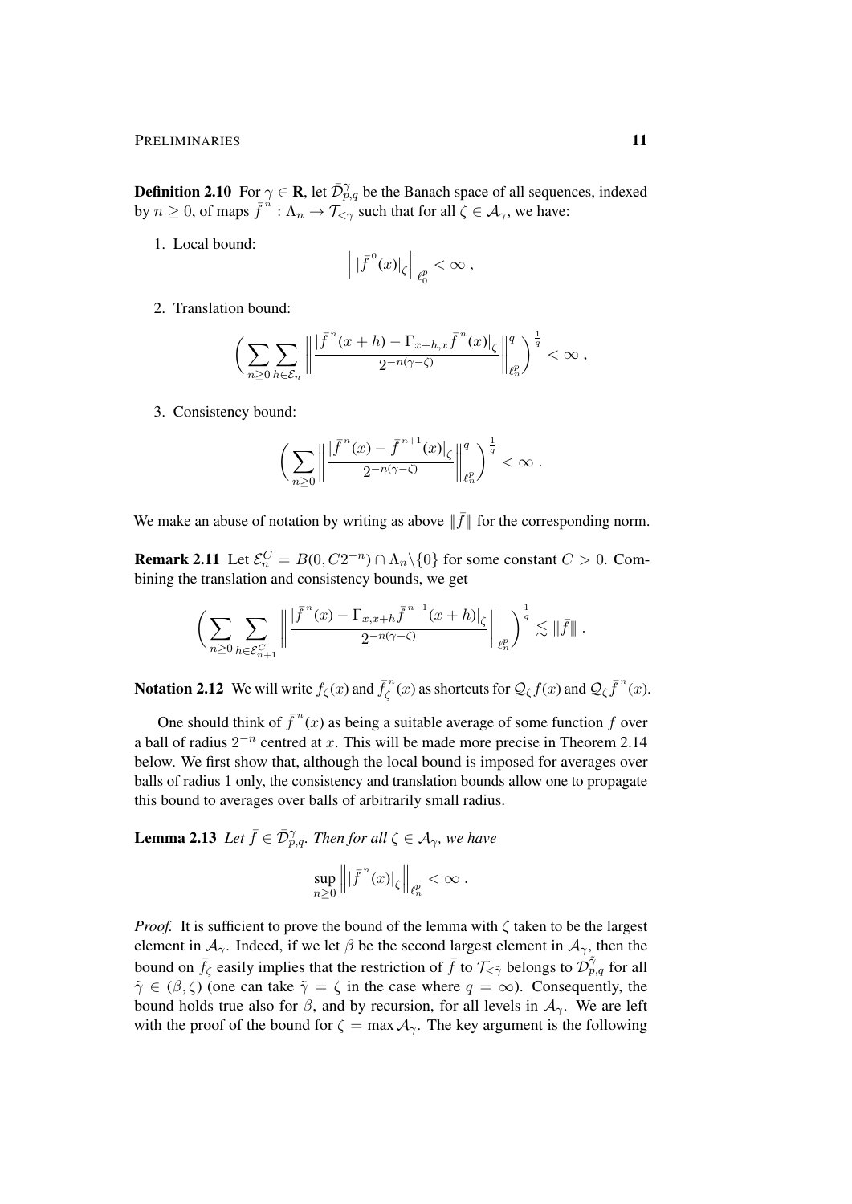**Definition 2.10** For $\gamma \in \mathbf{R}$, let $\bar{\mathcal{D}}^{\gamma}_{p,q}$ be the Banach space of all sequences, indexed by $n \geq 0$, of maps $\bar{f}^{\,n} : \Lambda_n \to \mathcal{T}_{<\gamma}$ such that for all $\zeta \in \mathcal{A}_\gamma$, we have:

1. Local bound:
$$\Big\| |\bar{f}^{\,0}(x)|_\zeta \Big\|_{\ell^p_0} < \infty \;,$$

2. Translation bound:
$$\Big( \sum_{n\geq 0} \sum_{h\in\mathcal{E}_n} \Big\| \frac{|\bar{f}^{\,n}(x+h) - \Gamma_{x+h,x}\bar{f}^{\,n}(x)|_\zeta}{2^{-n(\gamma-\zeta)}} \Big\|^q_{\ell^p_n} \Big)^{\frac{1}{q}} < \infty \;,$$

3. Consistency bound:
$$\Big( \sum_{n\geq 0} \Big\| \frac{|\bar{f}^{\,n}(x) - \bar{f}^{\,n+1}(x)|_\zeta}{2^{-n(\gamma-\zeta)}} \Big\|^q_{\ell^p_n} \Big)^{\frac{1}{q}} < \infty \;.$$

We make an abuse of notation by writing as above $\|\!|\bar{f}|\!\|$ for the corresponding norm.

**Remark 2.11** Let $\mathcal{E}^C_n = B(0, C2^{-n}) \cap \Lambda_n \backslash \{0\}$ for some constant $C > 0$. Combining the translation and consistency bounds, we get

$$\Big( \sum_{n\geq 0} \sum_{h\in\mathcal{E}^C_{n+1}} \Big\| \frac{|\bar{f}^{\,n}(x) - \Gamma_{x,x+h}\bar{f}^{\,n+1}(x+h)|_\zeta}{2^{-n(\gamma-\zeta)}} \Big\|_{\ell^p_n} \Big)^{\frac{1}{q}} \lesssim \|\!|\bar{f}|\!\| \;.$$

**Notation 2.12** We will write $f_\zeta(x)$ and $\bar{f}^{\,n}_\zeta(x)$ as shortcuts for $\mathcal{Q}_\zeta f(x)$ and $\mathcal{Q}_\zeta \bar{f}^{\,n}(x)$.

One should think of $\bar{f}^{\,n}(x)$ as being a suitable average of some function $f$ over a ball of radius $2^{-n}$ centred at $x$. This will be made more precise in Theorem 2.14 below. We first show that, although the local bound is imposed for averages over balls of radius 1 only, the consistency and translation bounds allow one to propagate this bound to averages over balls of arbitrarily small radius.

**Lemma 2.13** *Let $\bar{f} \in \bar{\mathcal{D}}^{\gamma}_{p,q}$. Then for all $\zeta \in \mathcal{A}_\gamma$, we have*

$$\sup_{n\geq 0} \Big\| |\bar{f}^{\,n}(x)|_\zeta \Big\|_{\ell^p_n} < \infty \;.$$

*Proof.* It is sufficient to prove the bound of the lemma with $\zeta$ taken to be the largest element in $\mathcal{A}_\gamma$. Indeed, if we let $\beta$ be the second largest element in $\mathcal{A}_\gamma$, then the bound on $\bar{f}_\zeta$ easily implies that the restriction of $\bar{f}$ to $\mathcal{T}_{<\tilde{\gamma}}$ belongs to $\bar{\mathcal{D}}^{\tilde{\gamma}}_{p,q}$ for all $\tilde{\gamma} \in (\beta, \zeta)$ (one can take $\tilde{\gamma} = \zeta$ in the case where $q = \infty$). Consequently, the bound holds true also for $\beta$, and by recursion, for all levels in $\mathcal{A}_\gamma$. We are left with the proof of the bound for $\zeta = \max \mathcal{A}_\gamma$. The key argument is the following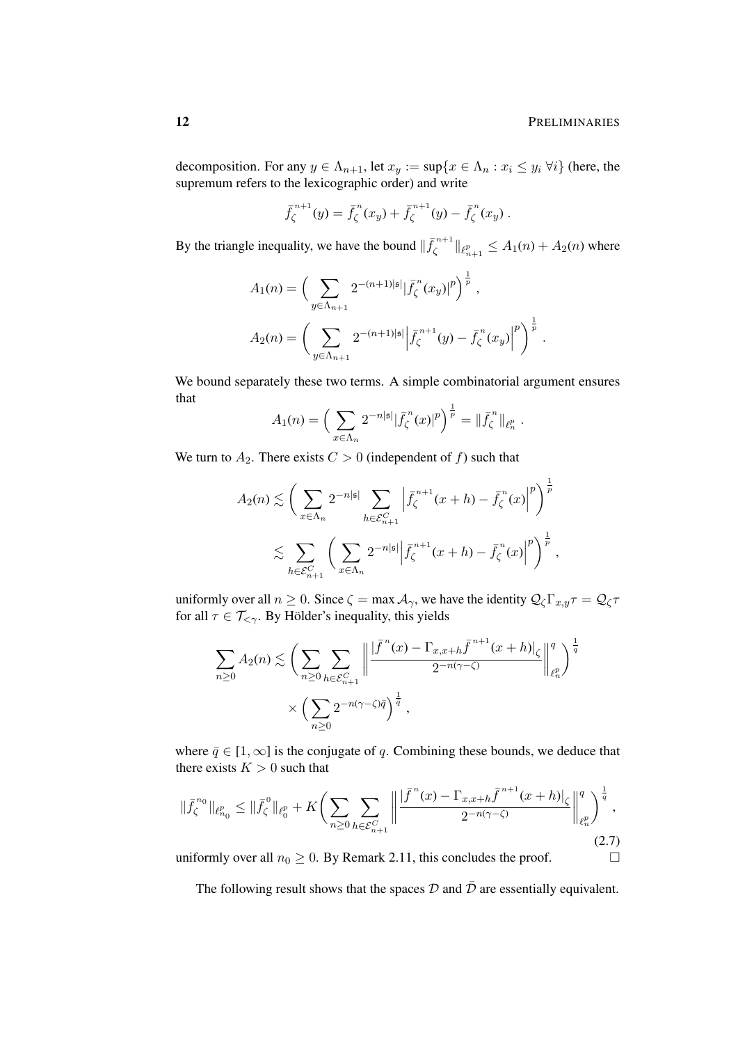decomposition. For any $y \in \Lambda_{n+1}$, let $x_y := \sup\{x \in \Lambda_n : x_i \leq y_i \ \forall i\}$ (here, the supremum refers to the lexicographic order) and write

$$\bar{f}_\zeta^{n+1}(y) = \bar{f}_\zeta^{n}(x_y) + \bar{f}_\zeta^{n+1}(y) - \bar{f}_\zeta^{n}(x_y)\;.$$

By the triangle inequality, we have the bound $\|\bar{f}_\zeta^{n+1}\|_{\ell^p_{n+1}} \leq A_1(n) + A_2(n)$ where

$$A_1(n) = \Big(\sum_{y\in\Lambda_{n+1}} 2^{-(n+1)|\mathfrak{s}|} |\bar{f}_\zeta^{n}(x_y)|^p\Big)^{\frac{1}{p}}\;,$$

$$A_2(n) = \bigg(\sum_{y\in\Lambda_{n+1}} 2^{-(n+1)|\mathfrak{s}|} \Big|\bar{f}_\zeta^{n+1}(y) - \bar{f}_\zeta^{n}(x_y)\Big|^p\bigg)^{\frac{1}{p}}\;.$$

We bound separately these two terms. A simple combinatorial argument ensures that

$$A_1(n) = \Big(\sum_{x\in\Lambda_n} 2^{-n|\mathfrak{s}|} |\bar{f}_\zeta^{n}(x)|^p\Big)^{\frac{1}{p}} = \|\bar{f}_\zeta^{n}\|_{\ell^p_n}\;.$$

We turn to $A_2$. There exists $C > 0$ (independent of $f$) such that

$$\begin{aligned}
A_2(n) &\lesssim \bigg(\sum_{x\in\Lambda_n} 2^{-n|\mathfrak{s}|} \sum_{h\in\mathcal{E}^C_{n+1}} \Big|\bar{f}_\zeta^{n+1}(x+h) - \bar{f}_\zeta^{n}(x)\Big|^p\bigg)^{\frac{1}{p}}\\
&\lesssim \sum_{h\in\mathcal{E}^C_{n+1}} \bigg(\sum_{x\in\Lambda_n} 2^{-n|\mathfrak{s}|}\Big|\bar{f}_\zeta^{n+1}(x+h) - \bar{f}_\zeta^{n}(x)\Big|^p\bigg)^{\frac{1}{p}}\;,
\end{aligned}$$

uniformly over all $n \geq 0$. Since $\zeta = \max \mathcal{A}_\gamma$, we have the identity $\mathcal{Q}_\zeta \Gamma_{x,y}\tau = \mathcal{Q}_\zeta\tau$ for all $\tau \in \mathcal{T}_{<\gamma}$. By Hölder's inequality, this yields

$$\begin{aligned}
\sum_{n\geq 0} A_2(n) &\lesssim \bigg(\sum_{n\geq 0}\sum_{h\in\mathcal{E}^C_{n+1}} \bigg\|\frac{|\bar{f}^{\,n}(x) - \Gamma_{x,x+h}\bar{f}^{\,n+1}(x+h)|_\zeta}{2^{-n(\gamma-\zeta)}}\bigg\|^q_{\ell^p_n}\bigg)^{\frac{1}{q}}\\
&\quad\times \Big(\sum_{n\geq 0} 2^{-n(\gamma-\zeta)\bar{q}}\Big)^{\frac{1}{\bar{q}}}\;,
\end{aligned}$$

where $\bar{q} \in [1,\infty]$ is the conjugate of $q$. Combining these bounds, we deduce that there exists $K > 0$ such that

$$\|\bar{f}_\zeta^{n_0}\|_{\ell^p_{n_0}} \leq \|\bar{f}_\zeta^{0}\|_{\ell^p_0} + K\bigg(\sum_{n\geq 0}\sum_{h\in\mathcal{E}^C_{n+1}} \bigg\|\frac{|\bar{f}^{\,n}(x) - \Gamma_{x,x+h}\bar{f}^{\,n+1}(x+h)|_\zeta}{2^{-n(\gamma-\zeta)}}\bigg\|^q_{\ell^p_n}\bigg)^{\frac{1}{q}}\;, \tag{2.7}$$

uniformly over all $n_0 \geq 0$. By Remark 2.11, this concludes the proof. $\square$

The following result shows that the spaces $\mathcal{D}$ and $\bar{\mathcal{D}}$ are essentially equivalent.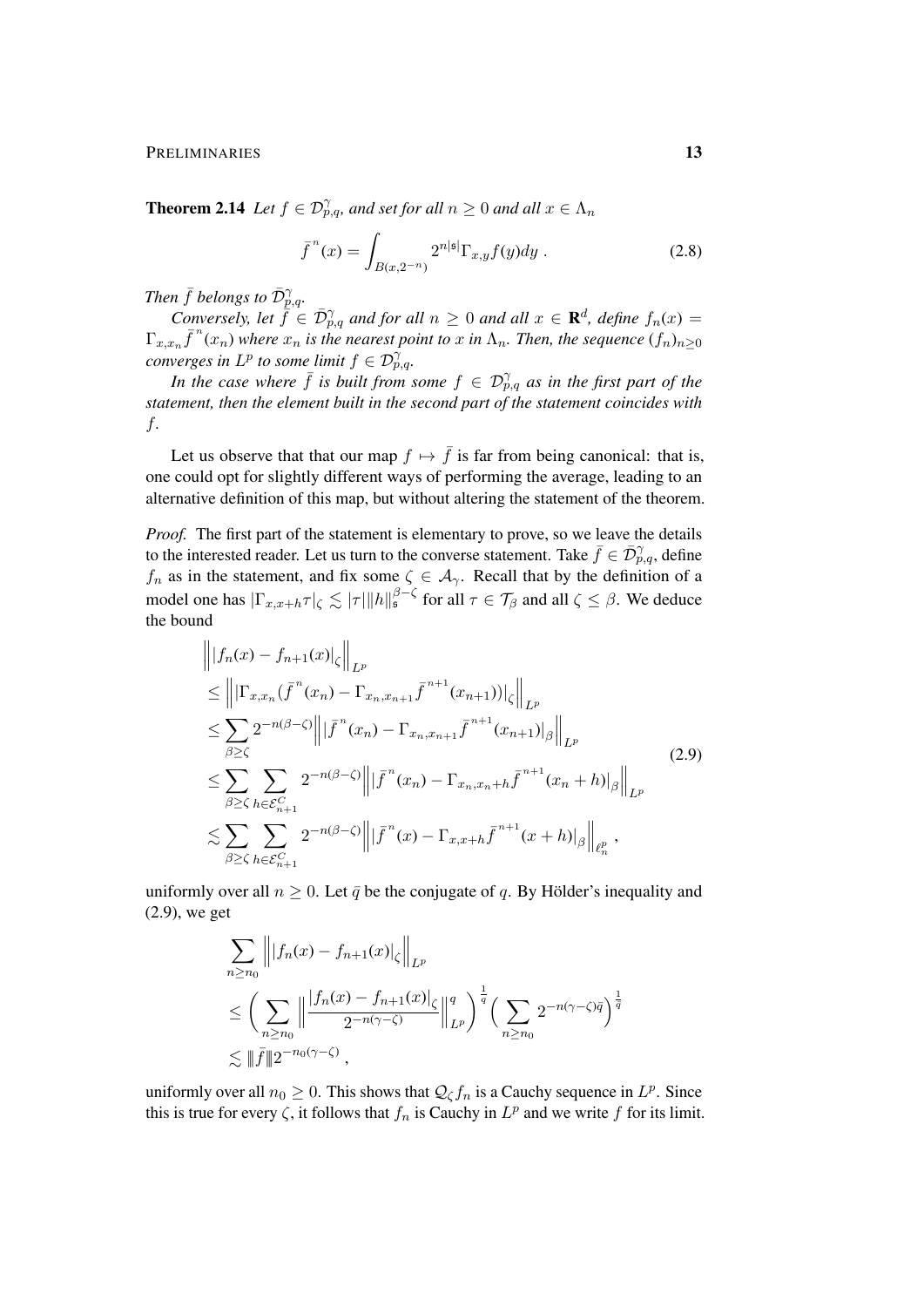**Theorem 2.14** *Let $f \in \mathcal{D}^\gamma_{p,q}$, and set for all $n \geq 0$ and all $x \in \Lambda_n$*

$$\bar{f}^{\,n}(x) = \int_{B(x,2^{-n})} 2^{n|\mathfrak{s}|}\Gamma_{x,y} f(y) dy \;. \tag{2.8}$$

*Then $\bar{f}$ belongs to $\bar{\mathcal{D}}^\gamma_{p,q}$.*

*Conversely, let $\bar{f} \in \bar{\mathcal{D}}^\gamma_{p,q}$ and for all $n \geq 0$ and all $x \in \mathbf{R}^d$, define $f_n(x) = \Gamma_{x,x_n}\bar{f}^{\,n}(x_n)$ where $x_n$ is the nearest point to $x$ in $\Lambda_n$. Then, the sequence $(f_n)_{n\geq 0}$ converges in $L^p$ to some limit $f \in \mathcal{D}^\gamma_{p,q}$.*

*In the case where $\bar{f}$ is built from some $f \in \mathcal{D}^\gamma_{p,q}$ as in the first part of the statement, then the element built in the second part of the statement coincides with $f$.*

Let us observe that that our map $f \mapsto \bar{f}$ is far from being canonical: that is, one could opt for slightly different ways of performing the average, leading to an alternative definition of this map, but without altering the statement of the theorem.

*Proof.* The first part of the statement is elementary to prove, so we leave the details to the interested reader. Let us turn to the converse statement. Take $\bar{f} \in \bar{\mathcal{D}}^\gamma_{p,q}$, define $f_n$ as in the statement, and fix some $\zeta \in \mathcal{A}_\gamma$. Recall that by the definition of a model one has $|\Gamma_{x,x+h}\tau|_\zeta \lesssim |\tau| \|h\|_{\mathfrak{s}}^{\beta-\zeta}$ for all $\tau \in \mathcal{T}_\beta$ and all $\zeta \leq \beta$. We deduce the bound

$$\begin{aligned}
&\Big\| |f_n(x) - f_{n+1}(x)|_\zeta \Big\|_{L^p} \\
&\leq \Big\| |\Gamma_{x,x_n}(\bar{f}^{\,n}(x_n) - \Gamma_{x_n,x_{n+1}}\bar{f}^{\,n+1}(x_{n+1}))|_\zeta \Big\|_{L^p} \\
&\leq \sum_{\beta\geq\zeta} 2^{-n(\beta-\zeta)} \Big\| |\bar{f}^{\,n}(x_n) - \Gamma_{x_n,x_{n+1}}\bar{f}^{\,n+1}(x_{n+1})|_\beta \Big\|_{L^p} \\
&\leq \sum_{\beta\geq\zeta} \sum_{h\in\mathcal{E}^C_{n+1}} 2^{-n(\beta-\zeta)} \Big\| |\bar{f}^{\,n}(x_n) - \Gamma_{x_n,x_n+h}\bar{f}^{\,n+1}(x_n+h)|_\beta \Big\|_{L^p} \\
&\lesssim \sum_{\beta\geq\zeta} \sum_{h\in\mathcal{E}^C_{n+1}} 2^{-n(\beta-\zeta)} \Big\| |\bar{f}^{\,n}(x) - \Gamma_{x,x+h}\bar{f}^{\,n+1}(x+h)|_\beta \Big\|_{\ell^p_n} \;,
\end{aligned} \tag{2.9}$$

uniformly over all $n \geq 0$. Let $\bar{q}$ be the conjugate of $q$. By Hölder's inequality and (2.9), we get

$$\begin{aligned}
&\sum_{n\geq n_0} \Big\| |f_n(x) - f_{n+1}(x)|_\zeta \Big\|_{L^p} \\
&\leq \Big( \sum_{n\geq n_0} \Big\| \frac{|f_n(x) - f_{n+1}(x)|_\zeta}{2^{-n(\gamma-\zeta)}} \Big\|^q_{L^p} \Big)^{\frac{1}{q}} \Big( \sum_{n\geq n_0} 2^{-n(\gamma-\zeta)\bar{q}} \Big)^{\frac{1}{\bar{q}}} \\
&\lesssim \| \bar{f} \| 2^{-n_0(\gamma-\zeta)} \;,
\end{aligned}$$

uniformly over all $n_0 \geq 0$. This shows that $\mathcal{Q}_\zeta f_n$ is a Cauchy sequence in $L^p$. Since this is true for every $\zeta$, it follows that $f_n$ is Cauchy in $L^p$ and we write $f$ for its limit.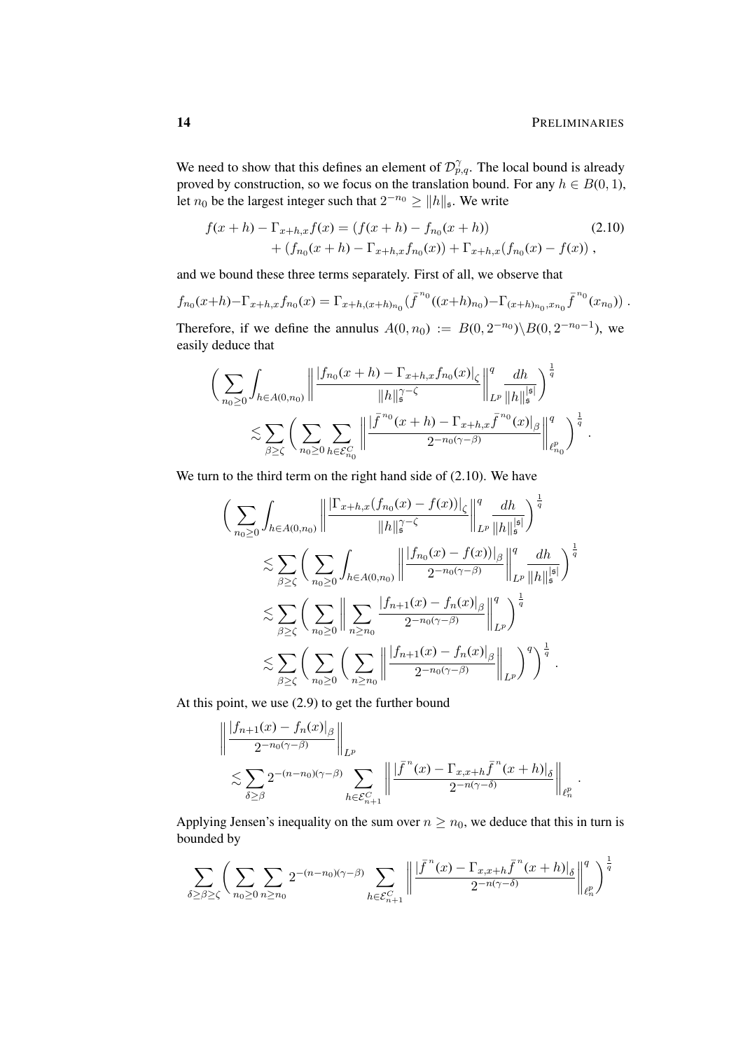We need to show that this defines an element of $\mathcal{D}^{\gamma}_{p,q}$. The local bound is already proved by construction, so we focus on the translation bound. For any $h \in B(0,1)$, let $n_0$ be the largest integer such that $2^{-n_0} \geq \|h\|_{\mathfrak{s}}$. We write

$$
\begin{aligned}
f(x+h) - \Gamma_{x+h,x} f(x) &= \big(f(x+h) - f_{n_0}(x+h)\big) \\
&\quad + \big(f_{n_0}(x+h) - \Gamma_{x+h,x} f_{n_0}(x)\big) + \Gamma_{x+h,x}\big(f_{n_0}(x) - f(x)\big)\;,
\end{aligned}
\tag{2.10}
$$

and we bound these three terms separately. First of all, we observe that

$$
f_{n_0}(x+h) - \Gamma_{x+h,x} f_{n_0}(x) = \Gamma_{x+h,(x+h)_{n_0}}\big(\bar{f}^{\,n_0}((x+h)_{n_0}) - \Gamma_{(x+h)_{n_0},x_{n_0}} \bar{f}^{\,n_0}(x_{n_0})\big)\;.
$$

Therefore, if we define the annulus $A(0,n_0) := B(0,2^{-n_0}) \backslash B(0,2^{-n_0-1})$, we easily deduce that

$$
\begin{aligned}
&\Big(\sum_{n_0 \geq 0} \int_{h \in A(0,n_0)} \Big\| \frac{|f_{n_0}(x+h) - \Gamma_{x+h,x} f_{n_0}(x)|_\zeta}{\|h\|_{\mathfrak{s}}^{\gamma-\zeta}} \Big\|_{L^p}^q \frac{dh}{\|h\|_{\mathfrak{s}}^{|\mathfrak{s}|}} \Big)^{\frac{1}{q}} \\
&\qquad \lesssim \sum_{\beta \geq \zeta} \Big( \sum_{n_0 \geq 0} \sum_{h \in \mathcal{E}_{n_0}^C} \Big\| \frac{|\bar{f}^{\,n_0}(x+h) - \Gamma_{x+h,x} \bar{f}^{\,n_0}(x)|_\beta}{2^{-n_0(\gamma-\beta)}} \Big\|_{\ell^p_{n_0}}^q \Big)^{\frac{1}{q}}\;.
\end{aligned}
$$

We turn to the third term on the right hand side of (2.10). We have

$$
\begin{aligned}
&\Big(\sum_{n_0 \geq 0} \int_{h \in A(0,n_0)} \Big\| \frac{|\Gamma_{x+h,x}(f_{n_0}(x) - f(x))|_\zeta}{\|h\|_{\mathfrak{s}}^{\gamma-\zeta}} \Big\|_{L^p}^q \frac{dh}{\|h\|_{\mathfrak{s}}^{|\mathfrak{s}|}} \Big)^{\frac{1}{q}} \\
&\qquad \lesssim \sum_{\beta \geq \zeta} \Big( \sum_{n_0 \geq 0} \int_{h \in A(0,n_0)} \Big\| \frac{|f_{n_0}(x) - f(x))|_\beta}{2^{-n_0(\gamma-\beta)}} \Big\|_{L^p}^q \frac{dh}{\|h\|_{\mathfrak{s}}^{|\mathfrak{s}|}} \Big)^{\frac{1}{q}} \\
&\qquad \lesssim \sum_{\beta \geq \zeta} \Big( \sum_{n_0 \geq 0} \Big\| \sum_{n \geq n_0} \frac{|f_{n+1}(x) - f_n(x)|_\beta}{2^{-n_0(\gamma-\beta)}} \Big\|_{L^p}^q \Big)^{\frac{1}{q}} \\
&\qquad \lesssim \sum_{\beta \geq \zeta} \Big( \sum_{n_0 \geq 0} \Big( \sum_{n \geq n_0} \Big\| \frac{|f_{n+1}(x) - f_n(x)|_\beta}{2^{-n_0(\gamma-\beta)}} \Big\|_{L^p} \Big)^q \Big)^{\frac{1}{q}}\;.
\end{aligned}
$$

At this point, we use (2.9) to get the further bound

$$
\begin{aligned}
&\Big\| \frac{|f_{n+1}(x) - f_n(x)|_\beta}{2^{-n_0(\gamma-\beta)}} \Big\|_{L^p} \\
&\qquad \lesssim \sum_{\delta \geq \beta} 2^{-(n-n_0)(\gamma-\beta)} \sum_{h \in \mathcal{E}_{n+1}^C} \Big\| \frac{|\bar{f}^{\,n}(x) - \Gamma_{x,x+h} \bar{f}^{\,n}(x+h)|_\delta}{2^{-n(\gamma-\delta)}} \Big\|_{\ell^p_n}\;.
\end{aligned}
$$

Applying Jensen's inequality on the sum over $n \geq n_0$, we deduce that this in turn is bounded by

$$
\sum_{\delta \geq \beta \geq \zeta} \Big( \sum_{n_0 \geq 0} \sum_{n \geq n_0} 2^{-(n-n_0)(\gamma-\beta)} \sum_{h \in \mathcal{E}_{n+1}^C} \Big\| \frac{|\bar{f}^{\,n}(x) - \Gamma_{x,x+h} \bar{f}^{\,n}(x+h)|_\delta}{2^{-n(\gamma-\delta)}} \Big\|_{\ell^p_n}^q \Big)^{\frac{1}{q}}
$$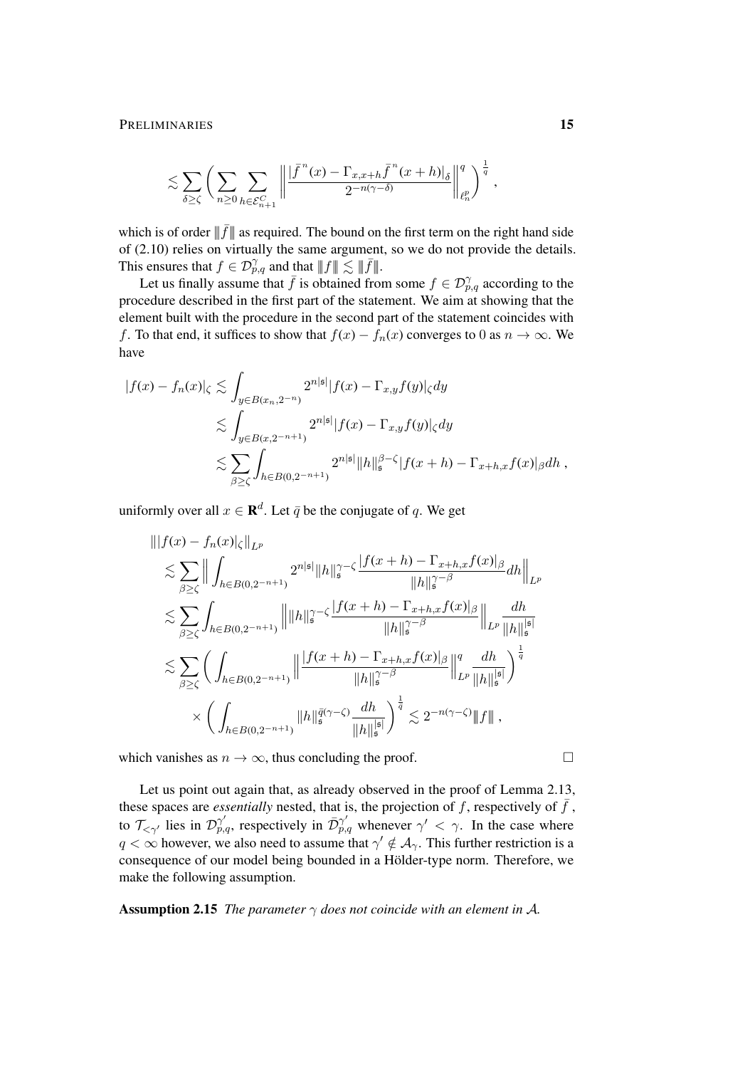$$\lesssim \sum_{\delta \geq \zeta} \bigg( \sum_{n \geq 0} \sum_{h \in \mathcal{E}_{n+1}^C} \bigg\| \frac{|\bar{f}^n(x) - \Gamma_{x,x+h}\bar{f}^n(x+h)|_\delta}{2^{-n(\gamma-\delta)}} \bigg\|_{\ell_n^p}^q \bigg)^{\frac{1}{q}} ,$$

which is of order $\|\bar{f}\|$ as required. The bound on the first term on the right hand side of (2.10) relies on virtually the same argument, so we do not provide the details. This ensures that $f \in \mathcal{D}_{p,q}^\gamma$ and that $\|f\| \lesssim \|\bar{f}\|$.

Let us finally assume that $\bar{f}$ is obtained from some $f \in \mathcal{D}_{p,q}^\gamma$ according to the procedure described in the first part of the statement. We aim at showing that the element built with the procedure in the second part of the statement coincides with $f$. To that end, it suffices to show that $f(x) - f_n(x)$ converges to 0 as $n \to \infty$. We have

$$\begin{aligned}
|f(x) - f_n(x)|_\zeta &\lesssim \int_{y \in B(x_n, 2^{-n})} 2^{n|\mathfrak{s}|} |f(x) - \Gamma_{x,y} f(y)|_\zeta dy \\
&\lesssim \int_{y \in B(x, 2^{-n+1})} 2^{n|\mathfrak{s}|} |f(x) - \Gamma_{x,y} f(y)|_\zeta dy \\
&\lesssim \sum_{\beta \geq \zeta} \int_{h \in B(0, 2^{-n+1})} 2^{n|\mathfrak{s}|} \|h\|_\mathfrak{s}^{\beta-\zeta} |f(x+h) - \Gamma_{x+h,x} f(x)|_\beta dh ,
\end{aligned}$$

uniformly over all $x \in \mathbf{R}^d$. Let $\bar{q}$ be the conjugate of $q$. We get

$$\begin{aligned}
&\| |f(x) - f_n(x)|_\zeta \|_{L^p} \\
&\quad\lesssim \sum_{\beta \geq \zeta} \bigg\| \int_{h \in B(0, 2^{-n+1})} 2^{n|\mathfrak{s}|} \|h\|_\mathfrak{s}^{\gamma-\zeta} \frac{|f(x+h) - \Gamma_{x+h,x} f(x)|_\beta}{\|h\|_\mathfrak{s}^{\gamma-\beta}} dh \bigg\|_{L^p} \\
&\quad\lesssim \sum_{\beta \geq \zeta} \int_{h \in B(0, 2^{-n+1})} \bigg\| \|h\|_\mathfrak{s}^{\gamma-\zeta} \frac{|f(x+h) - \Gamma_{x+h,x} f(x)|_\beta}{\|h\|_\mathfrak{s}^{\gamma-\beta}} \bigg\|_{L^p} \frac{dh}{\|h\|_\mathfrak{s}^{|\mathfrak{s}|}} \\
&\quad\lesssim \sum_{\beta \geq \zeta} \bigg( \int_{h \in B(0, 2^{-n+1})} \bigg\| \frac{|f(x+h) - \Gamma_{x+h,x} f(x)|_\beta}{\|h\|_\mathfrak{s}^{\gamma-\beta}} \bigg\|_{L^p}^q \frac{dh}{\|h\|_\mathfrak{s}^{|\mathfrak{s}|}} \bigg)^{\frac{1}{q}} \\
&\quad\quad\times \bigg( \int_{h \in B(0, 2^{-n+1})} \|h\|_\mathfrak{s}^{\bar{q}(\gamma-\zeta)} \frac{dh}{\|h\|_\mathfrak{s}^{|\mathfrak{s}|}} \bigg)^{\frac{1}{\bar{q}}} \lesssim 2^{-n(\gamma-\zeta)} \|f\| ,
\end{aligned}$$

which vanishes as $n \to \infty$, thus concluding the proof. $\square$

Let us point out again that, as already observed in the proof of Lemma 2.13, these spaces are *essentially* nested, that is, the projection of $f$, respectively of $\bar{f}$, to $\mathcal{T}_{<\gamma'}$ lies in $\mathcal{D}_{p,q}^{\gamma'}$, respectively in $\bar{\mathcal{D}}_{p,q}^{\gamma'}$ whenever $\gamma' < \gamma$. In the case where $q < \infty$ however, we also need to assume that $\gamma' \notin \mathcal{A}_\gamma$. This further restriction is a consequence of our model being bounded in a Hölder-type norm. Therefore, we make the following assumption.

**Assumption 2.15** *The parameter $\gamma$ does not coincide with an element in $\mathcal{A}$.*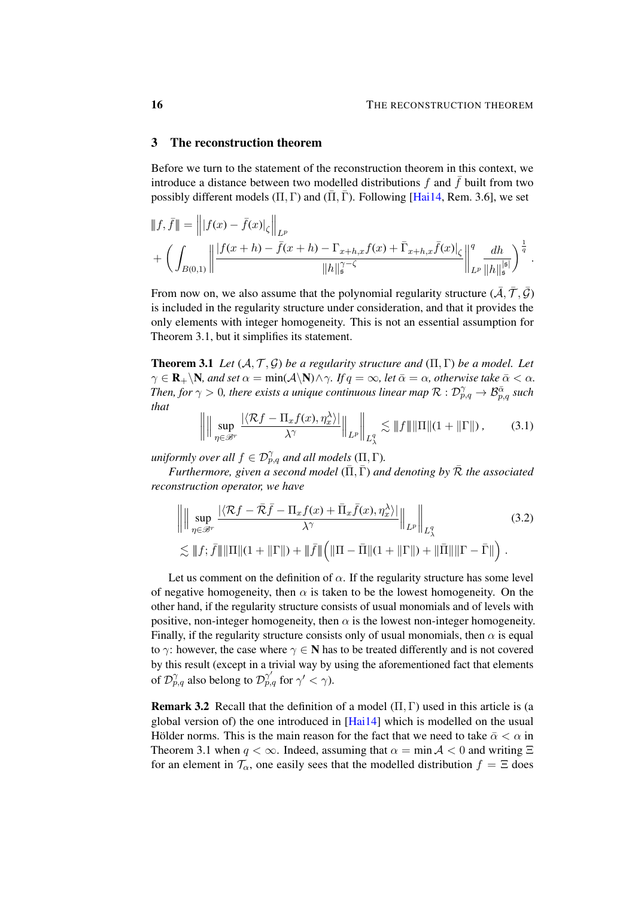## 3 The reconstruction theorem

Before we turn to the statement of the reconstruction theorem in this context, we introduce a distance between two modelled distributions $f$ and $\bar{f}$ built from two possibly different models $(\Pi, \Gamma)$ and $(\bar{\Pi}, \bar{\Gamma})$. Following [Hai14, Rem. 3.6], we set

$$
\begin{aligned}
\|\!| f, \bar{f} |\!\|
&= \Big\| |f(x) - \bar{f}(x)|_\zeta \Big\|_{L^p} \\
&\quad + \bigg( \int_{B(0,1)} \bigg\| \frac{|f(x+h) - \bar{f}(x+h) - \Gamma_{x+h,x} f(x) + \bar{\Gamma}_{x+h,x} \bar{f}(x)|_\zeta}{\|h\|_{\mathfrak{s}}^{\gamma - \zeta}} \bigg\|_{L^p}^q \frac{dh}{\|h\|_{\mathfrak{s}}^{|\mathfrak{s}|}} \bigg)^{\frac{1}{q}} .
\end{aligned}
$$

From now on, we also assume that the polynomial regularity structure $(\bar{\mathcal{A}}, \bar{\mathcal{T}}, \bar{\mathcal{G}})$ is included in the regularity structure under consideration, and that it provides the only elements with integer homogeneity. This is not an essential assumption for Theorem 3.1, but it simplifies its statement.

**Theorem 3.1** *Let $(\mathcal{A}, \mathcal{T}, \mathcal{G})$ be a regularity structure and $(\Pi, \Gamma)$ be a model. Let $\gamma \in \mathbf{R}_+ \backslash \mathbf{N}$, and set $\alpha = \min(\mathcal{A} \backslash \mathbf{N}) \wedge \gamma$. If $q = \infty$, let $\bar{\alpha} = \alpha$, otherwise take $\bar{\alpha} < \alpha$. Then, for $\gamma > 0$, there exists a unique continuous linear map $\mathcal{R} : \mathcal{D}^\gamma_{p,q} \to \mathcal{B}^{\bar{\alpha}}_{p,q}$ such that*

$$
\bigg\| \Big\| \sup_{\eta \in \mathscr{B}^r} \frac{|\langle \mathcal{R} f - \Pi_x f(x), \eta_x^\lambda \rangle|}{\lambda^\gamma} \Big\|_{L^p} \bigg\|_{L^q_\lambda} \lesssim \|\!| f |\!\| \|\Pi\| (1 + \|\Gamma\|) , \tag{3.1}
$$

*uniformly over all $f \in \mathcal{D}^\gamma_{p,q}$ and all models $(\Pi, \Gamma)$.*

*Furthermore, given a second model $(\bar{\Pi}, \bar{\Gamma})$ and denoting by $\bar{\mathcal{R}}$ the associated reconstruction operator, we have*

$$
\begin{aligned}
&\bigg\| \Big\| \sup_{\eta \in \mathscr{B}^r} \frac{|\langle \mathcal{R} f - \bar{\mathcal{R}} \bar{f} - \Pi_x f(x) + \bar{\Pi}_x \bar{f}(x), \eta_x^\lambda \rangle|}{\lambda^\gamma} \Big\|_{L^p} \bigg\|_{L^q_\lambda} \\
&\quad \lesssim \|\!| f; \bar{f} |\!\| \|\Pi\| (1 + \|\Gamma\|) + \|\!| \bar{f} |\!\| \Big( \|\Pi - \bar{\Pi}\| (1 + \|\Gamma\|) + \|\bar{\Pi}\| \|\Gamma - \bar{\Gamma}\| \Big) .
\end{aligned} \tag{3.2}
$$

Let us comment on the definition of $\alpha$. If the regularity structure has some level of negative homogeneity, then $\alpha$ is taken to be the lowest homogeneity. On the other hand, if the regularity structure consists of usual monomials and of levels with positive, non-integer homogeneity, then $\alpha$ is the lowest non-integer homogeneity. Finally, if the regularity structure consists only of usual monomials, then $\alpha$ is equal to $\gamma$: however, the case where $\gamma \in \mathbf{N}$ has to be treated differently and is not covered by this result (except in a trivial way by using the aforementioned fact that elements of $\mathcal{D}^\gamma_{p,q}$ also belong to $\mathcal{D}^{\gamma'}_{p,q}$ for $\gamma' < \gamma$).

**Remark 3.2** Recall that the definition of a model $(\Pi, \Gamma)$ used in this article is (a global version of) the one introduced in [Hai14] which is modelled on the usual Hölder norms. This is the main reason for the fact that we need to take $\bar{\alpha} < \alpha$ in Theorem 3.1 when $q < \infty$. Indeed, assuming that $\alpha = \min \mathcal{A} < 0$ and writing $\Xi$ for an element in $\mathcal{T}_\alpha$, one easily sees that the modelled distribution $f = \Xi$ does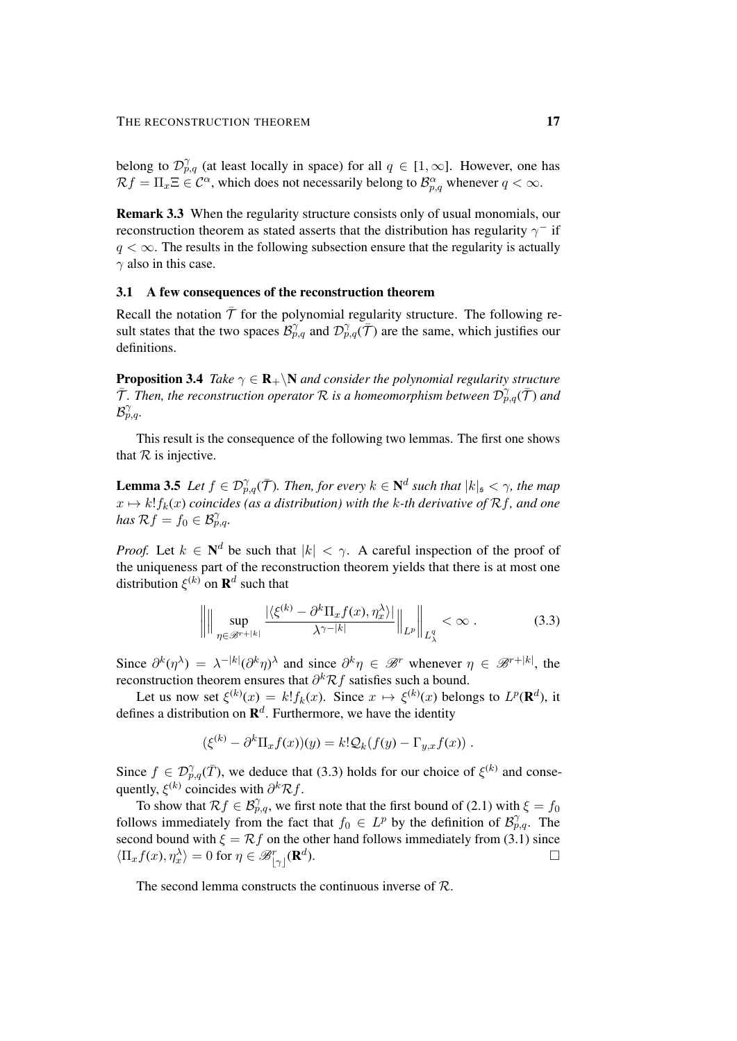belong to $\mathcal{D}^\gamma_{p,q}$ (at least locally in space) for all $q \in [1,\infty]$. However, one has $\mathcal{R} f = \Pi_x \Xi \in \mathcal{C}^\alpha$, which does not necessarily belong to $\mathcal{B}^\alpha_{p,q}$ whenever $q < \infty$.

**Remark 3.3** When the regularity structure consists only of usual monomials, our reconstruction theorem as stated asserts that the distribution has regularity $\gamma^-$ if $q < \infty$. The results in the following subsection ensure that the regularity is actually $\gamma$ also in this case.

### 3.1 A few consequences of the reconstruction theorem

Recall the notation $\bar{\mathcal{T}}$ for the polynomial regularity structure. The following result states that the two spaces $\mathcal{B}^\gamma_{p,q}$ and $\mathcal{D}^\gamma_{p,q}(\bar{\mathcal{T}})$ are the same, which justifies our definitions.

**Proposition 3.4** *Take $\gamma \in \mathbf{R}_+ \backslash \mathbf{N}$ and consider the polynomial regularity structure $\bar{\mathcal{T}}$. Then, the reconstruction operator $\mathcal{R}$ is a homeomorphism between $\mathcal{D}^\gamma_{p,q}(\bar{\mathcal{T}})$ and $\mathcal{B}^\gamma_{p,q}$.*

This result is the consequence of the following two lemmas. The first one shows that $\mathcal{R}$ is injective.

**Lemma 3.5** *Let $f \in \mathcal{D}^\gamma_{p,q}(\bar{\mathcal{T}})$. Then, for every $k \in \mathbf{N}^d$ such that $|k|_\mathfrak{s} < \gamma$, the map $x \mapsto k! f_k(x)$ coincides (as a distribution) with the $k$-th derivative of $\mathcal{R} f$, and one has $\mathcal{R} f = f_0 \in \mathcal{B}^\gamma_{p,q}$.*

*Proof.* Let $k \in \mathbf{N}^d$ be such that $|k| < \gamma$. A careful inspection of the proof of the uniqueness part of the reconstruction theorem yields that there is at most one distribution $\xi^{(k)}$ on $\mathbf{R}^d$ such that

$$\Big\| \Big\| \sup_{\eta \in \mathscr{B}^{r+|k|}} \frac{|\langle \xi^{(k)} - \partial^k \Pi_x f(x), \eta^\lambda_x \rangle|}{\lambda^{\gamma - |k|}} \Big\|_{L^p} \Big\|_{L^q_\lambda} < \infty \; . \tag{3.3}$$

Since $\partial^k(\eta^\lambda) = \lambda^{-|k|}(\partial^k \eta)^\lambda$ and since $\partial^k \eta \in \mathscr{B}^r$ whenever $\eta \in \mathscr{B}^{r+|k|}$, the reconstruction theorem ensures that $\partial^k \mathcal{R} f$ satisfies such a bound.

Let us now set $\xi^{(k)}(x) = k! f_k(x)$. Since $x \mapsto \xi^{(k)}(x)$ belongs to $L^p(\mathbf{R}^d)$, it defines a distribution on $\mathbf{R}^d$. Furthermore, we have the identity

$$(\xi^{(k)} - \partial^k \Pi_x f(x))(y) = k! \mathcal{Q}_k\big(f(y) - \Gamma_{y,x} f(x)\big) \; .$$

Since $f \in \mathcal{D}^\gamma_{p,q}(\bar{T})$, we deduce that (3.3) holds for our choice of $\xi^{(k)}$ and consequently, $\xi^{(k)}$ coincides with $\partial^k \mathcal{R} f$.

To show that $\mathcal{R} f \in \mathcal{B}^\gamma_{p,q}$, we first note that the first bound of (2.1) with $\xi = f_0$ follows immediately from the fact that $f_0 \in L^p$ by the definition of $\mathcal{B}^\gamma_{p,q}$. The second bound with $\xi = \mathcal{R} f$ on the other hand follows immediately from (3.1) since $\langle \Pi_x f(x), \eta^\lambda_x \rangle = 0$ for $\eta \in \mathscr{B}^r_{\lfloor \gamma \rfloor}(\mathbf{R}^d)$. $\square$

The second lemma constructs the continuous inverse of $\mathcal{R}$.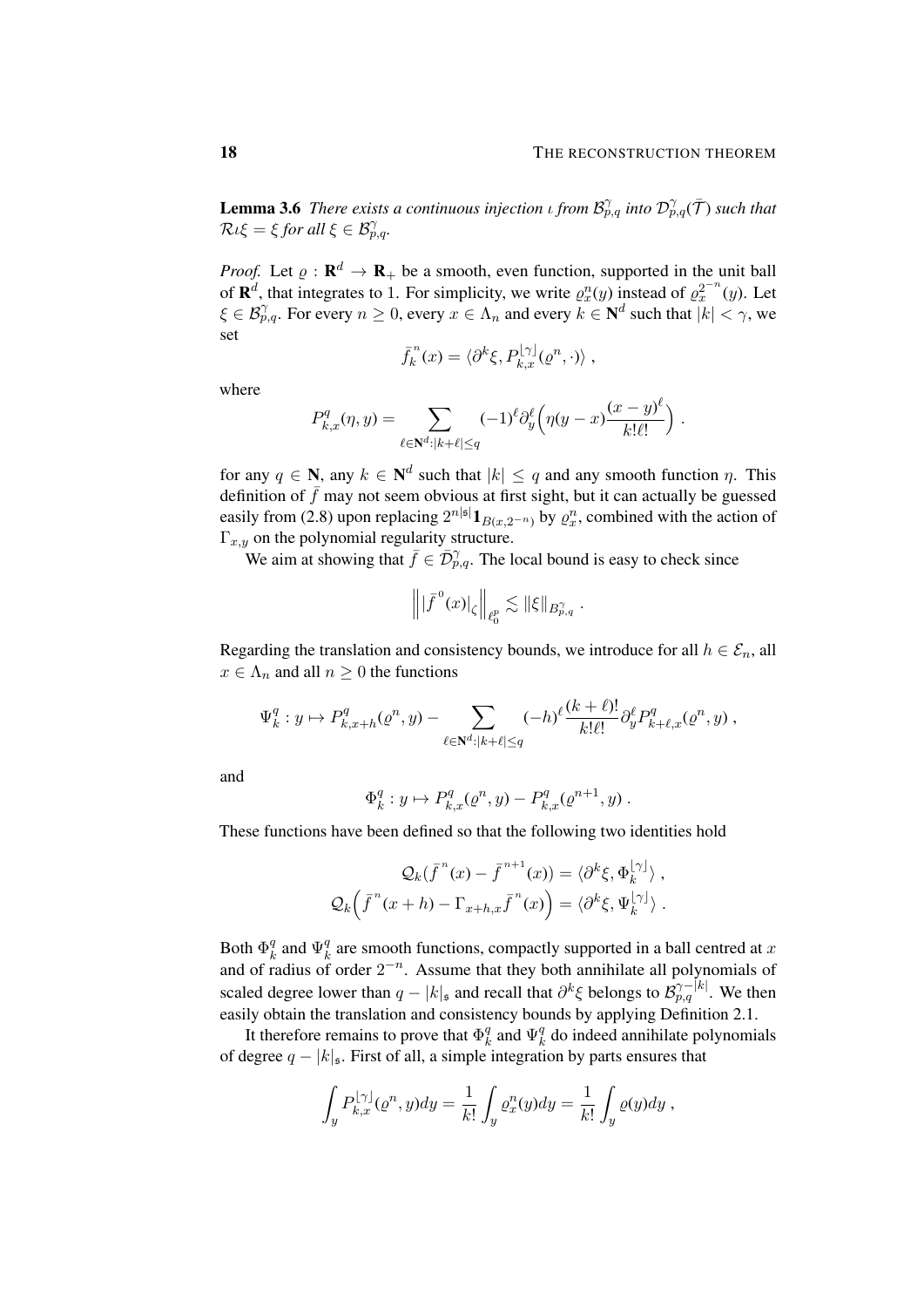**Lemma 3.6** *There exists a continuous injection $\iota$ from $\mathcal{B}^\gamma_{p,q}$ into $\mathcal{D}^\gamma_{p,q}(\bar{\mathcal{T}})$ such that $\mathcal{R}\iota\xi = \xi$ for all $\xi \in \mathcal{B}^\gamma_{p,q}$.*

*Proof.* Let $\varrho : \mathbf{R}^d \to \mathbf{R}_+$ be a smooth, even function, supported in the unit ball of $\mathbf{R}^d$, that integrates to 1. For simplicity, we write $\varrho^n_x(y)$ instead of $\varrho^{2^{-n}}_x(y)$. Let $\xi \in \mathcal{B}^\gamma_{p,q}$. For every $n \geq 0$, every $x \in \Lambda_n$ and every $k \in \mathbf{N}^d$ such that $|k| < \gamma$, we set

$$\bar{f}^n_k(x) = \langle \partial^k \xi, P^{\lfloor \gamma \rfloor}_{k,x}(\varrho^n, \cdot)\rangle \;,$$

where

$$P^q_{k,x}(\eta, y) = \sum_{\ell \in \mathbf{N}^d : |k+\ell| \leq q} (-1)^\ell \partial^\ell_y \Big( \eta(y-x) \frac{(x-y)^\ell}{k!\ell!} \Big) \;.$$

for any $q \in \mathbf{N}$, any $k \in \mathbf{N}^d$ such that $|k| \leq q$ and any smooth function $\eta$. This definition of $\bar{f}$ may not seem obvious at first sight, but it can actually be guessed easily from (2.8) upon replacing $2^{n|\mathfrak{s}|}\mathbf{1}_{B(x,2^{-n})}$ by $\varrho^n_x$, combined with the action of $\Gamma_{x,y}$ on the polynomial regularity structure.

We aim at showing that $\bar{f} \in \bar{\mathcal{D}}^\gamma_{p,q}$. The local bound is easy to check since

$$\Big\| |\bar{f}^0(x)|_\zeta \Big\|_{\ell^p_0} \lesssim \|\xi\|_{B^\gamma_{p,q}} \;.$$

Regarding the translation and consistency bounds, we introduce for all $h \in \mathcal{E}_n$, all $x \in \Lambda_n$ and all $n \geq 0$ the functions

$$\Psi^q_k : y \mapsto P^q_{k,x+h}(\varrho^n, y) - \sum_{\ell \in \mathbf{N}^d : |k+\ell| \leq q} (-h)^\ell \frac{(k+\ell)!}{k!\ell!} \partial^\ell_y P^q_{k+\ell,x}(\varrho^n, y) \;,$$

and

$$\Phi^q_k : y \mapsto P^q_{k,x}(\varrho^n, y) - P^q_{k,x}(\varrho^{n+1}, y) \;.$$

These functions have been defined so that the following two identities hold

$$\mathcal{Q}_k(\bar{f}^n(x) - \bar{f}^{n+1}(x)) = \langle \partial^k \xi, \Phi^{\lfloor \gamma \rfloor}_k \rangle \;,$$
$$\mathcal{Q}_k\Big(\bar{f}^n(x+h) - \Gamma_{x+h,x}\bar{f}^n(x)\Big) = \langle \partial^k \xi, \Psi^{\lfloor \gamma \rfloor}_k \rangle \;.$$

Both $\Phi^q_k$ and $\Psi^q_k$ are smooth functions, compactly supported in a ball centred at $x$ and of radius of order $2^{-n}$. Assume that they both annihilate all polynomials of scaled degree lower than $q - |k|_\mathfrak{s}$ and recall that $\partial^k \xi$ belongs to $\mathcal{B}^{\gamma - |k|}_{p,q}$. We then easily obtain the translation and consistency bounds by applying Definition 2.1.

It therefore remains to prove that $\Phi^q_k$ and $\Psi^q_k$ do indeed annihilate polynomials of degree $q - |k|_\mathfrak{s}$. First of all, a simple integration by parts ensures that

$$\int_y P^{\lfloor \gamma \rfloor}_{k,x}(\varrho^n, y) dy = \frac{1}{k!} \int_y \varrho^n_x(y) dy = \frac{1}{k!} \int_y \varrho(y) dy \;,$$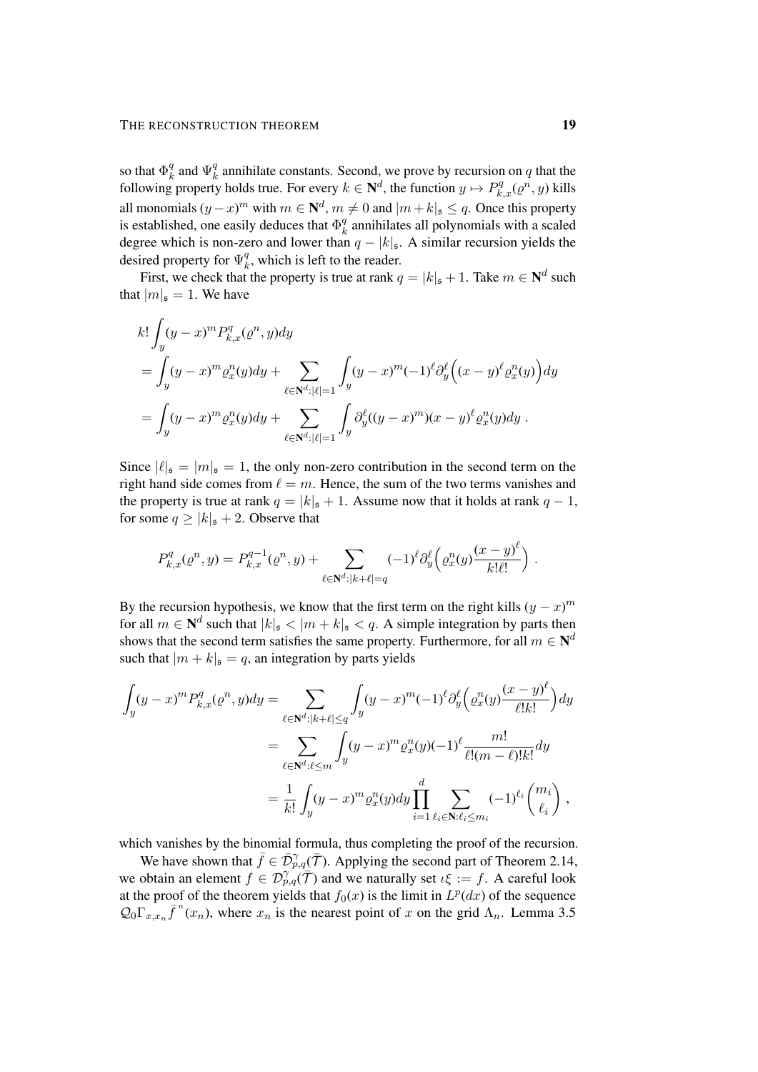so that $\Phi_k^q$ and $\Psi_k^q$ annihilate constants. Second, we prove by recursion on $q$ that the following property holds true. For every $k \in \mathbf{N}^d$, the function $y \mapsto P_{k,x}^q(\varrho^n, y)$ kills all monomials $(y-x)^m$ with $m \in \mathbf{N}^d$, $m \neq 0$ and $|m+k|_{\mathfrak{s}} \leq q$. Once this property is established, one easily deduces that $\Phi_k^q$ annihilates all polynomials with a scaled degree which is non-zero and lower than $q - |k|_{\mathfrak{s}}$. A similar recursion yields the desired property for $\Psi_k^q$, which is left to the reader.

First, we check that the property is true at rank $q = |k|_{\mathfrak{s}} + 1$. Take $m \in \mathbf{N}^d$ such that $|m|_{\mathfrak{s}} = 1$. We have

$$
\begin{aligned}
&k! \int_y (y-x)^m P_{k,x}^q(\varrho^n, y) dy \\
&= \int_y (y-x)^m \varrho_x^n(y) dy + \sum_{\ell \in \mathbf{N}^d : |\ell| = 1} \int_y (y-x)^m (-1)^\ell \partial_y^\ell \Big( (x-y)^\ell \varrho_x^n(y) \Big) dy \\
&= \int_y (y-x)^m \varrho_x^n(y) dy + \sum_{\ell \in \mathbf{N}^d : |\ell| = 1} \int_y \partial_y^\ell ((y-x)^m)(x-y)^\ell \varrho_x^n(y) dy \;.
\end{aligned}
$$

Since $|\ell|_{\mathfrak{s}} = |m|_{\mathfrak{s}} = 1$, the only non-zero contribution in the second term on the right hand side comes from $\ell = m$. Hence, the sum of the two terms vanishes and the property is true at rank $q = |k|_{\mathfrak{s}} + 1$. Assume now that it holds at rank $q-1$, for some $q \geq |k|_{\mathfrak{s}} + 2$. Observe that

$$
P_{k,x}^q(\varrho^n, y) = P_{k,x}^{q-1}(\varrho^n, y) + \sum_{\ell \in \mathbf{N}^d : |k+\ell| = q} (-1)^\ell \partial_y^\ell \Big( \varrho_x^n(y) \frac{(x-y)^\ell}{k! \ell!} \Big) \;.
$$

By the recursion hypothesis, we know that the first term on the right kills $(y-x)^m$ for all $m \in \mathbf{N}^d$ such that $|k|_{\mathfrak{s}} < |m+k|_{\mathfrak{s}} < q$. A simple integration by parts then shows that the second term satisfies the same property. Furthermore, for all $m \in \mathbf{N}^d$ such that $|m+k|_{\mathfrak{s}} = q$, an integration by parts yields

$$
\begin{aligned}
\int_y (y-x)^m P_{k,x}^q(\varrho^n, y) dy &= \sum_{\ell \in \mathbf{N}^d : |k+\ell| \leq q} \int_y (y-x)^m (-1)^\ell \partial_y^\ell \Big( \varrho_x^n(y) \frac{(x-y)^\ell}{\ell! k!} \Big) dy \\
&= \sum_{\ell \in \mathbf{N}^d : \ell \leq m} \int_y (y-x)^m \varrho_x^n(y) (-1)^\ell \frac{m!}{\ell!(m-\ell)! k!} dy \\
&= \frac{1}{k!} \int_y (y-x)^m \varrho_x^n(y) dy \prod_{i=1}^d \sum_{\ell_i \in \mathbf{N} : \ell_i \leq m_i} (-1)^{\ell_i} \binom{m_i}{\ell_i} \;,
\end{aligned}
$$

which vanishes by the binomial formula, thus completing the proof of the recursion.

We have shown that $\bar{f} \in \bar{\mathcal{D}}_{p,q}^\gamma(\bar{\mathcal{T}})$. Applying the second part of Theorem 2.14, we obtain an element $f \in \mathcal{D}_{p,q}^\gamma(\bar{\mathcal{T}})$ and we naturally set $\iota\xi := f$. A careful look at the proof of the theorem yields that $f_0(x)$ is the limit in $L^p(dx)$ of the sequence $\mathcal{Q}_0 \Gamma_{x,x_n} \bar{f}^n(x_n)$, where $x_n$ is the nearest point of $x$ on the grid $\Lambda_n$. Lemma 3.5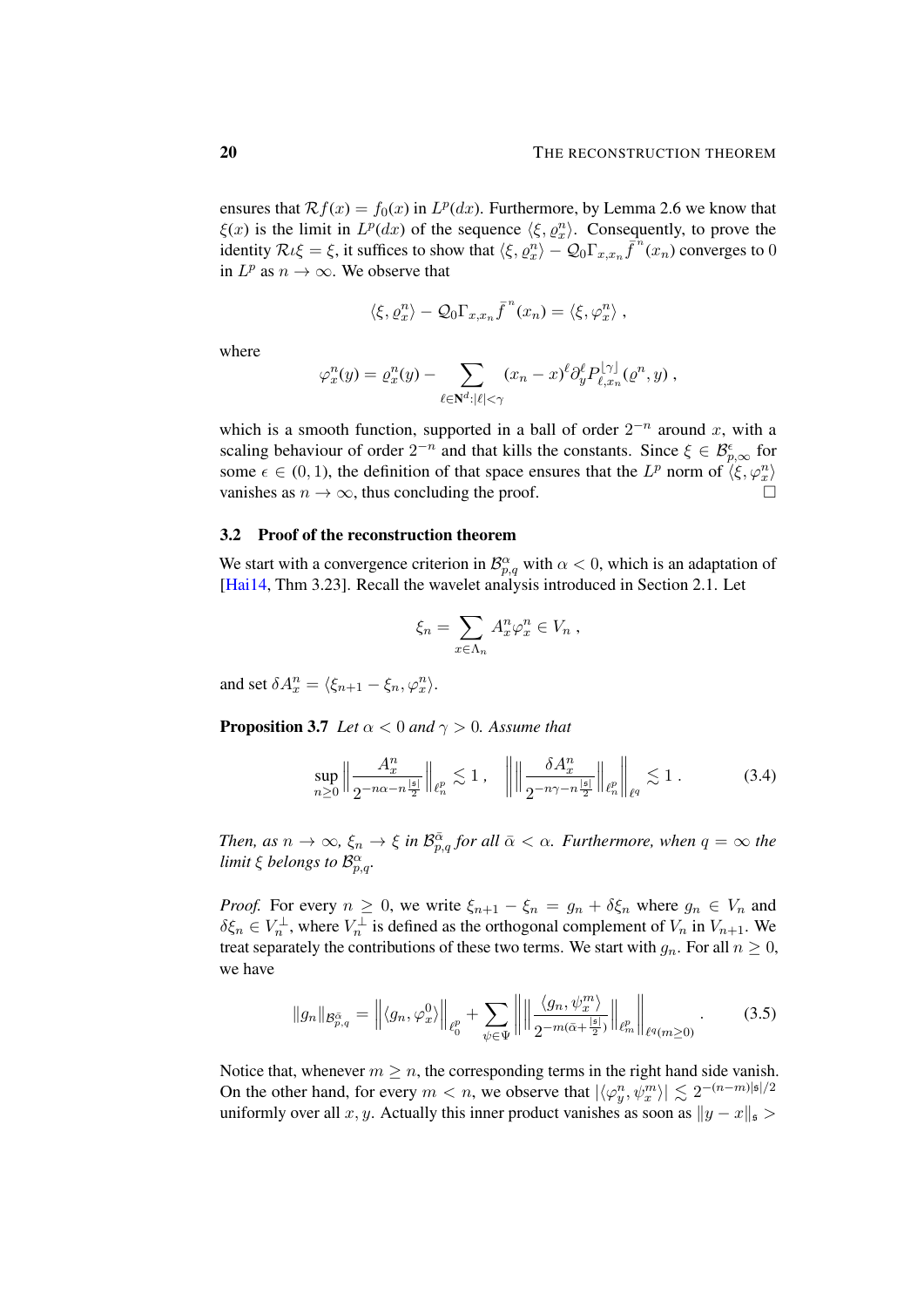ensures that $\mathcal{R}f(x) = f_0(x)$ in $L^p(dx)$. Furthermore, by Lemma 2.6 we know that $\xi(x)$ is the limit in $L^p(dx)$ of the sequence $\langle \xi, \varrho_x^n \rangle$. Consequently, to prove the identity $\mathcal{R}\iota\xi = \xi$, it suffices to show that $\langle \xi, \varrho_x^n \rangle - \mathcal{Q}_0 \Gamma_{x,x_n} \bar{f}^n(x_n)$ converges to 0 in $L^p$ as $n \to \infty$. We observe that

$$\langle \xi, \varrho_x^n \rangle - \mathcal{Q}_0 \Gamma_{x,x_n} \bar{f}^n(x_n) = \langle \xi, \varphi_x^n \rangle \;,$$

where

$$\varphi_x^n(y) = \varrho_x^n(y) - \sum_{\ell \in \mathbf{N}^d : |\ell| < \gamma} (x_n - x)^\ell \partial_y^\ell P_{\ell, x_n}^{\lfloor \gamma \rfloor}(\varrho^n, y) \;,$$

which is a smooth function, supported in a ball of order $2^{-n}$ around $x$, with a scaling behaviour of order $2^{-n}$ and that kills the constants. Since $\xi \in \mathcal{B}^\epsilon_{p,\infty}$ for some $\epsilon \in (0,1)$, the definition of that space ensures that the $L^p$ norm of $\langle \xi, \varphi_x^n \rangle$ vanishes as $n \to \infty$, thus concluding the proof. □

### 3.2 Proof of the reconstruction theorem

We start with a convergence criterion in $\mathcal{B}^\alpha_{p,q}$ with $\alpha < 0$, which is an adaptation of [Hai14, Thm 3.23]. Recall the wavelet analysis introduced in Section 2.1. Let

$$\xi_n = \sum_{x \in \Lambda_n} A_x^n \varphi_x^n \in V_n \;,$$

and set $\delta A_x^n = \langle \xi_{n+1} - \xi_n, \varphi_x^n \rangle$.

**Proposition 3.7** *Let $\alpha < 0$ and $\gamma > 0$. Assume that*

$$\sup_{n \geq 0} \Big\| \frac{A_x^n}{2^{-n\alpha - n\frac{|\mathfrak{s}|}{2}}} \Big\|_{\ell^p_n} \lesssim 1 \;, \qquad \Big\| \Big\| \frac{\delta A_x^n}{2^{-n\gamma - n\frac{|\mathfrak{s}|}{2}}} \Big\|_{\ell^p_n} \Big\|_{\ell^q} \lesssim 1 \;. \tag{3.4}$$

*Then, as $n \to \infty$, $\xi_n \to \xi$ in $\mathcal{B}^{\bar{\alpha}}_{p,q}$ for all $\bar{\alpha} < \alpha$. Furthermore, when $q = \infty$ the limit $\xi$ belongs to $\mathcal{B}^\alpha_{p,q}$.*

*Proof.* For every $n \geq 0$, we write $\xi_{n+1} - \xi_n = g_n + \delta\xi_n$ where $g_n \in V_n$ and $\delta\xi_n \in V_n^\perp$, where $V_n^\perp$ is defined as the orthogonal complement of $V_n$ in $V_{n+1}$. We treat separately the contributions of these two terms. We start with $g_n$. For all $n \geq 0$, we have

$$\|g_n\|_{\mathcal{B}^{\bar{\alpha}}_{p,q}} = \Big\| \langle g_n, \varphi_x^0 \rangle \Big\|_{\ell^p_0} + \sum_{\psi \in \Psi} \Big\| \Big\| \frac{\langle g_n, \psi_x^m \rangle}{2^{-m(\bar{\alpha} + \frac{|\mathfrak{s}|}{2})}} \Big\|_{\ell^p_m} \Big\|_{\ell^q(m \geq 0)} \;. \tag{3.5}$$

Notice that, whenever $m \geq n$, the corresponding terms in the right hand side vanish. On the other hand, for every $m < n$, we observe that $|\langle \varphi_y^n, \psi_x^m \rangle| \lesssim 2^{-(n-m)|\mathfrak{s}|/2}$ uniformly over all $x, y$. Actually this inner product vanishes as soon as $\|y - x\|_\mathfrak{s} >$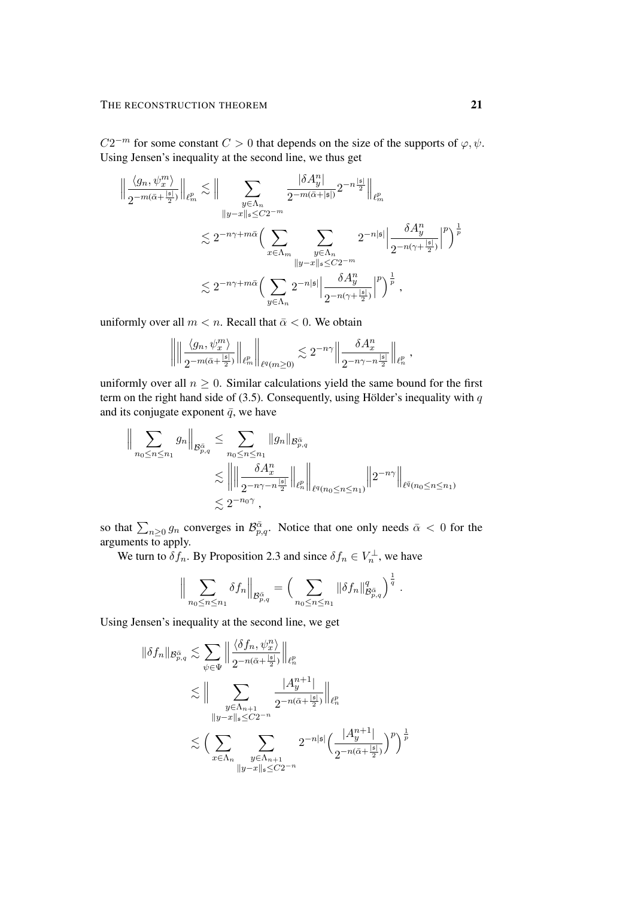$C2^{-m}$ for some constant $C > 0$ that depends on the size of the supports of $\varphi, \psi$. Using Jensen's inequality at the second line, we thus get

$$
\begin{aligned}
\Big\| \frac{\langle g_n, \psi_x^m \rangle}{2^{-m(\bar{\alpha}+\frac{|\mathfrak{s}|}{2})}} \Big\|_{\ell^p_m} &\lesssim \Big\| \sum_{\substack{y\in\Lambda_n \\ \|y-x\|_{\mathfrak{s}}\le C2^{-m}}} \frac{|\delta A_y^n|}{2^{-m(\bar{\alpha}+|\mathfrak{s}|)}} 2^{-n\frac{|\mathfrak{s}|}{2}} \Big\|_{\ell^p_m} \\
&\lesssim 2^{-n\gamma+m\bar{\alpha}} \Big( \sum_{x\in\Lambda_m} \sum_{\substack{y\in\Lambda_n \\ \|y-x\|_{\mathfrak{s}}\le C2^{-m}}} 2^{-n|\mathfrak{s}|} \Big| \frac{\delta A_y^n}{2^{-n(\gamma+\frac{|\mathfrak{s}|}{2})}} \Big|^p \Big)^{\frac{1}{p}} \\
&\lesssim 2^{-n\gamma+m\bar{\alpha}} \Big( \sum_{y\in\Lambda_n} 2^{-n|\mathfrak{s}|} \Big| \frac{\delta A_y^n}{2^{-n(\gamma+\frac{|\mathfrak{s}|}{2})}} \Big|^p \Big)^{\frac{1}{p}} ,
\end{aligned}
$$

uniformly over all $m < n$. Recall that $\bar{\alpha} < 0$. We obtain

$$
\Big\| \Big\| \frac{\langle g_n, \psi_x^m \rangle}{2^{-m(\bar{\alpha}+\frac{|\mathfrak{s}|}{2})}} \Big\|_{\ell^p_m} \Big\|_{\ell^q(m\ge 0)} \lesssim 2^{-n\gamma} \Big\| \frac{\delta A_x^n}{2^{-n\gamma-n\frac{|\mathfrak{s}|}{2}}} \Big\|_{\ell^p_n} ,
$$

uniformly over all $n \ge 0$. Similar calculations yield the same bound for the first term on the right hand side of (3.5). Consequently, using Hölder's inequality with $q$ and its conjugate exponent $\bar{q}$, we have

$$
\begin{aligned}
\Big\| \sum_{n_0\le n\le n_1} g_n \Big\|_{\mathcal{B}^{\bar{\alpha}}_{p,q}} &\le \sum_{n_0\le n\le n_1} \|g_n\|_{\mathcal{B}^{\bar{\alpha}}_{p,q}} \\
&\lesssim \Big\| \Big\| \frac{\delta A_x^n}{2^{-n\gamma-n\frac{|\mathfrak{s}|}{2}}} \Big\|_{\ell^p_n} \Big\|_{\ell^q(n_0\le n\le n_1)} \Big\| 2^{-n\gamma} \Big\|_{\ell^{\bar{q}}(n_0\le n\le n_1)} \\
&\lesssim 2^{-n_0\gamma} ,
\end{aligned}
$$

so that $\sum_{n\ge 0} g_n$ converges in $\mathcal{B}^{\bar{\alpha}}_{p,q}$. Notice that one only needs $\bar{\alpha} < 0$ for the arguments to apply.

We turn to $\delta f_n$. By Proposition 2.3 and since $\delta f_n \in V_n^{\perp}$, we have

$$
\Big\| \sum_{n_0\le n\le n_1} \delta f_n \Big\|_{\mathcal{B}^{\bar{\alpha}}_{p,q}} = \Big( \sum_{n_0\le n\le n_1} \|\delta f_n\|^q_{\mathcal{B}^{\bar{\alpha}}_{p,q}} \Big)^{\frac{1}{q}} .
$$

Using Jensen's inequality at the second line, we get

$$
\begin{aligned}
\|\delta f_n\|_{\mathcal{B}^{\bar{\alpha}}_{p,q}} &\lesssim \sum_{\psi\in\Psi} \Big\| \frac{\langle \delta f_n, \psi_x^n \rangle}{2^{-n(\bar{\alpha}+\frac{|\mathfrak{s}|}{2})}} \Big\|_{\ell^p_n} \\
&\lesssim \Big\| \sum_{\substack{y\in\Lambda_{n+1} \\ \|y-x\|_{\mathfrak{s}}\le C2^{-n}}} \frac{|A_y^{n+1}|}{2^{-n(\bar{\alpha}+\frac{|\mathfrak{s}|}{2})}} \Big\|_{\ell^p_n} \\
&\lesssim \Big( \sum_{x\in\Lambda_n} \sum_{\substack{y\in\Lambda_{n+1} \\ \|y-x\|_{\mathfrak{s}}\le C2^{-n}}} 2^{-n|\mathfrak{s}|} \Big( \frac{|A_y^{n+1}|}{2^{-n(\bar{\alpha}+\frac{|\mathfrak{s}|}{2})}} \Big)^p \Big)^{\frac{1}{p}}
\end{aligned}
$$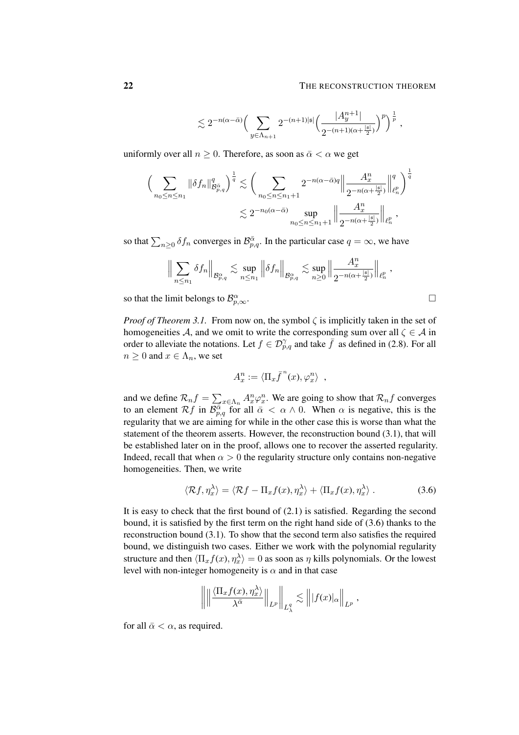$$\lesssim 2^{-n(\alpha-\bar{\alpha})}\Big(\sum_{y\in\Lambda_{n+1}} 2^{-(n+1)|\mathfrak{s}|}\Big(\frac{|A_y^{n+1}|}{2^{-(n+1)(\alpha+\frac{|\mathfrak{s}|}{2})}}\Big)^p\Big)^{\frac{1}{p}}\;,$$

uniformly over all $n \geq 0$. Therefore, as soon as $\bar{\alpha} < \alpha$ we get

$$\Big(\sum_{n_0\leq n\leq n_1} \|\delta f_n\|_{\mathcal{B}^{\bar{\alpha}}_{p,q}}^q\Big)^{\frac{1}{q}} \lesssim \Big(\sum_{n_0\leq n\leq n_1+1} 2^{-n(\alpha-\bar{\alpha})q}\Big\|\frac{A_x^n}{2^{-n(\alpha+\frac{|\mathfrak{s}|}{2})}}\Big\|_{\ell_n^p}^q\Big)^{\frac{1}{q}}$$
$$\lesssim 2^{-n_0(\alpha-\bar{\alpha})} \sup_{n_0\leq n\leq n_1+1}\Big\|\frac{A_x^n}{2^{-n(\alpha+\frac{|\mathfrak{s}|}{2})}}\Big\|_{\ell_n^p}\;,$$

so that $\sum_{n\geq 0}\delta f_n$ converges in $\mathcal{B}^{\bar{\alpha}}_{p,q}$. In the particular case $q=\infty$, we have

$$\Big\|\sum_{n\leq n_1}\delta f_n\Big\|_{\mathcal{B}^{\alpha}_{p,q}} \lesssim \sup_{n\leq n_1}\Big\|\delta f_n\Big\|_{\mathcal{B}^{\alpha}_{p,q}} \lesssim \sup_{n\geq 0}\Big\|\frac{A_x^n}{2^{-n(\alpha+\frac{|\mathfrak{s}|}{2})}}\Big\|_{\ell_n^p}\;,$$

so that the limit belongs to $\mathcal{B}^{\alpha}_{p,\infty}$. □

*Proof of Theorem 3.1.* From now on, the symbol $\zeta$ is implicitly taken in the set of homogeneities $\mathcal{A}$, and we omit to write the corresponding sum over all $\zeta\in\mathcal{A}$ in order to alleviate the notations. Let $f\in\mathcal{D}^{\gamma}_{p,q}$ and take $\bar{f}$ as defined in (2.8). For all $n\geq 0$ and $x\in\Lambda_n$, we set

$$A_x^n := \langle \Pi_x \bar{f}^{\,n}(x), \varphi_x^n\rangle\;\;,$$

and we define $\mathcal{R}_n f = \sum_{x\in\Lambda_n} A_x^n\varphi_x^n$. We are going to show that $\mathcal{R}_n f$ converges to an element $\mathcal{R}f$ in $\mathcal{B}^{\bar{\alpha}}_{p,q}$ for all $\bar{\alpha} < \alpha\wedge 0$. When $\alpha$ is negative, this is the regularity that we are aiming for while in the other case this is worse than what the statement of the theorem asserts. However, the reconstruction bound (3.1), that will be established later on in the proof, allows one to recover the asserted regularity. Indeed, recall that when $\alpha > 0$ the regularity structure only contains non-negative homogeneities. Then, we write

$$\langle \mathcal{R}f,\eta_x^\lambda\rangle = \langle \mathcal{R}f - \Pi_x f(x),\eta_x^\lambda\rangle + \langle \Pi_x f(x),\eta_x^\lambda\rangle\;. \tag{3.6}$$

It is easy to check that the first bound of (2.1) is satisfied. Regarding the second bound, it is satisfied by the first term on the right hand side of (3.6) thanks to the reconstruction bound (3.1). To show that the second term also satisfies the required bound, we distinguish two cases. Either we work with the polynomial regularity structure and then $\langle \Pi_x f(x),\eta_x^\lambda\rangle = 0$ as soon as $\eta$ kills polynomials. Or the lowest level with non-integer homogeneity is $\alpha$ and in that case

$$\Big\|\Big\|\frac{\langle \Pi_x f(x),\eta_x^\lambda\rangle}{\lambda^{\bar{\alpha}}}\Big\|_{L^p}\Big\|_{L^q_\lambda} \lesssim \Big\||f(x)|_\alpha\Big\|_{L^p}\;,$$

for all $\bar{\alpha} < \alpha$, as required.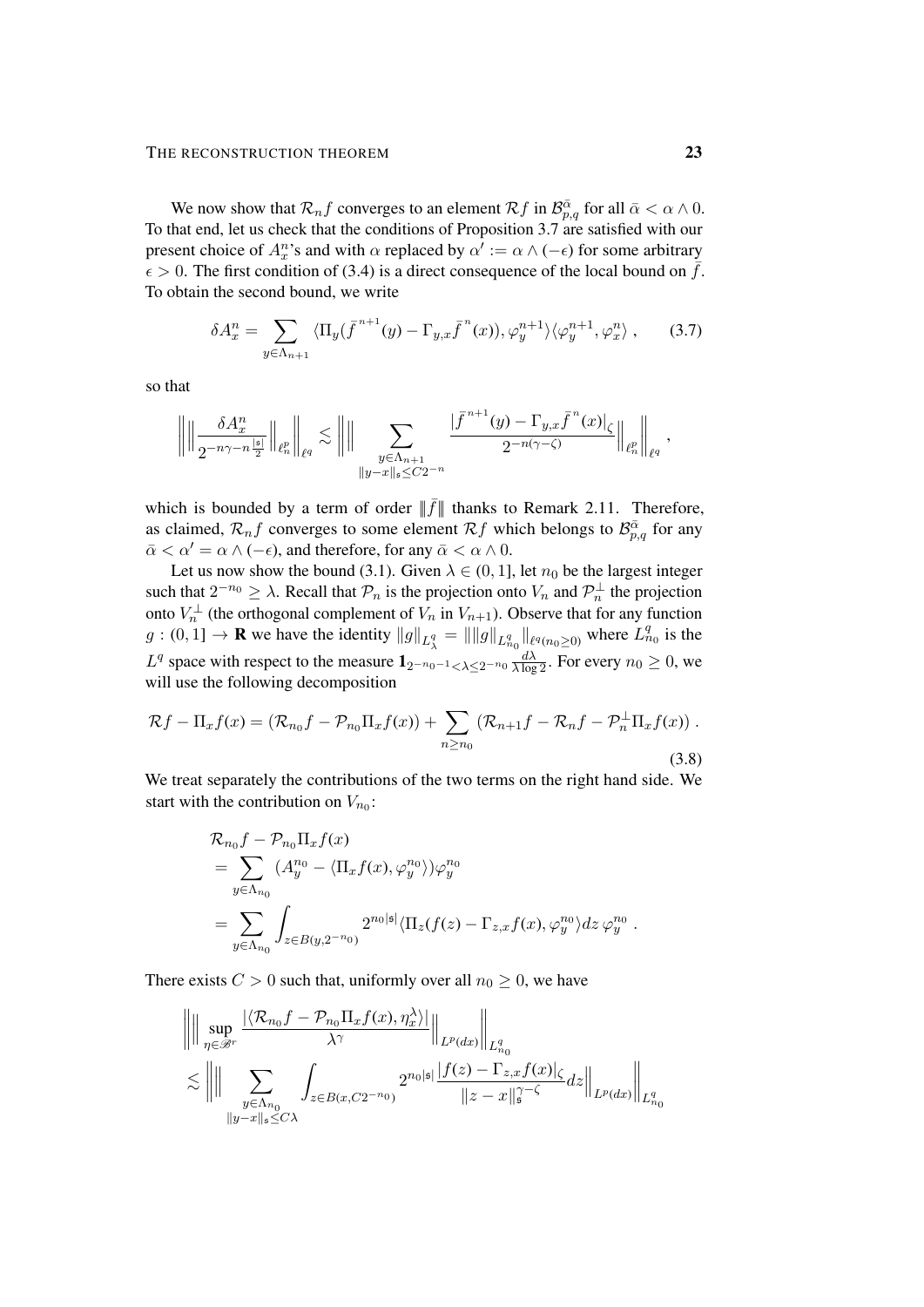We now show that $\mathcal{R}_n f$ converges to an element $\mathcal{R}f$ in $\mathcal{B}^{\bar\alpha}_{p,q}$ for all $\bar\alpha < \alpha \wedge 0$. To that end, let us check that the conditions of Proposition 3.7 are satisfied with our present choice of $A^n_x$'s and with $\alpha$ replaced by $\alpha' := \alpha \wedge (-\epsilon)$ for some arbitrary $\epsilon > 0$. The first condition of (3.4) is a direct consequence of the local bound on $\bar f$. To obtain the second bound, we write

$$\delta A^n_x = \sum_{y\in\Lambda_{n+1}} \langle \Pi_y(\bar f^{\,n+1}(y) - \Gamma_{y,x}\bar f^{\,n}(x)), \varphi^{n+1}_y\rangle\langle\varphi^{n+1}_y, \varphi^n_x\rangle\;, \tag{3.7}$$

so that

$$\Big\|\Big\|\frac{\delta A^n_x}{2^{-n\gamma - n\frac{|\mathfrak{s}|}{2}}}\Big\|_{\ell^p_n}\Big\|_{\ell^q} \lesssim \Big\|\Big\|\sum_{\substack{y\in\Lambda_{n+1}\\ \|y-x\|_\mathfrak{s}\le C2^{-n}}} \frac{|\bar f^{\,n+1}(y) - \Gamma_{y,x}\bar f^{\,n}(x)|_\zeta}{2^{-n(\gamma-\zeta)}}\Big\|_{\ell^p_n}\Big\|_{\ell^q}\;,$$

which is bounded by a term of order $\|\!|\bar f|\!\|$ thanks to Remark 2.11. Therefore, as claimed, $\mathcal{R}_n f$ converges to some element $\mathcal{R}f$ which belongs to $\mathcal{B}^{\bar\alpha}_{p,q}$ for any $\bar\alpha < \alpha' = \alpha\wedge(-\epsilon)$, and therefore, for any $\bar\alpha < \alpha\wedge 0$.

Let us now show the bound (3.1). Given $\lambda \in (0,1]$, let $n_0$ be the largest integer such that $2^{-n_0} \ge \lambda$. Recall that $\mathcal{P}_n$ is the projection onto $V_n$ and $\mathcal{P}^\perp_n$ the projection onto $V^\perp_n$ (the orthogonal complement of $V_n$ in $V_{n+1}$). Observe that for any function $g : (0,1] \to \mathbf{R}$ we have the identity $\|g\|_{L^q_\lambda} = \|\|g\|_{L^q_{n_0}}\|_{\ell^q(n_0\ge 0)}$ where $L^q_{n_0}$ is the $L^q$ space with respect to the measure $\mathbf{1}_{2^{-n_0-1}<\lambda\le 2^{-n_0}}\frac{d\lambda}{\lambda\log 2}$. For every $n_0 \ge 0$, we will use the following decomposition

$$\mathcal{R}f - \Pi_x f(x) = (\mathcal{R}_{n_0}f - \mathcal{P}_{n_0}\Pi_x f(x)) + \sum_{n\ge n_0}(\mathcal{R}_{n+1}f - \mathcal{R}_n f - \mathcal{P}^\perp_n\Pi_x f(x))\;. \tag{3.8}$$

We treat separately the contributions of the two terms on the right hand side. We start with the contribution on $V_{n_0}$:

$$\begin{aligned}
&\mathcal{R}_{n_0}f - \mathcal{P}_{n_0}\Pi_x f(x)\\
&= \sum_{y\in\Lambda_{n_0}} (A^{n_0}_y - \langle \Pi_x f(x), \varphi^{n_0}_y\rangle)\varphi^{n_0}_y\\
&= \sum_{y\in\Lambda_{n_0}} \int_{z\in B(y,2^{-n_0})} 2^{n_0|\mathfrak{s}|}\langle \Pi_z(f(z) - \Gamma_{z,x}f(x), \varphi^{n_0}_y\rangle dz\,\varphi^{n_0}_y\;.
\end{aligned}$$

There exists $C > 0$ such that, uniformly over all $n_0 \ge 0$, we have

$$\begin{aligned}
&\Big\|\Big\|\sup_{\eta\in\mathscr{B}^r}\frac{|\langle \mathcal{R}_{n_0}f - \mathcal{P}_{n_0}\Pi_x f(x), \eta^\lambda_x\rangle|}{\lambda^\gamma}\Big\|_{L^p(dx)}\Big\|_{L^q_{n_0}}\\
&\lesssim \Big\|\Big\|\sum_{\substack{y\in\Lambda_{n_0}\\ \|y-x\|_\mathfrak{s}\le C\lambda}} \int_{z\in B(x,C2^{-n_0})} 2^{n_0|\mathfrak{s}|}\frac{|f(z) - \Gamma_{z,x}f(x)|_\zeta}{\|z-x\|_\mathfrak{s}^{\gamma-\zeta}}dz\Big\|_{L^p(dx)}\Big\|_{L^q_{n_0}}
\end{aligned}$$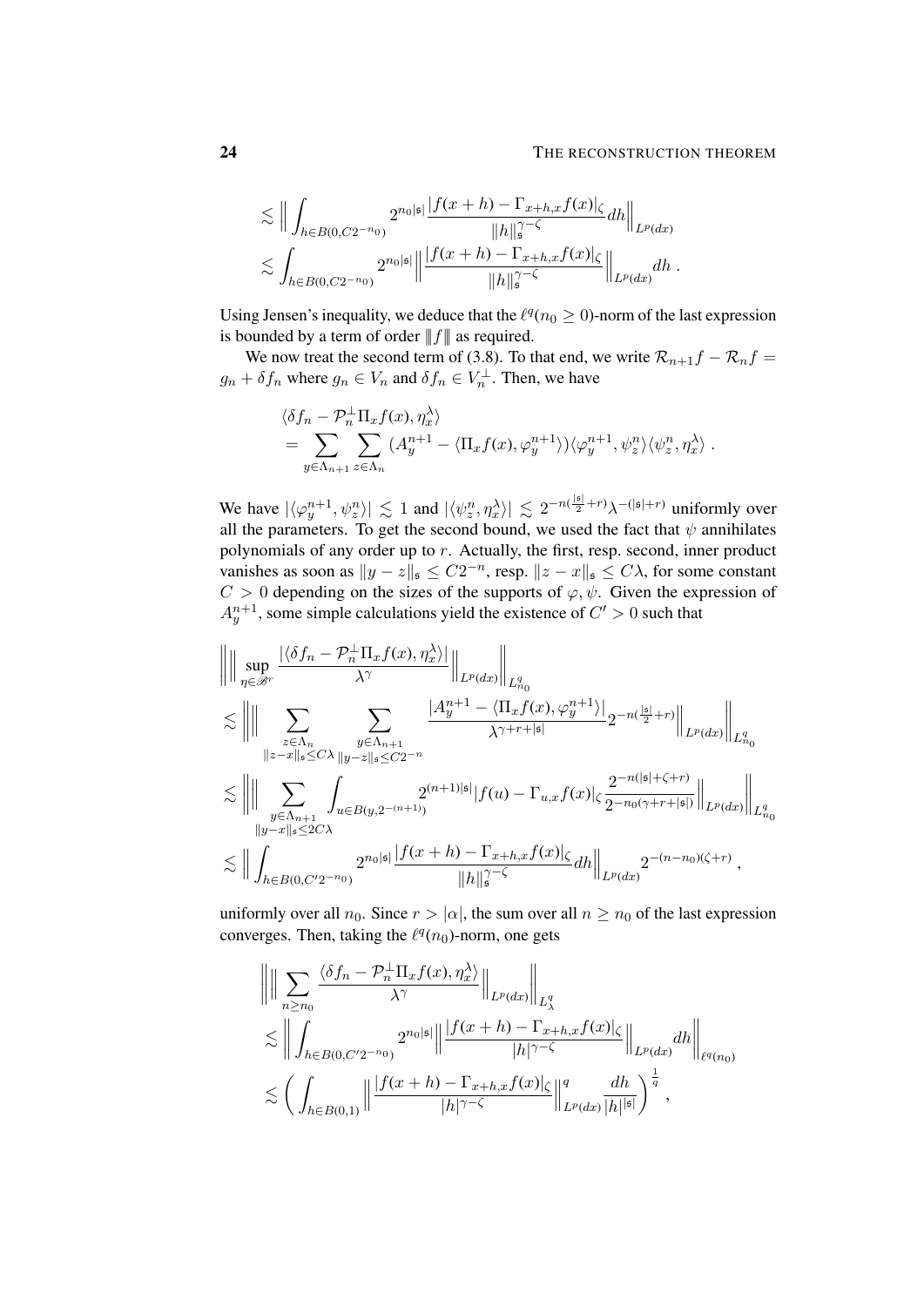$$
\begin{aligned}
&\lesssim \Big\| \int_{h\in B(0,C2^{-n_0})} 2^{n_0|\mathfrak{s}|} \frac{|f(x+h)-\Gamma_{x+h,x}f(x)|_\zeta}{\|h\|_\mathfrak{s}^{\gamma-\zeta}} dh \Big\|_{L^p(dx)} \\
&\lesssim \int_{h\in B(0,C2^{-n_0})} 2^{n_0|\mathfrak{s}|} \Big\| \frac{|f(x+h)-\Gamma_{x+h,x}f(x)|_\zeta}{\|h\|_\mathfrak{s}^{\gamma-\zeta}} \Big\|_{L^p(dx)} dh \;.
\end{aligned}
$$

Using Jensen's inequality, we deduce that the $\ell^q(n_0 \geq 0)$-norm of the last expression is bounded by a term of order $\|\!|f|\!\|$ as required.

We now treat the second term of (3.8). To that end, we write $\mathcal{R}_{n+1}f - \mathcal{R}_n f = g_n + \delta f_n$ where $g_n \in V_n$ and $\delta f_n \in V_n^\perp$. Then, we have

$$
\begin{aligned}
&\langle \delta f_n - \mathcal{P}_n^\perp \Pi_x f(x), \eta_x^\lambda \rangle \\
&= \sum_{y\in\Lambda_{n+1}} \sum_{z\in\Lambda_n} \big(A_y^{n+1} - \langle \Pi_x f(x), \varphi_y^{n+1}\rangle\big) \langle \varphi_y^{n+1}, \psi_z^n\rangle \langle \psi_z^n, \eta_x^\lambda\rangle \;.
\end{aligned}
$$

We have $|\langle \varphi_y^{n+1}, \psi_z^n\rangle| \lesssim 1$ and $|\langle \psi_z^n, \eta_x^\lambda\rangle| \lesssim 2^{-n(\frac{|\mathfrak{s}|}{2}+r)}\lambda^{-(|\mathfrak{s}|+r)}$ uniformly over all the parameters. To get the second bound, we used the fact that $\psi$ annihilates polynomials of any order up to $r$. Actually, the first, resp. second, inner product vanishes as soon as $\|y-z\|_\mathfrak{s} \leq C2^{-n}$, resp. $\|z-x\|_\mathfrak{s} \leq C\lambda$, for some constant $C > 0$ depending on the sizes of the supports of $\varphi, \psi$. Given the expression of $A_y^{n+1}$, some simple calculations yield the existence of $C' > 0$ such that

$$
\begin{aligned}
&\Big\|\Big\| \sup_{\eta\in\mathscr{B}^r} \frac{|\langle \delta f_n - \mathcal{P}_n^\perp \Pi_x f(x), \eta_x^\lambda\rangle|}{\lambda^\gamma} \Big\|_{L^p(dx)} \Big\|_{L^q_{n_0}} \\
&\lesssim \Big\|\Big\| \sum_{\substack{z\in\Lambda_n\\ \|z-x\|_\mathfrak{s}\leq C\lambda}} \sum_{\substack{y\in\Lambda_{n+1}\\ \|y-z\|_\mathfrak{s}\leq C2^{-n}}} \frac{|A_y^{n+1} - \langle \Pi_x f(x), \varphi_y^{n+1}\rangle|}{\lambda^{\gamma+r+|\mathfrak{s}|}} 2^{-n(\frac{|\mathfrak{s}|}{2}+r)} \Big\|_{L^p(dx)} \Big\|_{L^q_{n_0}} \\
&\lesssim \Big\|\Big\| \sum_{\substack{y\in\Lambda_{n+1}\\ \|y-x\|_\mathfrak{s}\leq 2C\lambda}} \int_{u\in B(y,2^{-(n+1)})} 2^{(n+1)|\mathfrak{s}|} |f(u) - \Gamma_{u,x}f(x)|_\zeta \frac{2^{-n(|\mathfrak{s}|+\zeta+r)}}{2^{-n_0(\gamma+r+|\mathfrak{s}|)}} \Big\|_{L^p(dx)} \Big\|_{L^q_{n_0}} \\
&\lesssim \Big\| \int_{h\in B(0,C'2^{-n_0})} 2^{n_0|\mathfrak{s}|} \frac{|f(x+h)-\Gamma_{x+h,x}f(x)|_\zeta}{\|h\|_\mathfrak{s}^{\gamma-\zeta}} dh \Big\|_{L^p(dx)} 2^{-(n-n_0)(\zeta+r)} \;,
\end{aligned}
$$

uniformly over all $n_0$. Since $r > |\alpha|$, the sum over all $n \geq n_0$ of the last expression converges. Then, taking the $\ell^q(n_0)$-norm, one gets

$$
\begin{aligned}
&\Big\|\Big\| \sum_{n\geq n_0} \frac{\langle \delta f_n - \mathcal{P}_n^\perp \Pi_x f(x), \eta_x^\lambda\rangle}{\lambda^\gamma} \Big\|_{L^p(dx)} \Big\|_{L^q_\lambda} \\
&\lesssim \Big\| \int_{h\in B(0,C'2^{-n_0})} 2^{n_0|\mathfrak{s}|} \Big\| \frac{|f(x+h)-\Gamma_{x+h,x}f(x)|_\zeta}{|h|^{\gamma-\zeta}} \Big\|_{L^p(dx)} dh \Big\|_{\ell^q(n_0)} \\
&\lesssim \Big( \int_{h\in B(0,1)} \Big\| \frac{|f(x+h)-\Gamma_{x+h,x}f(x)|_\zeta}{|h|^{\gamma-\zeta}} \Big\|_{L^p(dx)}^q \frac{dh}{|h|^{|\mathfrak{s}|}} \Big)^{\frac{1}{q}} \;,
\end{aligned}
$$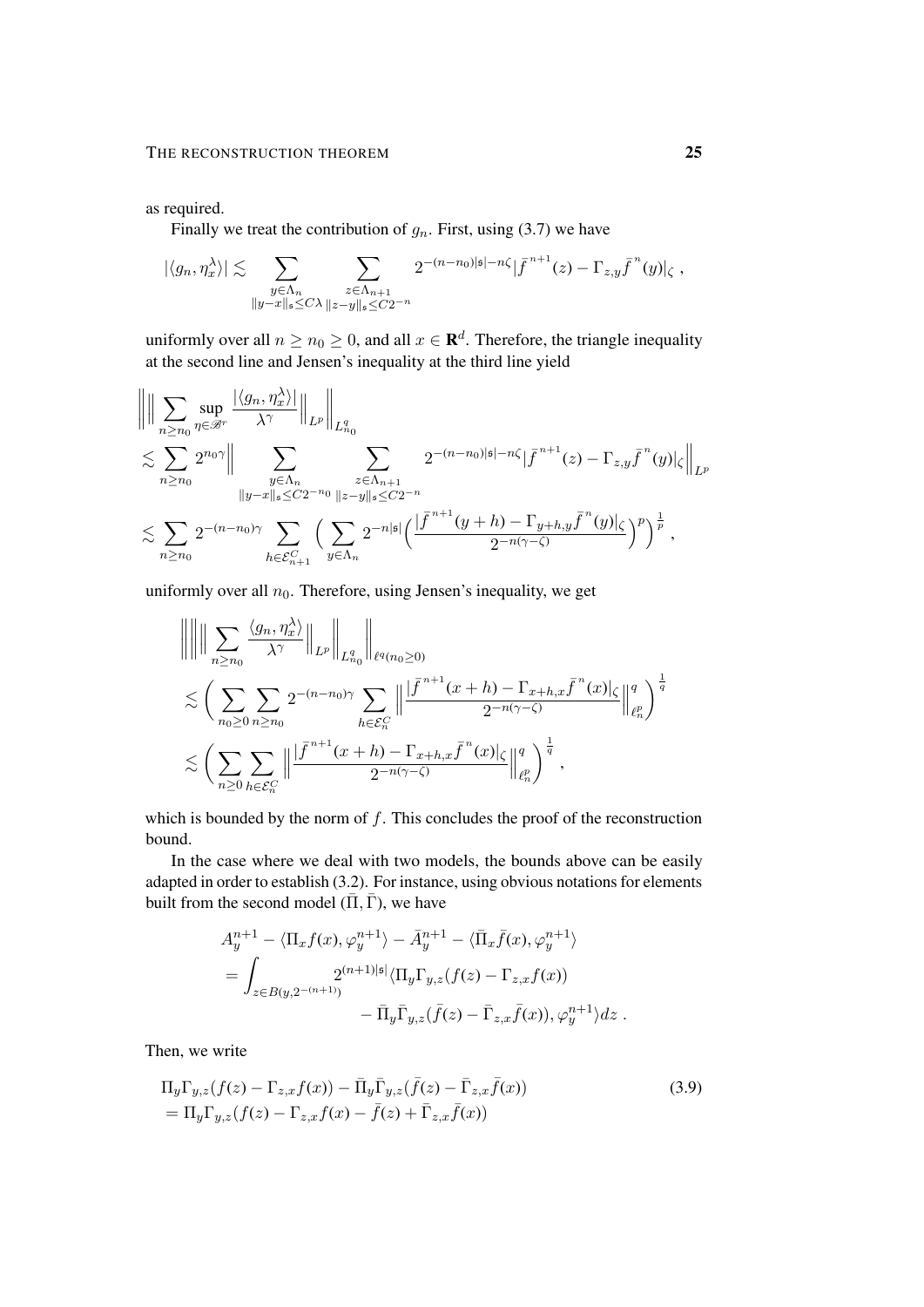as required.

Finally we treat the contribution of $g_n$. First, using (3.7) we have

$$
|\langle g_n, \eta_x^\lambda\rangle| \lesssim \sum_{\substack{y\in\Lambda_n\\ \|y-x\|_\mathfrak{s}\le C\lambda}} \sum_{\substack{z\in\Lambda_{n+1}\\ \|z-y\|_\mathfrak{s}\le C2^{-n}}} 2^{-(n-n_0)|\mathfrak{s}|-n\zeta} |\bar f^{\,n+1}(z) - \Gamma_{z,y}\bar f^{\,n}(y)|_\zeta\;,
$$

uniformly over all $n \ge n_0 \ge 0$, and all $x\in\mathbf{R}^d$. Therefore, the triangle inequality at the second line and Jensen's inequality at the third line yield

$$
\begin{aligned}
&\Big\|\Big\| \sum_{n\ge n_0} \sup_{\eta\in\mathscr{B}^r} \frac{|\langle g_n,\eta_x^\lambda\rangle|}{\lambda^\gamma}\Big\|_{L^p}\Big\|_{L^q_{n_0}}\\
&\lesssim \sum_{n\ge n_0} 2^{n_0\gamma}\Big\| \sum_{\substack{y\in\Lambda_n\\ \|y-x\|_\mathfrak{s}\le C2^{-n_0}}} \sum_{\substack{z\in\Lambda_{n+1}\\ \|z-y\|_\mathfrak{s}\le C2^{-n}}} 2^{-(n-n_0)|\mathfrak{s}|-n\zeta} |\bar f^{\,n+1}(z) - \Gamma_{z,y}\bar f^{\,n}(y)|_\zeta\Big\|_{L^p}\\
&\lesssim \sum_{n\ge n_0} 2^{-(n-n_0)\gamma} \sum_{h\in\mathcal{E}_{n+1}^C} \Big(\sum_{y\in\Lambda_n} 2^{-n|\mathfrak{s}|}\Big(\frac{|\bar f^{\,n+1}(y+h)-\Gamma_{y+h,y}\bar f^{\,n}(y)|_\zeta}{2^{-n(\gamma-\zeta)}}\Big)^p\Big)^{\frac1p}\;,
\end{aligned}
$$

uniformly over all $n_0$. Therefore, using Jensen's inequality, we get

$$
\begin{aligned}
&\Big\|\Big\|\Big\| \sum_{n\ge n_0} \frac{\langle g_n,\eta_x^\lambda\rangle}{\lambda^\gamma}\Big\|_{L^p}\Big\|_{L^q_{n_0}}\Big\|_{\ell^q(n_0\ge 0)}\\
&\lesssim \Big(\sum_{n_0\ge 0}\sum_{n\ge n_0} 2^{-(n-n_0)\gamma} \sum_{h\in\mathcal{E}_n^C} \Big\|\frac{|\bar f^{\,n+1}(x+h)-\Gamma_{x+h,x}\bar f^{\,n}(x)|_\zeta}{2^{-n(\gamma-\zeta)}}\Big\|^q_{\ell^p_n}\Big)^{\frac1q}\\
&\lesssim \Big(\sum_{n\ge 0}\sum_{h\in\mathcal{E}_n^C} \Big\|\frac{|\bar f^{\,n+1}(x+h)-\Gamma_{x+h,x}\bar f^{\,n}(x)|_\zeta}{2^{-n(\gamma-\zeta)}}\Big\|^q_{\ell^p_n}\Big)^{\frac1q}\;,
\end{aligned}
$$

which is bounded by the norm of $f$. This concludes the proof of the reconstruction bound.

In the case where we deal with two models, the bounds above can be easily adapted in order to establish (3.2). For instance, using obvious notations for elements built from the second model $(\bar\Pi,\bar\Gamma)$, we have

$$
\begin{aligned}
&A_y^{n+1} - \langle \Pi_x f(x),\varphi_y^{n+1}\rangle - \bar A_y^{n+1} - \langle \bar\Pi_x \bar f(x),\varphi_y^{n+1}\rangle\\
&= \int_{z\in B(y,2^{-(n+1)})} 2^{(n+1)|\mathfrak{s}|}\langle \Pi_y\Gamma_{y,z}\big(f(z)-\Gamma_{z,x}f(x)\big)\\
&\qquad\qquad - \bar\Pi_y\bar\Gamma_{y,z}\big(\bar f(z)-\bar\Gamma_{z,x}\bar f(x)\big),\varphi_y^{n+1}\rangle dz\;.
\end{aligned}
$$

Then, we write

$$
\begin{aligned}
&\Pi_y\Gamma_{y,z}\big(f(z)-\Gamma_{z,x}f(x)\big) - \bar\Pi_y\bar\Gamma_{y,z}\big(\bar f(z)-\bar\Gamma_{z,x}\bar f(x)\big) \qquad (3.9)\\
&= \Pi_y\Gamma_{y,z}\big(f(z)-\Gamma_{z,x}f(x) - \bar f(z) + \bar\Gamma_{z,x}\bar f(x)\big)
\end{aligned}
$$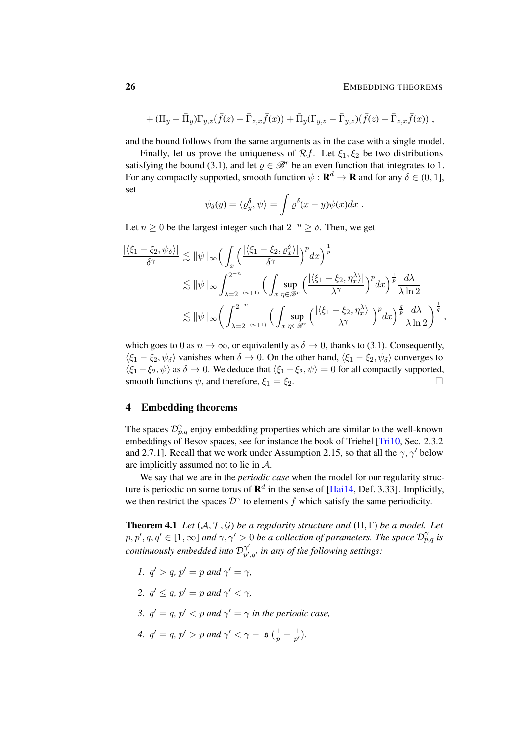$$+ (\Pi_y - \bar\Pi_y)\Gamma_{y,z}(\bar f(z) - \bar\Gamma_{z,x}\bar f(x)) + \bar\Pi_y(\Gamma_{y,z} - \bar\Gamma_{y,z})(\bar f(z) - \bar\Gamma_{z,x}\bar f(x)) ,$$

and the bound follows from the same arguments as in the case with a single model.

Finally, let us prove the uniqueness of $\mathcal{R}f$. Let $\xi_1, \xi_2$ be two distributions satisfying the bound (3.1), and let $\varrho \in \mathscr{B}^r$ be an even function that integrates to 1. For any compactly supported, smooth function $\psi : \mathbf{R}^d \to \mathbf{R}$ and for any $\delta \in (0,1]$, set

$$\psi_\delta(y) = \langle \varrho_y^\delta, \psi \rangle = \int \varrho^\delta(x-y)\psi(x)dx .$$

Let $n \geq 0$ be the largest integer such that $2^{-n} \geq \delta$. Then, we get

$$\begin{aligned}
\frac{|\langle \xi_1 - \xi_2, \psi_\delta\rangle|}{\delta^\gamma} &\lesssim \|\psi\|_\infty \Big( \int_x \Big( \frac{|\langle \xi_1 - \xi_2, \varrho_x^\delta\rangle|}{\delta^\gamma}\Big)^p dx\Big)^{\frac{1}{p}} \\
&\lesssim \|\psi\|_\infty \int_{\lambda=2^{-(n+1)}}^{2^{-n}} \Big( \int_x \sup_{\eta\in\mathscr{B}^r} \Big( \frac{|\langle \xi_1 - \xi_2, \eta_x^\lambda\rangle|}{\lambda^\gamma}\Big)^p dx\Big)^{\frac{1}{p}} \frac{d\lambda}{\lambda \ln 2} \\
&\lesssim \|\psi\|_\infty \Big( \int_{\lambda=2^{-(n+1)}}^{2^{-n}} \Big( \int_x \sup_{\eta\in\mathscr{B}^r} \Big( \frac{|\langle \xi_1 - \xi_2, \eta_x^\lambda\rangle|}{\lambda^\gamma}\Big)^p dx\Big)^{\frac{q}{p}} \frac{d\lambda}{\lambda \ln 2}\Big)^{\frac{1}{q}} ,
\end{aligned}$$

which goes to 0 as $n \to \infty$, or equivalently as $\delta \to 0$, thanks to (3.1). Consequently, $\langle \xi_1 - \xi_2, \psi_\delta\rangle$ vanishes when $\delta \to 0$. On the other hand, $\langle \xi_1 - \xi_2, \psi_\delta\rangle$ converges to $\langle \xi_1 - \xi_2, \psi\rangle$ as $\delta \to 0$. We deduce that $\langle \xi_1 - \xi_2, \psi\rangle = 0$ for all compactly supported, smooth functions $\psi$, and therefore, $\xi_1 = \xi_2$. □

## 4 Embedding theorems

The spaces $\mathcal{D}_{p,q}^\gamma$ enjoy embedding properties which are similar to the well-known embeddings of Besov spaces, see for instance the book of Triebel [Tri10, Sec. 2.3.2 and 2.7.1]. Recall that we work under Assumption 2.15, so that all the $\gamma, \gamma'$ below are implicitly assumed not to lie in $\mathcal{A}$.

We say that we are in the *periodic case* when the model for our regularity structure is periodic on some torus of $\mathbf{R}^d$ in the sense of [Hai14, Def. 3.33]. Implicitly, we then restrict the spaces $\mathcal{D}^\gamma$ to elements $f$ which satisfy the same periodicity.

**Theorem 4.1** *Let $(\mathcal{A}, \mathcal{T}, \mathcal{G})$ be a regularity structure and $(\Pi, \Gamma)$ be a model. Let $p, p', q, q' \in [1,\infty]$ and $\gamma, \gamma' > 0$ be a collection of parameters. The space $\mathcal{D}_{p,q}^\gamma$ is continuously embedded into $\mathcal{D}_{p',q'}^{\gamma'}$ in any of the following settings:*

1. *$q' > q$, $p' = p$ and $\gamma' = \gamma$,*
2. *$q' \leq q$, $p' = p$ and $\gamma' < \gamma$,*
3. *$q' = q$, $p' < p$ and $\gamma' = \gamma$ in the periodic case,*
4. *$q' = q$, $p' > p$ and $\gamma' < \gamma - |\mathfrak{s}|(\frac{1}{p} - \frac{1}{p'})$.*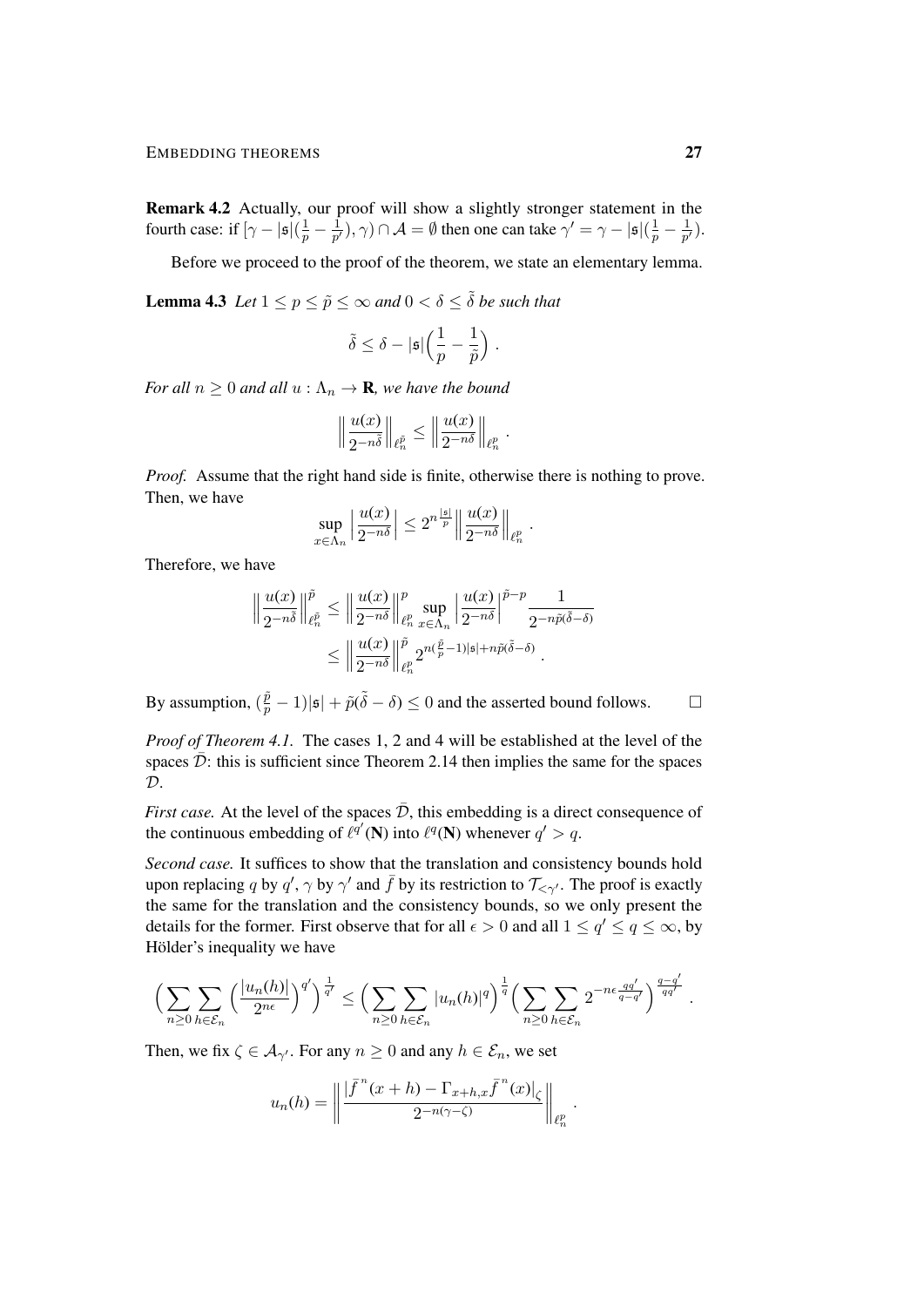**Remark 4.2** Actually, our proof will show a slightly stronger statement in the fourth case: if $[\gamma - |\mathfrak{s}|(\frac{1}{p} - \frac{1}{p'}), \gamma) \cap \mathcal{A} = \emptyset$ then one can take $\gamma' = \gamma - |\mathfrak{s}|(\frac{1}{p} - \frac{1}{p'})$.

Before we proceed to the proof of the theorem, we state an elementary lemma.

**Lemma 4.3** *Let $1 \leq p \leq \tilde{p} \leq \infty$ and $0 < \delta \leq \tilde{\delta}$ be such that*

$$\tilde{\delta} \leq \delta - |\mathfrak{s}|\Big(\frac{1}{p} - \frac{1}{\tilde{p}}\Big) .$$

*For all $n \geq 0$ and all $u : \Lambda_n \to \mathbf{R}$, we have the bound*

$$\Big\| \frac{u(x)}{2^{-n\tilde{\delta}}} \Big\|_{\ell_n^{\tilde{p}}} \leq \Big\| \frac{u(x)}{2^{-n\delta}} \Big\|_{\ell_n^p} .$$

*Proof.* Assume that the right hand side is finite, otherwise there is nothing to prove. Then, we have

$$\sup_{x \in \Lambda_n} \Big| \frac{u(x)}{2^{-n\delta}} \Big| \leq 2^{n\frac{|\mathfrak{s}|}{p}} \Big\| \frac{u(x)}{2^{-n\delta}} \Big\|_{\ell_n^p} .$$

Therefore, we have

$$\begin{aligned} \Big\| \frac{u(x)}{2^{-n\tilde{\delta}}} \Big\|_{\ell_n^{\tilde{p}}}^{\tilde{p}} &\leq \Big\| \frac{u(x)}{2^{-n\delta}} \Big\|_{\ell_n^p}^{p} \sup_{x \in \Lambda_n} \Big| \frac{u(x)}{2^{-n\delta}} \Big|^{\tilde{p}-p} \frac{1}{2^{-n\tilde{p}(\tilde{\delta}-\delta)}} \\ &\leq \Big\| \frac{u(x)}{2^{-n\delta}} \Big\|_{\ell_n^p}^{\tilde{p}} 2^{n(\frac{\tilde{p}}{p}-1)|\mathfrak{s}| + n\tilde{p}(\tilde{\delta}-\delta)} . \end{aligned}$$

By assumption, $(\frac{\tilde{p}}{p} - 1)|\mathfrak{s}| + \tilde{p}(\tilde{\delta} - \delta) \leq 0$ and the asserted bound follows. $\square$

*Proof of Theorem 4.1.* The cases 1, 2 and 4 will be established at the level of the spaces $\bar{\mathcal{D}}$: this is sufficient since Theorem 2.14 then implies the same for the spaces $\mathcal{D}$.

*First case.* At the level of the spaces $\bar{\mathcal{D}}$, this embedding is a direct consequence of the continuous embedding of $\ell^{q'}(\mathbf{N})$ into $\ell^q(\mathbf{N})$ whenever $q' > q$.

*Second case.* It suffices to show that the translation and consistency bounds hold upon replacing $q$ by $q'$, $\gamma$ by $\gamma'$ and $\bar{f}$ by its restriction to $\mathcal{T}_{<\gamma'}$. The proof is exactly the same for the translation and the consistency bounds, so we only present the details for the former. First observe that for all $\epsilon > 0$ and all $1 \leq q' \leq q \leq \infty$, by Hölder's inequality we have

$$\Big( \sum_{n\geq 0} \sum_{h \in \mathcal{E}_n} \Big(\frac{|u_n(h)|}{2^{n\epsilon}}\Big)^{q'} \Big)^{\frac{1}{q'}} \leq \Big( \sum_{n\geq 0} \sum_{h \in \mathcal{E}_n} |u_n(h)|^q \Big)^{\frac{1}{q}} \Big( \sum_{n\geq 0} \sum_{h \in \mathcal{E}_n} 2^{-n\epsilon\frac{qq'}{q-q'}} \Big)^{\frac{q-q'}{qq'}} .$$

Then, we fix $\zeta \in \mathcal{A}_{\gamma'}$. For any $n \geq 0$ and any $h \in \mathcal{E}_n$, we set

$$u_n(h) = \Big\| \frac{|\bar{f}^{\,n}(x+h) - \Gamma_{x+h,x}\bar{f}^{\,n}(x)|_\zeta}{2^{-n(\gamma-\zeta)}} \Big\|_{\ell_n^p} .$$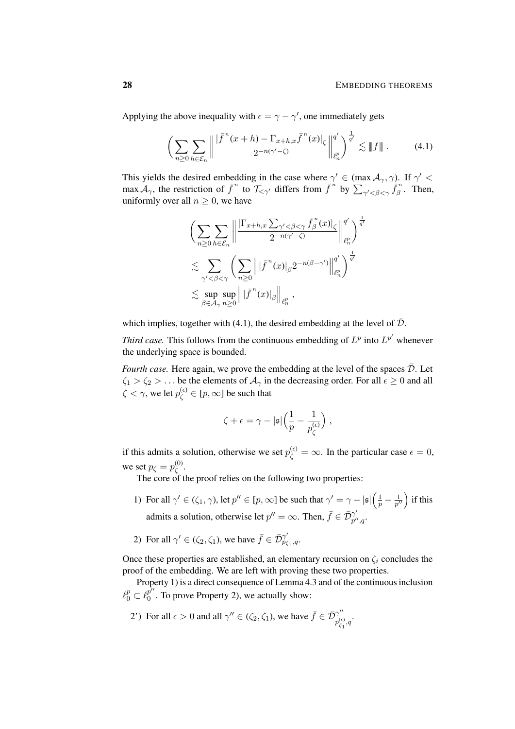Applying the above inequality with $\epsilon = \gamma - \gamma'$, one immediately gets

$$\Big( \sum_{n\geq 0} \sum_{h\in\mathcal{E}_n} \Big\| \frac{|\bar{f}^n(x+h) - \Gamma_{x+h,x}\bar{f}^n(x)|_\zeta}{2^{-n(\gamma'-\zeta)}} \Big\|_{\ell_n^p}^{q'} \Big)^{\frac{1}{q'}} \lesssim \|\!| f |\!\| \,. \tag{4.1}$$

This yields the desired embedding in the case where $\gamma' \in (\max \mathcal{A}_\gamma, \gamma)$. If $\gamma' < \max \mathcal{A}_\gamma$, the restriction of $\bar{f}^n$ to $\mathcal{T}_{<\gamma'}$ differs from $\bar{f}^n$ by $\sum_{\gamma'<\beta<\gamma} \bar{f}^n_\beta$. Then, uniformly over all $n \geq 0$, we have

$$\begin{aligned}
&\Big( \sum_{n\geq 0} \sum_{h\in\mathcal{E}_n} \Big\| \frac{|\Gamma_{x+h,x} \sum_{\gamma'<\beta<\gamma} \bar{f}^n_\beta(x)|_\zeta}{2^{-n(\gamma'-\zeta)}} \Big\|_{\ell_n^p}^{q'} \Big)^{\frac{1}{q'}} \\
&\lesssim \sum_{\gamma'<\beta<\gamma} \Big( \sum_{n\geq 0} \Big\| |\bar{f}^n(x)|_\beta 2^{-n(\beta-\gamma')} \Big\|_{\ell_n^p}^{q'} \Big)^{\frac{1}{q'}} \\
&\lesssim \sup_{\beta\in\mathcal{A}_\gamma} \sup_{n\geq 0} \Big\| |\bar{f}^n(x)|_\beta \Big\|_{\ell_n^p} \,,
\end{aligned}$$

which implies, together with (4.1), the desired embedding at the level of $\bar{\mathcal{D}}$.

*Third case.* This follows from the continuous embedding of $L^p$ into $L^{p'}$ whenever the underlying space is bounded.

*Fourth case.* Here again, we prove the embedding at the level of the spaces $\bar{\mathcal{D}}$. Let $\zeta_1 > \zeta_2 > \ldots$ be the elements of $\mathcal{A}_\gamma$ in the decreasing order. For all $\epsilon \geq 0$ and all $\zeta < \gamma$, we let $p_\zeta^{(\epsilon)} \in [p, \infty]$ be such that

$$\zeta + \epsilon = \gamma - |\mathfrak{s}| \Big( \frac{1}{p} - \frac{1}{p_\zeta^{(\epsilon)}} \Big) \,,$$

if this admits a solution, otherwise we set $p_\zeta^{(\epsilon)} = \infty$. In the particular case $\epsilon = 0$, we set $p_\zeta = p_\zeta^{(0)}$.

The core of the proof relies on the following two properties:

1) For all $\gamma' \in (\zeta_1, \gamma)$, let $p'' \in [p, \infty]$ be such that $\gamma' = \gamma - |\mathfrak{s}| \Big( \frac{1}{p} - \frac{1}{p''} \Big)$ if this admits a solution, otherwise let $p'' = \infty$. Then, $\bar{f} \in \bar{\mathcal{D}}^{\gamma'}_{p'',q}$.

2) For all $\gamma' \in (\zeta_2, \zeta_1)$, we have $\bar{f} \in \bar{\mathcal{D}}^{\gamma'}_{p_{\zeta_1},q}$.

Once these properties are established, an elementary recursion on $\zeta_i$ concludes the proof of the embedding. We are left with proving these two properties.

Property 1) is a direct consequence of Lemma 4.3 and of the continuous inclusion $\ell_0^p \subset \ell_0^{p''}$. To prove Property 2), we actually show:

2') For all $\epsilon > 0$ and all $\gamma'' \in (\zeta_2, \zeta_1)$, we have $\bar{f} \in \bar{\mathcal{D}}^{\gamma''}_{p_{\zeta_1}^{(\epsilon)},q}$.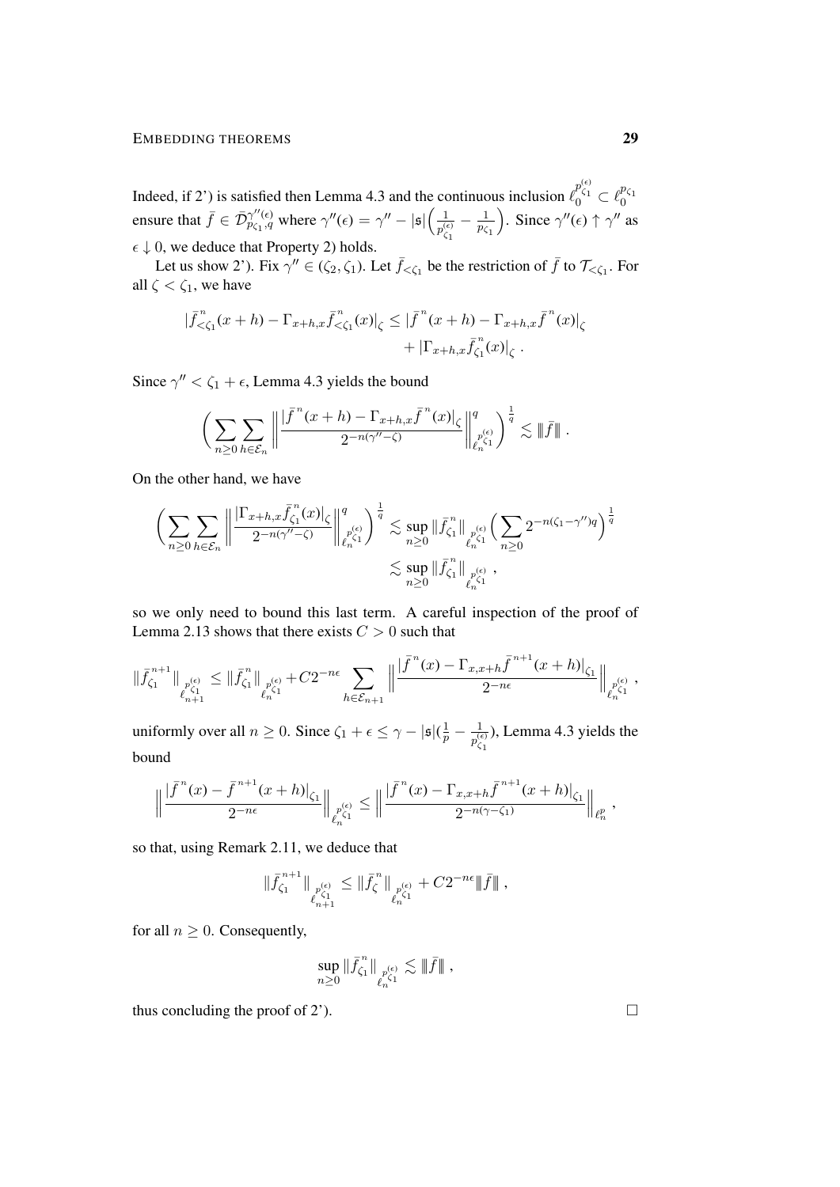Indeed, if 2') is satisfied then Lemma 4.3 and the continuous inclusion $\ell_0^{p^{(\epsilon)}_{\zeta_1}} \subset \ell_0^{p_{\zeta_1}}$ ensure that $\bar f \in \bar{\mathcal{D}}^{\gamma''(\epsilon)}_{p_{\zeta_1},q}$ where $\gamma''(\epsilon) = \gamma'' - |\mathfrak{s}|\Big(\frac{1}{p^{(\epsilon)}_{\zeta_1}} - \frac{1}{p_{\zeta_1}}\Big)$. Since $\gamma''(\epsilon) \uparrow \gamma''$ as $\epsilon \downarrow 0$, we deduce that Property 2) holds.

Let us show 2'). Fix $\gamma'' \in (\zeta_2, \zeta_1)$. Let $\bar f_{<\zeta_1}$ be the restriction of $\bar f$ to $\mathcal{T}_{<\zeta_1}$. For all $\zeta < \zeta_1$, we have

$$|\bar f^n_{<\zeta_1}(x+h) - \Gamma_{x+h,x}\bar f^n_{<\zeta_1}(x)|_\zeta \le |\bar f^n(x+h) - \Gamma_{x+h,x}\bar f^n(x)|_\zeta + |\Gamma_{x+h,x}\bar f^n_{\zeta_1}(x)|_\zeta \;.$$

Since $\gamma'' < \zeta_1 + \epsilon$, Lemma 4.3 yields the bound

$$\Big(\sum_{n\ge 0}\sum_{h\in\mathcal{E}_n}\Big\|\frac{|\bar f^n(x+h) - \Gamma_{x+h,x}\bar f^n(x)|_\zeta}{2^{-n(\gamma''-\zeta)}}\Big\|^q_{\ell_n^{p^{(\epsilon)}_{\zeta_1}}}\Big)^{\frac1q} \lesssim \|\!|\bar f|\!\| \;.$$

On the other hand, we have

$$\Big(\sum_{n\ge 0}\sum_{h\in\mathcal{E}_n}\Big\|\frac{|\Gamma_{x+h,x}\bar f^n_{\zeta_1}(x)|_\zeta}{2^{-n(\gamma''-\zeta)}}\Big\|^q_{\ell_n^{p^{(\epsilon)}_{\zeta_1}}}\Big)^{\frac1q} \lesssim \sup_{n\ge0}\|\bar f^n_{\zeta_1}\|_{\ell_n^{p^{(\epsilon)}_{\zeta_1}}}\Big(\sum_{n\ge0}2^{-n(\zeta_1-\gamma'')q}\Big)^{\frac1q} \lesssim \sup_{n\ge0}\|\bar f^n_{\zeta_1}\|_{\ell_n^{p^{(\epsilon)}_{\zeta_1}}} \;,$$

so we only need to bound this last term. A careful inspection of the proof of Lemma 2.13 shows that there exists $C>0$ such that

$$\|\bar f^{n+1}_{\zeta_1}\|_{\ell_{n+1}^{p^{(\epsilon)}_{\zeta_1}}} \le \|\bar f^n_{\zeta_1}\|_{\ell_n^{p^{(\epsilon)}_{\zeta_1}}} + C2^{-n\epsilon}\sum_{h\in\mathcal{E}_{n+1}}\Big\|\frac{|\bar f^n(x) - \Gamma_{x,x+h}\bar f^{n+1}(x+h)|_{\zeta_1}}{2^{-n\epsilon}}\Big\|_{\ell_n^{p^{(\epsilon)}_{\zeta_1}}} \;,$$

uniformly over all $n \ge 0$. Since $\zeta_1 + \epsilon \le \gamma - |\mathfrak{s}|(\frac1p - \frac{1}{p^{(\epsilon)}_{\zeta_1}})$, Lemma 4.3 yields the bound

$$\Big\|\frac{|\bar f^n(x) - \bar f^{n+1}(x+h)|_{\zeta_1}}{2^{-n\epsilon}}\Big\|_{\ell_n^{p^{(\epsilon)}_{\zeta_1}}} \le \Big\|\frac{|\bar f^n(x) - \Gamma_{x,x+h}\bar f^{n+1}(x+h)|_{\zeta_1}}{2^{-n(\gamma-\zeta_1)}}\Big\|_{\ell_n^p} \;,$$

so that, using Remark 2.11, we deduce that

$$\|\bar f^{n+1}_{\zeta_1}\|_{\ell_{n+1}^{p^{(\epsilon)}_{\zeta_1}}} \le \|\bar f^n_\zeta\|_{\ell_n^{p^{(\epsilon)}_{\zeta_1}}} + C2^{-n\epsilon}\|\!|\bar f|\!\| \;,$$

for all $n \ge 0$. Consequently,

$$\sup_{n\ge0}\|\bar f^n_{\zeta_1}\|_{\ell_n^{p^{(\epsilon)}_{\zeta_1}}} \lesssim \|\!|\bar f|\!\| \;,$$

thus concluding the proof of 2'). □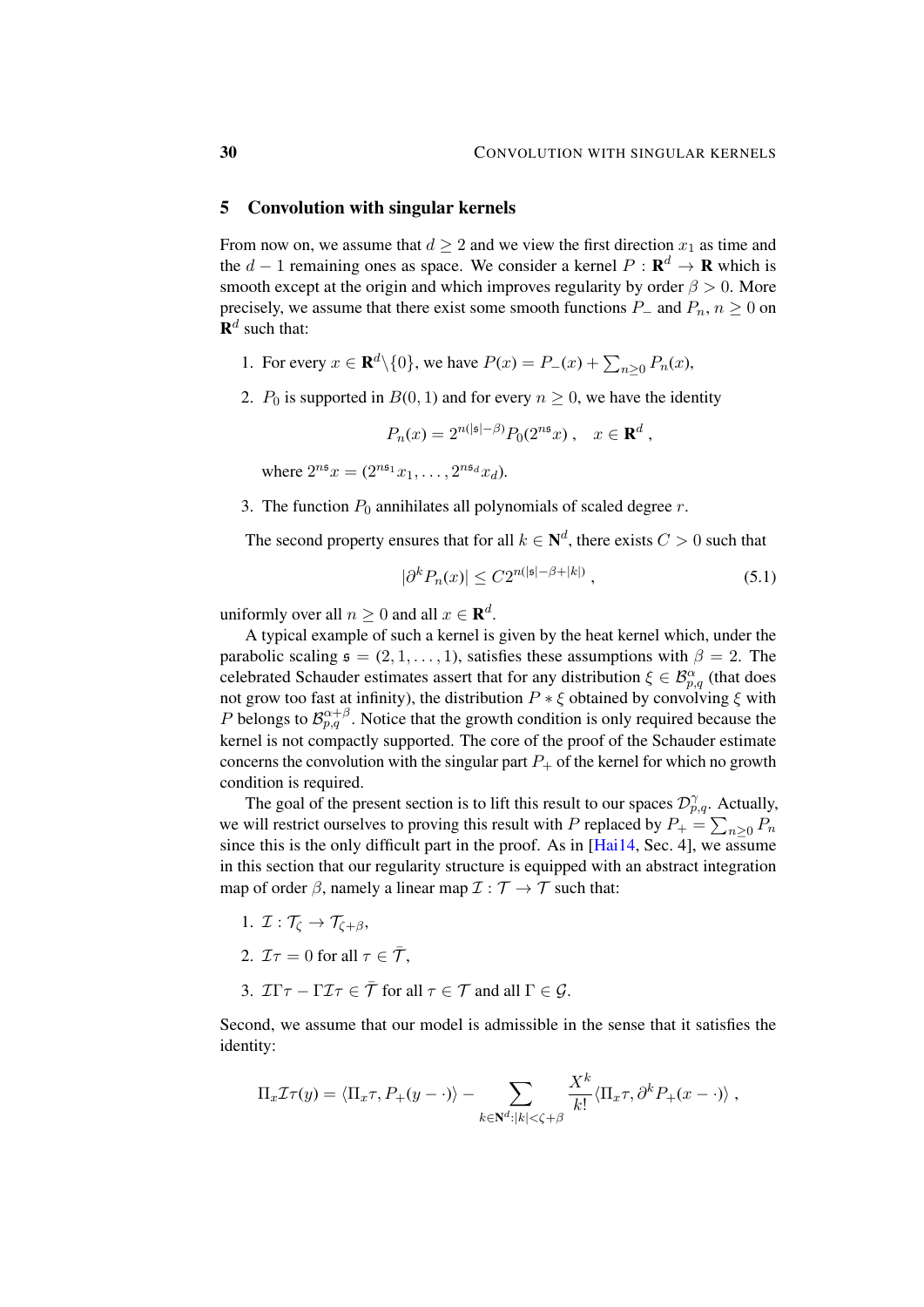## 5 Convolution with singular kernels

From now on, we assume that $d \geq 2$ and we view the first direction $x_1$ as time and the $d-1$ remaining ones as space. We consider a kernel $P : \mathbf{R}^d \to \mathbf{R}$ which is smooth except at the origin and which improves regularity by order $\beta > 0$. More precisely, we assume that there exist some smooth functions $P_-$ and $P_n$, $n \geq 0$ on $\mathbf{R}^d$ such that:

1. For every $x \in \mathbf{R}^d \backslash \{0\}$, we have $P(x) = P_-(x) + \sum_{n\geq 0} P_n(x)$,
2. $P_0$ is supported in $B(0,1)$ and for every $n \geq 0$, we have the identity

$$P_n(x) = 2^{n(|\mathfrak{s}|-\beta)} P_0(2^{n\mathfrak{s}} x) \;, \quad x \in \mathbf{R}^d \;,$$

   where $2^{n\mathfrak{s}}x = (2^{n\mathfrak{s}_1}x_1, \ldots, 2^{n\mathfrak{s}_d}x_d)$.

3. The function $P_0$ annihilates all polynomials of scaled degree $r$.

The second property ensures that for all $k \in \mathbf{N}^d$, there exists $C > 0$ such that

$$|\partial^k P_n(x)| \leq C 2^{n(|\mathfrak{s}|-\beta+|k|)} \;, \tag{5.1}$$

uniformly over all $n \geq 0$ and all $x \in \mathbf{R}^d$.

A typical example of such a kernel is given by the heat kernel which, under the parabolic scaling $\mathfrak{s} = (2, 1, \ldots, 1)$, satisfies these assumptions with $\beta = 2$. The celebrated Schauder estimates assert that for any distribution $\xi \in \mathcal{B}^\alpha_{p,q}$ (that does not grow too fast at infinity), the distribution $P * \xi$ obtained by convolving $\xi$ with $P$ belongs to $\mathcal{B}^{\alpha+\beta}_{p,q}$. Notice that the growth condition is only required because the kernel is not compactly supported. The core of the proof of the Schauder estimate concerns the convolution with the singular part $P_+$ of the kernel for which no growth condition is required.

The goal of the present section is to lift this result to our spaces $\mathcal{D}^\gamma_{p,q}$. Actually, we will restrict ourselves to proving this result with $P$ replaced by $P_+ = \sum_{n\geq 0} P_n$ since this is the only difficult part in the proof. As in [Hai14, Sec. 4], we assume in this section that our regularity structure is equipped with an abstract integration map of order $\beta$, namely a linear map $\mathcal{I} : \mathcal{T} \to \mathcal{T}$ such that:

1. $\mathcal{I} : \mathcal{T}_\zeta \to \mathcal{T}_{\zeta+\beta}$,
2. $\mathcal{I}\tau = 0$ for all $\tau \in \bar{\mathcal{T}}$,
3. $\mathcal{I}\Gamma\tau - \Gamma\mathcal{I}\tau \in \bar{\mathcal{T}}$ for all $\tau \in \mathcal{T}$ and all $\Gamma \in \mathcal{G}$.

Second, we assume that our model is admissible in the sense that it satisfies the identity:

$$\Pi_x \mathcal{I}\tau(y) = \langle \Pi_x\tau, P_+(y - \cdot)\rangle - \sum_{k\in\mathbf{N}^d : |k|<\zeta+\beta} \frac{X^k}{k!} \langle \Pi_x\tau, \partial^k P_+(x - \cdot)\rangle \;,$$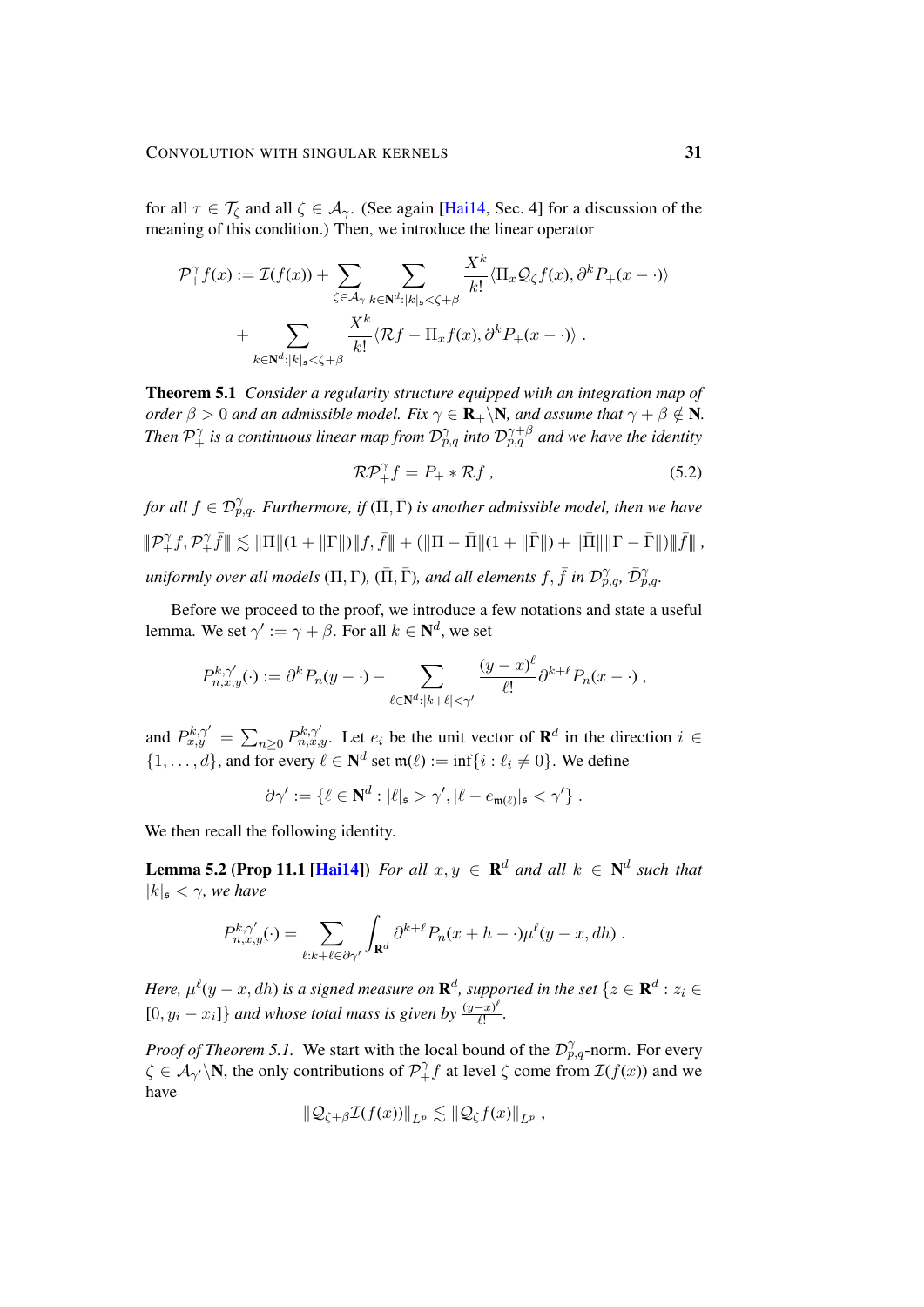for all $\tau \in \mathcal{T}_\zeta$ and all $\zeta \in \mathcal{A}_\gamma$. (See again [Hai14, Sec. 4] for a discussion of the meaning of this condition.) Then, we introduce the linear operator

$$\mathcal{P}_+^\gamma f(x) := \mathcal{I}(f(x)) + \sum_{\zeta \in \mathcal{A}_\gamma} \sum_{k \in \mathbf{N}^d : |k|_\mathfrak{s} < \zeta + \beta} \frac{X^k}{k!} \langle \Pi_x \mathcal{Q}_\zeta f(x), \partial^k P_+(x - \cdot) \rangle$$
$$+ \sum_{k \in \mathbf{N}^d : |k|_\mathfrak{s} < \zeta + \beta} \frac{X^k}{k!} \langle \mathcal{R} f - \Pi_x f(x), \partial^k P_+(x - \cdot) \rangle \;.$$

**Theorem 5.1** *Consider a regularity structure equipped with an integration map of order $\beta > 0$ and an admissible model. Fix $\gamma \in \mathbf{R}_+ \backslash \mathbf{N}$, and assume that $\gamma + \beta \notin \mathbf{N}$. Then $\mathcal{P}_+^\gamma$ is a continuous linear map from $\mathcal{D}_{p,q}^\gamma$ into $\mathcal{D}_{p,q}^{\gamma+\beta}$ and we have the identity*

$$\mathcal{R} \mathcal{P}_+^\gamma f = P_+ * \mathcal{R} f \;, \tag{5.2}$$

*for all $f \in \mathcal{D}_{p,q}^\gamma$. Furthermore, if $(\bar\Pi, \bar\Gamma)$ is another admissible model, then we have*

$$\|\mathcal{P}_+^\gamma f, \mathcal{P}_+^\gamma \bar f\| \lesssim \|\Pi\|(1 + \|\Gamma\|)\|f, \bar f\| + (\|\Pi - \bar\Pi\|(1 + \|\bar\Gamma\|) + \|\bar\Pi\|\|\Gamma - \bar\Gamma\|)\|\bar f\| \;,$$

*uniformly over all models $(\Pi, \Gamma)$, $(\bar\Pi, \bar\Gamma)$, and all elements $f, \bar f$ in $\mathcal{D}_{p,q}^\gamma$, $\bar{\mathcal{D}}_{p,q}^\gamma$.*

Before we proceed to the proof, we introduce a few notations and state a useful lemma. We set $\gamma' := \gamma + \beta$. For all $k \in \mathbf{N}^d$, we set

$$P_{n,x,y}^{k,\gamma'}(\cdot) := \partial^k P_n(y - \cdot) - \sum_{\ell \in \mathbf{N}^d : |k+\ell| < \gamma'} \frac{(y-x)^\ell}{\ell!} \partial^{k+\ell} P_n(x - \cdot) \;,$$

and $P_{x,y}^{k,\gamma'} = \sum_{n \ge 0} P_{n,x,y}^{k,\gamma'}$. Let $e_i$ be the unit vector of $\mathbf{R}^d$ in the direction $i \in \{1, \ldots, d\}$, and for every $\ell \in \mathbf{N}^d$ set $\mathfrak{m}(\ell) := \inf\{i : \ell_i \neq 0\}$. We define

$$\partial\gamma' := \{\ell \in \mathbf{N}^d : |\ell|_\mathfrak{s} > \gamma', |\ell - e_{\mathfrak{m}(\ell)}|_\mathfrak{s} < \gamma'\} \;.$$

We then recall the following identity.

**Lemma 5.2 (Prop 11.1 [Hai14])** *For all $x, y \in \mathbf{R}^d$ and all $k \in \mathbf{N}^d$ such that $|k|_\mathfrak{s} < \gamma$, we have*

$$P_{n,x,y}^{k,\gamma'}(\cdot) = \sum_{\ell : k+\ell \in \partial\gamma'} \int_{\mathbf{R}^d} \partial^{k+\ell} P_n(x + h - \cdot) \mu^\ell(y - x, dh) \;.$$

*Here, $\mu^\ell(y - x, dh)$ is a signed measure on $\mathbf{R}^d$, supported in the set $\{z \in \mathbf{R}^d : z_i \in [0, y_i - x_i]\}$ and whose total mass is given by $\frac{(y-x)^\ell}{\ell!}$.*

*Proof of Theorem 5.1.* We start with the local bound of the $\mathcal{D}_{p,q}^\gamma$-norm. For every $\zeta \in \mathcal{A}_{\gamma'} \backslash \mathbf{N}$, the only contributions of $\mathcal{P}_+^\gamma f$ at level $\zeta$ come from $\mathcal{I}(f(x))$ and we have

$$\|\mathcal{Q}_{\zeta+\beta} \mathcal{I}(f(x))\|_{L^p} \lesssim \|\mathcal{Q}_\zeta f(x)\|_{L^p} \;,$$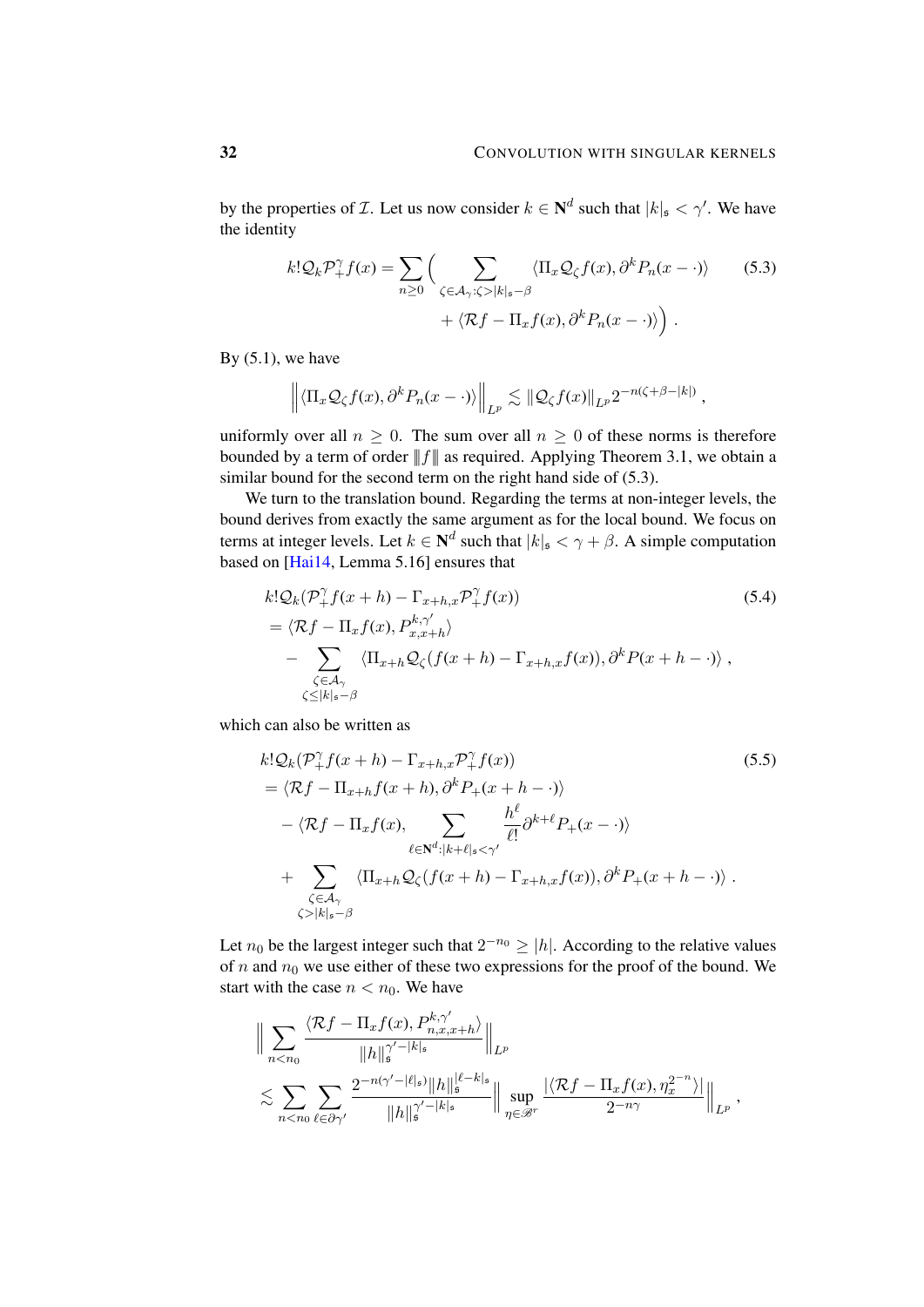by the properties of $\mathcal{I}$. Let us now consider $k \in \mathbf{N}^d$ such that $|k|_\mathfrak{s} < \gamma'$. We have the identity

$$k! \mathcal{Q}_k \mathcal{P}_+^\gamma f(x) = \sum_{n \geq 0} \Big( \sum_{\zeta \in \mathcal{A}_\gamma : \zeta > |k|_\mathfrak{s} - \beta} \langle \Pi_x \mathcal{Q}_\zeta f(x), \partial^k P_n(x - \cdot) \rangle \\ + \langle \mathcal{R} f - \Pi_x f(x), \partial^k P_n(x - \cdot) \rangle \Big) . \tag{5.3}$$

By (5.1), we have

$$\Big\| \langle \Pi_x \mathcal{Q}_\zeta f(x), \partial^k P_n(x - \cdot) \rangle \Big\|_{L^p} \lesssim \| \mathcal{Q}_\zeta f(x) \|_{L^p} 2^{-n(\zeta + \beta - |k|)} ,$$

uniformly over all $n \geq 0$. The sum over all $n \geq 0$ of these norms is therefore bounded by a term of order $\|\!| f |\!\|$ as required. Applying Theorem 3.1, we obtain a similar bound for the second term on the right hand side of (5.3).

We turn to the translation bound. Regarding the terms at non-integer levels, the bound derives from exactly the same argument as for the local bound. We focus on terms at integer levels. Let $k \in \mathbf{N}^d$ such that $|k|_\mathfrak{s} < \gamma + \beta$. A simple computation based on [Hai14, Lemma 5.16] ensures that

$$\begin{aligned} & k! \mathcal{Q}_k (\mathcal{P}_+^\gamma f(x+h) - \Gamma_{x+h,x} \mathcal{P}_+^\gamma f(x)) \\ &= \langle \mathcal{R} f - \Pi_x f(x), P_{x,x+h}^{k,\gamma'} \rangle \\ &\quad - \sum_{\substack{\zeta \in \mathcal{A}_\gamma \\ \zeta \leq |k|_\mathfrak{s} - \beta}} \langle \Pi_{x+h} \mathcal{Q}_\zeta (f(x+h) - \Gamma_{x+h,x} f(x)), \partial^k P(x+h - \cdot) \rangle , \end{aligned} \tag{5.4}$$

which can also be written as

$$\begin{aligned} & k! \mathcal{Q}_k (\mathcal{P}_+^\gamma f(x+h) - \Gamma_{x+h,x} \mathcal{P}_+^\gamma f(x)) \\ &= \langle \mathcal{R} f - \Pi_{x+h} f(x+h), \partial^k P_+(x+h - \cdot) \rangle \\ &\quad - \langle \mathcal{R} f - \Pi_x f(x), \sum_{\ell \in \mathbf{N}^d : |k+\ell|_\mathfrak{s} < \gamma'} \frac{h^\ell}{\ell!} \partial^{k+\ell} P_+(x - \cdot) \rangle \\ &\quad + \sum_{\substack{\zeta \in \mathcal{A}_\gamma \\ \zeta > |k|_\mathfrak{s} - \beta}} \langle \Pi_{x+h} \mathcal{Q}_\zeta (f(x+h) - \Gamma_{x+h,x} f(x)), \partial^k P_+(x+h - \cdot) \rangle . \end{aligned} \tag{5.5}$$

Let $n_0$ be the largest integer such that $2^{-n_0} \geq |h|$. According to the relative values of $n$ and $n_0$ we use either of these two expressions for the proof of the bound. We start with the case $n < n_0$. We have

$$\begin{aligned} & \Big\| \sum_{n < n_0} \frac{\langle \mathcal{R} f - \Pi_x f(x), P_{n,x,x+h}^{k,\gamma'} \rangle}{\|h\|_\mathfrak{s}^{\gamma' - |k|_\mathfrak{s}}} \Big\|_{L^p} \\ &\lesssim \sum_{n < n_0} \sum_{\ell \in \partial \gamma'} \frac{2^{-n(\gamma' - |\ell|_\mathfrak{s})} \|h\|_\mathfrak{s}^{|\ell - k|_\mathfrak{s}}}{\|h\|_\mathfrak{s}^{\gamma' - |k|_\mathfrak{s}}} \Big\| \sup_{\eta \in \mathscr{B}^r} \frac{|\langle \mathcal{R} f - \Pi_x f(x), \eta_x^{2^{-n}} \rangle|}{2^{-n\gamma}} \Big\|_{L^p} , \end{aligned}$$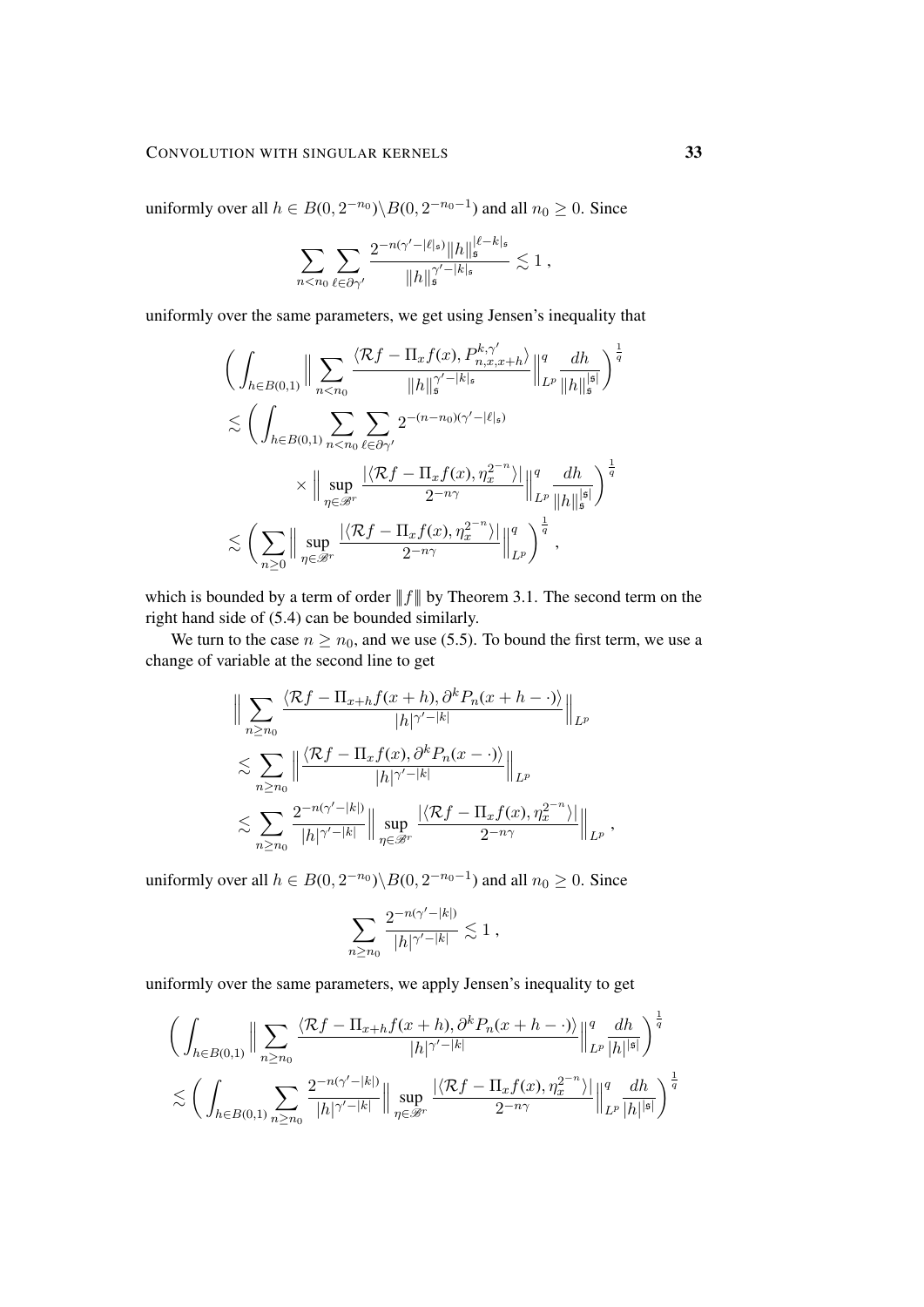uniformly over all $h \in B(0, 2^{-n_0}) \backslash B(0, 2^{-n_0-1})$ and all $n_0 \geq 0$. Since

$$
\sum_{n<n_0} \sum_{\ell \in \partial \gamma'} \frac{2^{-n(\gamma'-|\ell|_\mathfrak{s})} \|h\|_\mathfrak{s}^{|\ell-k|_\mathfrak{s}}}{\|h\|_\mathfrak{s}^{\gamma'-|k|_\mathfrak{s}}} \lesssim 1 \,,
$$

uniformly over the same parameters, we get using Jensen's inequality that

$$
\begin{aligned}
&\Big( \int_{h \in B(0,1)} \Big\| \sum_{n<n_0} \frac{\langle \mathcal{R}f - \Pi_x f(x), P_{n,x,x+h}^{k,\gamma'} \rangle}{\|h\|_\mathfrak{s}^{\gamma'-|k|_\mathfrak{s}}} \Big\|_{L^p}^q \frac{dh}{\|h\|_\mathfrak{s}^{|\mathfrak{s}|}} \Big)^{\frac{1}{q}} \\
&\lesssim \Big( \int_{h \in B(0,1)} \sum_{n<n_0} \sum_{\ell \in \partial \gamma'} 2^{-(n-n_0)(\gamma'-|\ell|_\mathfrak{s})} \\
&\qquad\qquad \times \Big\| \sup_{\eta \in \mathscr{B}^r} \frac{|\langle \mathcal{R}f - \Pi_x f(x), \eta_x^{2^{-n}} \rangle|}{2^{-n\gamma}} \Big\|_{L^p}^q \frac{dh}{\|h\|_\mathfrak{s}^{|\mathfrak{s}|}} \Big)^{\frac{1}{q}} \\
&\lesssim \Big( \sum_{n\geq 0} \Big\| \sup_{\eta \in \mathscr{B}^r} \frac{|\langle \mathcal{R}f - \Pi_x f(x), \eta_x^{2^{-n}} \rangle|}{2^{-n\gamma}} \Big\|_{L^p}^q \Big)^{\frac{1}{q}} \,,
\end{aligned}
$$

which is bounded by a term of order $\|\!|f|\!\|$ by Theorem 3.1. The second term on the right hand side of (5.4) can be bounded similarly.

We turn to the case $n \geq n_0$, and we use (5.5). To bound the first term, we use a change of variable at the second line to get

$$
\begin{aligned}
&\Big\| \sum_{n\geq n_0} \frac{\langle \mathcal{R}f - \Pi_{x+h} f(x+h), \partial^k P_n(x+h-\cdot) \rangle}{|h|^{\gamma'-|k|}} \Big\|_{L^p} \\
&\lesssim \sum_{n\geq n_0} \Big\| \frac{\langle \mathcal{R}f - \Pi_x f(x), \partial^k P_n(x-\cdot) \rangle}{|h|^{\gamma'-|k|}} \Big\|_{L^p} \\
&\lesssim \sum_{n\geq n_0} \frac{2^{-n(\gamma'-|k|)}}{|h|^{\gamma'-|k|}} \Big\| \sup_{\eta \in \mathscr{B}^r} \frac{|\langle \mathcal{R}f - \Pi_x f(x), \eta_x^{2^{-n}} \rangle|}{2^{-n\gamma}} \Big\|_{L^p} \,,
\end{aligned}
$$

uniformly over all $h \in B(0, 2^{-n_0}) \backslash B(0, 2^{-n_0-1})$ and all $n_0 \geq 0$. Since

$$
\sum_{n\geq n_0} \frac{2^{-n(\gamma'-|k|)}}{|h|^{\gamma'-|k|}} \lesssim 1 \,,
$$

uniformly over the same parameters, we apply Jensen's inequality to get

$$
\begin{aligned}
&\Big( \int_{h \in B(0,1)} \Big\| \sum_{n\geq n_0} \frac{\langle \mathcal{R}f - \Pi_{x+h} f(x+h), \partial^k P_n(x+h-\cdot) \rangle}{|h|^{\gamma'-|k|}} \Big\|_{L^p}^q \frac{dh}{|h|^{|\mathfrak{s}|}} \Big)^{\frac{1}{q}} \\
&\lesssim \Big( \int_{h \in B(0,1)} \sum_{n\geq n_0} \frac{2^{-n(\gamma'-|k|)}}{|h|^{\gamma'-|k|}} \Big\| \sup_{\eta \in \mathscr{B}^r} \frac{|\langle \mathcal{R}f - \Pi_x f(x), \eta_x^{2^{-n}} \rangle|}{2^{-n\gamma}} \Big\|_{L^p}^q \frac{dh}{|h|^{|\mathfrak{s}|}} \Big)^{\frac{1}{q}}
\end{aligned}
$$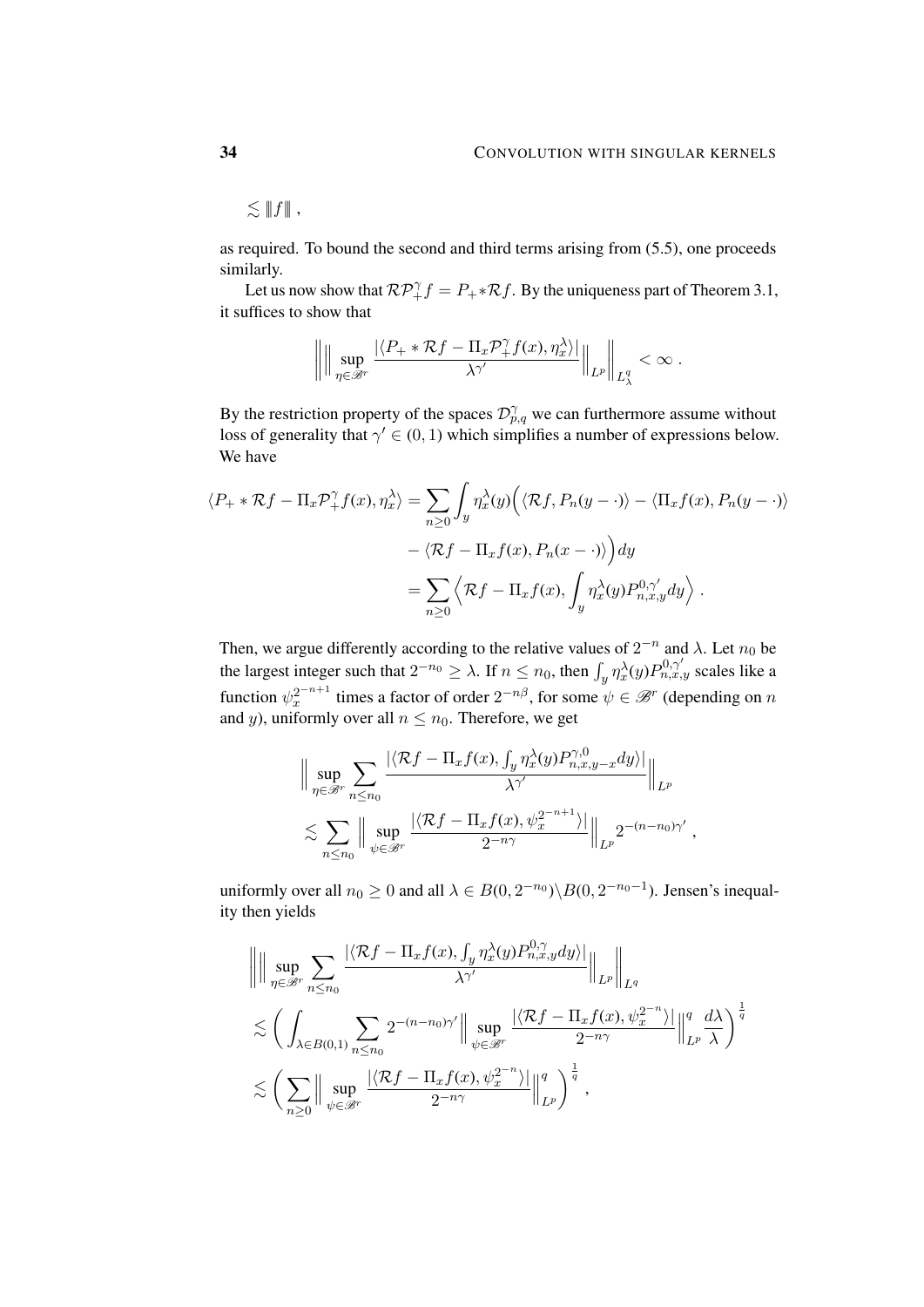$$\lesssim \|\!|f|\!\| ,$$

as required. To bound the second and third terms arising from (5.5), one proceeds similarly.

Let us now show that $\mathcal{R}\mathcal{P}_+^\gamma f = P_+ * \mathcal{R}f$. By the uniqueness part of Theorem 3.1, it suffices to show that

$$\Big\|\Big\| \sup_{\eta \in \mathscr{B}^r} \frac{|\langle P_+ * \mathcal{R}f - \Pi_x \mathcal{P}_+^\gamma f(x), \eta_x^\lambda \rangle|}{\lambda^{\gamma'}} \Big\|_{L^p} \Big\|_{L^q_\lambda} < \infty \,.$$

By the restriction property of the spaces $\mathcal{D}^\gamma_{p,q}$ we can furthermore assume without loss of generality that $\gamma' \in (0,1)$ which simplifies a number of expressions below. We have

$$\begin{aligned}
\langle P_+ * \mathcal{R}f - \Pi_x \mathcal{P}_+^\gamma f(x), \eta_x^\lambda \rangle &= \sum_{n \geq 0} \int_y \eta_x^\lambda(y) \Big( \langle \mathcal{R}f, P_n(y - \cdot) \rangle - \langle \Pi_x f(x), P_n(y - \cdot) \rangle \\
&\quad - \langle \mathcal{R}f - \Pi_x f(x), P_n(x - \cdot) \rangle \Big) dy \\
&= \sum_{n \geq 0} \Big\langle \mathcal{R}f - \Pi_x f(x), \int_y \eta_x^\lambda(y) P^{0,\gamma'}_{n,x,y} dy \Big\rangle \,.
\end{aligned}$$

Then, we argue differently according to the relative values of $2^{-n}$ and $\lambda$. Let $n_0$ be the largest integer such that $2^{-n_0} \geq \lambda$. If $n \leq n_0$, then $\int_y \eta_x^\lambda(y) P^{0,\gamma'}_{n,x,y}$ scales like a function $\psi_x^{2^{-n+1}}$ times a factor of order $2^{-n\beta}$, for some $\psi \in \mathscr{B}^r$ (depending on $n$ and $y$), uniformly over all $n \leq n_0$. Therefore, we get

$$\begin{aligned}
&\Big\| \sup_{\eta \in \mathscr{B}^r} \sum_{n \leq n_0} \frac{|\langle \mathcal{R}f - \Pi_x f(x), \int_y \eta_x^\lambda(y) P^{\gamma,0}_{n,x,y-x} dy \rangle|}{\lambda^{\gamma'}} \Big\|_{L^p} \\
&\lesssim \sum_{n \leq n_0} \Big\| \sup_{\psi \in \mathscr{B}^r} \frac{|\langle \mathcal{R}f - \Pi_x f(x), \psi_x^{2^{-n+1}} \rangle|}{2^{-n\gamma}} \Big\|_{L^p} 2^{-(n-n_0)\gamma'} \,,
\end{aligned}$$

uniformly over all $n_0 \geq 0$ and all $\lambda \in B(0, 2^{-n_0}) \backslash B(0, 2^{-n_0-1})$. Jensen's inequality then yields

$$\begin{aligned}
&\Big\|\Big\| \sup_{\eta \in \mathscr{B}^r} \sum_{n \leq n_0} \frac{|\langle \mathcal{R}f - \Pi_x f(x), \int_y \eta_x^\lambda(y) P^{0,\gamma}_{n,x,y} dy \rangle|}{\lambda^{\gamma'}} \Big\|_{L^p} \Big\|_{L^q} \\
&\lesssim \Big( \int_{\lambda \in B(0,1)} \sum_{n \leq n_0} 2^{-(n-n_0)\gamma'} \Big\| \sup_{\psi \in \mathscr{B}^r} \frac{|\langle \mathcal{R}f - \Pi_x f(x), \psi_x^{2^{-n}} \rangle|}{2^{-n\gamma}} \Big\|_{L^p}^q \frac{d\lambda}{\lambda} \Big)^{\frac{1}{q}} \\
&\lesssim \Big( \sum_{n \geq 0} \Big\| \sup_{\psi \in \mathscr{B}^r} \frac{|\langle \mathcal{R}f - \Pi_x f(x), \psi_x^{2^{-n}} \rangle|}{2^{-n\gamma}} \Big\|_{L^p}^q \Big)^{\frac{1}{q}} \,,
\end{aligned}$$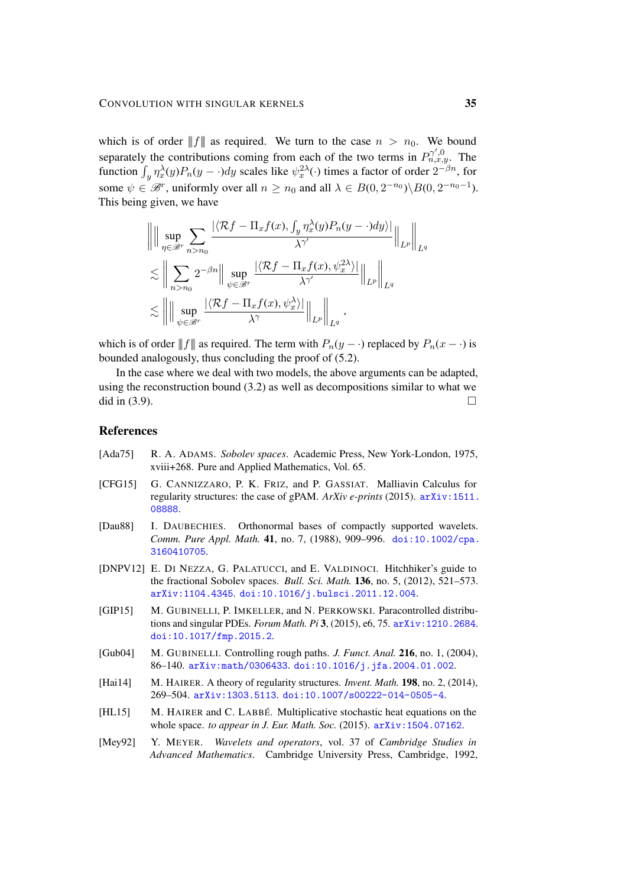which is of order $\|\!|f\|\!|$ as required. We turn to the case $n > n_0$. We bound separately the contributions coming from each of the two terms in $P^{\gamma',0}_{n,x,y}$. The function $\int_y \eta^\lambda_x(y) P_n(y-\cdot)dy$ scales like $\psi^{2\lambda}_x(\cdot)$ times a factor of order $2^{-\beta n}$, for some $\psi \in \mathscr{B}^r$, uniformly over all $n \geq n_0$ and all $\lambda \in B(0, 2^{-n_0}) \backslash B(0, 2^{-n_0-1})$. This being given, we have

$$
\begin{aligned}
&\Big\| \Big\| \sup_{\eta \in \mathscr{B}^r} \sum_{n > n_0} \frac{|\langle \mathcal{R} f - \Pi_x f(x), \int_y \eta^\lambda_x(y) P_n(y-\cdot)dy \rangle|}{\lambda^{\gamma'}} \Big\|_{L^p} \Big\|_{L^q} \\
&\lesssim \Big\| \sum_{n > n_0} 2^{-\beta n} \Big\| \sup_{\psi \in \mathscr{B}^r} \frac{|\langle \mathcal{R} f - \Pi_x f(x), \psi^{2\lambda}_x \rangle|}{\lambda^{\gamma'}} \Big\|_{L^p} \Big\|_{L^q} \\
&\lesssim \Big\| \Big\| \sup_{\psi \in \mathscr{B}^r} \frac{|\langle \mathcal{R} f - \Pi_x f(x), \psi^{\lambda}_x \rangle|}{\lambda^{\gamma}} \Big\|_{L^p} \Big\|_{L^q} ,
\end{aligned}
$$

which is of order $\|\!|f\|\!|$ as required. The term with $P_n(y-\cdot)$ replaced by $P_n(x-\cdot)$ is bounded analogously, thus concluding the proof of (5.2).

In the case where we deal with two models, the above arguments can be adapted, using the reconstruction bound (3.2) as well as decompositions similar to what we did in (3.9). □

## References

[Ada75] R. A. Adams. *Sobolev spaces*. Academic Press, New York-London, 1975, xviii+268. Pure and Applied Mathematics, Vol. 65.

[CFG15] G. Cannizzaro, P. K. Friz, and P. Gassiat. Malliavin Calculus for regularity structures: the case of gPAM. *ArXiv e-prints* (2015). arXiv:1511.08888.

[Dau88] I. Daubechies. Orthonormal bases of compactly supported wavelets. *Comm. Pure Appl. Math.* **41**, no. 7, (1988), 909–996. doi:10.1002/cpa.3160410705.

[DNPV12] E. Di Nezza, G. Palatucci, and E. Valdinoci. Hitchhiker's guide to the fractional Sobolev spaces. *Bull. Sci. Math.* **136**, no. 5, (2012), 521–573. arXiv:1104.4345. doi:10.1016/j.bulsci.2011.12.004.

[GIP15] M. Gubinelli, P. Imkeller, and N. Perkowski. Paracontrolled distributions and singular PDEs. *Forum Math. Pi* **3**, (2015), e6, 75. arXiv:1210.2684. doi:10.1017/fmp.2015.2.

[Gub04] M. Gubinelli. Controlling rough paths. *J. Funct. Anal.* **216**, no. 1, (2004), 86–140. arXiv:math/0306433. doi:10.1016/j.jfa.2004.01.002.

[Hai14] M. Hairer. A theory of regularity structures. *Invent. Math.* **198**, no. 2, (2014), 269–504. arXiv:1303.5113. doi:10.1007/s00222-014-0505-4.

[HL15] M. Hairer and C. Labbé. Multiplicative stochastic heat equations on the whole space. *to appear in J. Eur. Math. Soc.* (2015). arXiv:1504.07162.

[Mey92] Y. Meyer. *Wavelets and operators*, vol. 37 of *Cambridge Studies in Advanced Mathematics*. Cambridge University Press, Cambridge, 1992,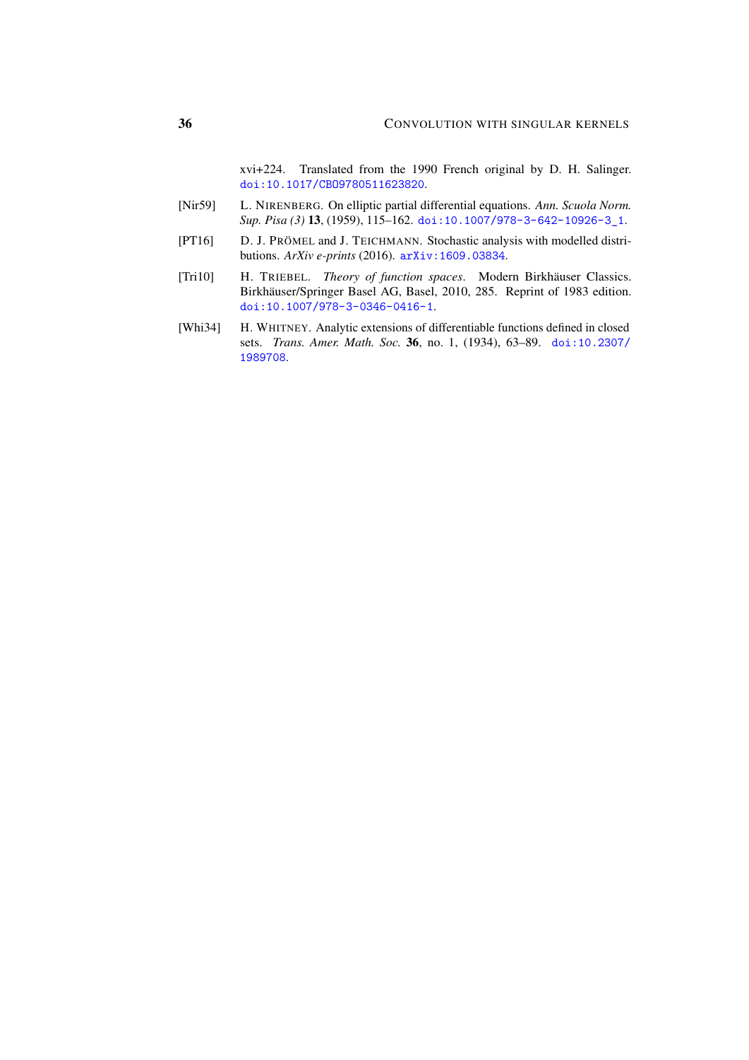xvi+224. Translated from the 1990 French original by D. H. Salinger. doi:10.1017/CBO9780511623820.

[Nir59] L. Nirenberg. On elliptic partial differential equations. *Ann. Scuola Norm. Sup. Pisa (3)* **13**, (1959), 115–162. doi:10.1007/978-3-642-10926-3_1.

[PT16] D. J. Prömel and J. Teichmann. Stochastic analysis with modelled distributions. *ArXiv e-prints* (2016). arXiv:1609.03834.

[Tri10] H. Triebel. *Theory of function spaces*. Modern Birkhäuser Classics. Birkhäuser/Springer Basel AG, Basel, 2010, 285. Reprint of 1983 edition. doi:10.1007/978-3-0346-0416-1.

[Whi34] H. Whitney. Analytic extensions of differentiable functions defined in closed sets. *Trans. Amer. Math. Soc.* **36**, no. 1, (1934), 63–89. doi:10.2307/1989708.